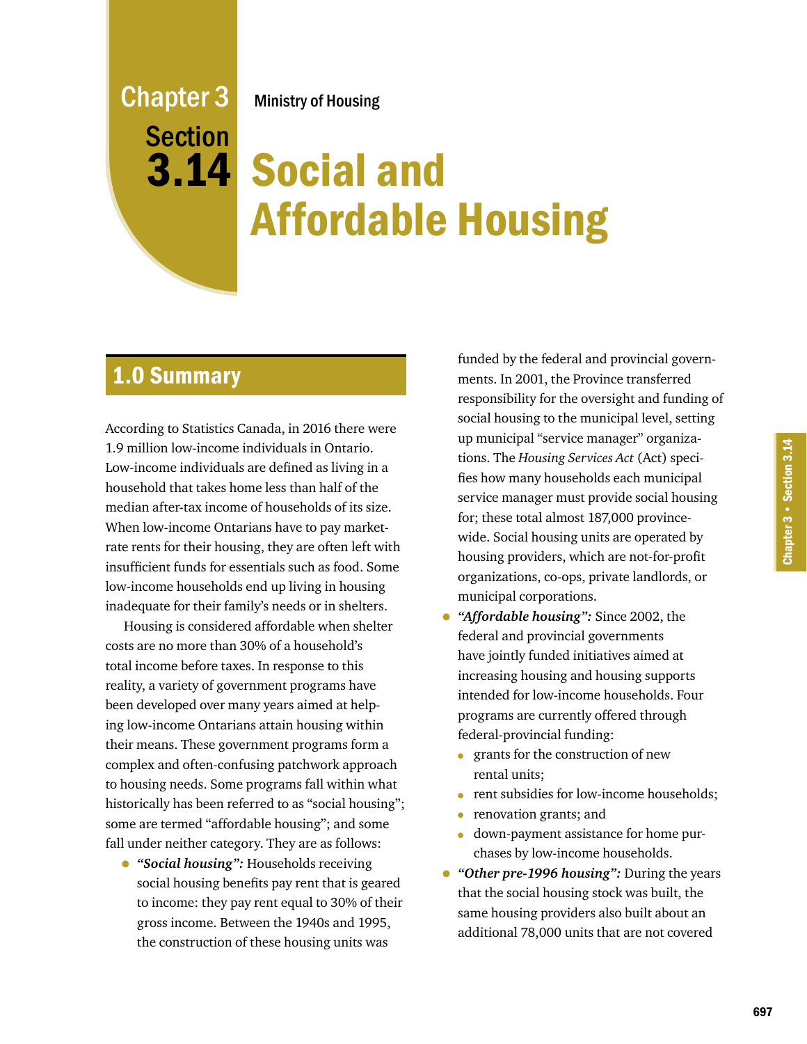# Chapter 3 Section 3.14

Ministry of Housing

# Social and Affordable Housing

## 1.0 Summary

According to Statistics Canada, in 2016 there were 1.9 million low-income individuals in Ontario. Low-income individuals are defined as living in a household that takes home less than half of the median after-tax income of households of its size. When low-income Ontarians have to pay market-rate rents for their housing, they are often left with insufficient funds for essentials such as food. Some low-income households end up living in housing inadequate for their family's needs or in shelters.

Housing is considered affordable when shelter costs are no more than 30% of a household's total income before taxes. In response to this reality, a variety of government programs have been developed over many years aimed at helping low-income Ontarians attain housing within their means. These government programs form a complex and often-confusing patchwork approach to housing needs. Some programs fall within what historically has been referred to as "social housing"; some are termed "affordable housing"; and some fall under neither category. They are as follows:

- ***"Social housing":*** Households receiving social housing benefits pay rent that is geared to income: they pay rent equal to 30% of their gross income. Between the 1940s and 1995, the construction of these housing units was funded by the federal and provincial governments. In 2001, the Province transferred responsibility for the oversight and funding of social housing to the municipal level, setting up municipal "service manager" organizations. The *Housing Services Act* (Act) specifies how many households each municipal service manager must provide social housing for; these total almost 187,000 province-wide. Social housing units are operated by housing providers, which are not-for-profit organizations, co-ops, private landlords, or municipal corporations.
- ***"Affordable housing":*** Since 2002, the federal and provincial governments have jointly funded initiatives aimed at increasing housing and housing supports intended for low-income households. Four programs are currently offered through federal-provincial funding:
  - grants for the construction of new rental units;
  - rent subsidies for low-income households;
  - renovation grants; and
  - down-payment assistance for home purchases by low-income households.
- ***"Other pre-1996 housing":*** During the years that the social housing stock was built, the same housing providers also built about an additional 78,000 units that are not covered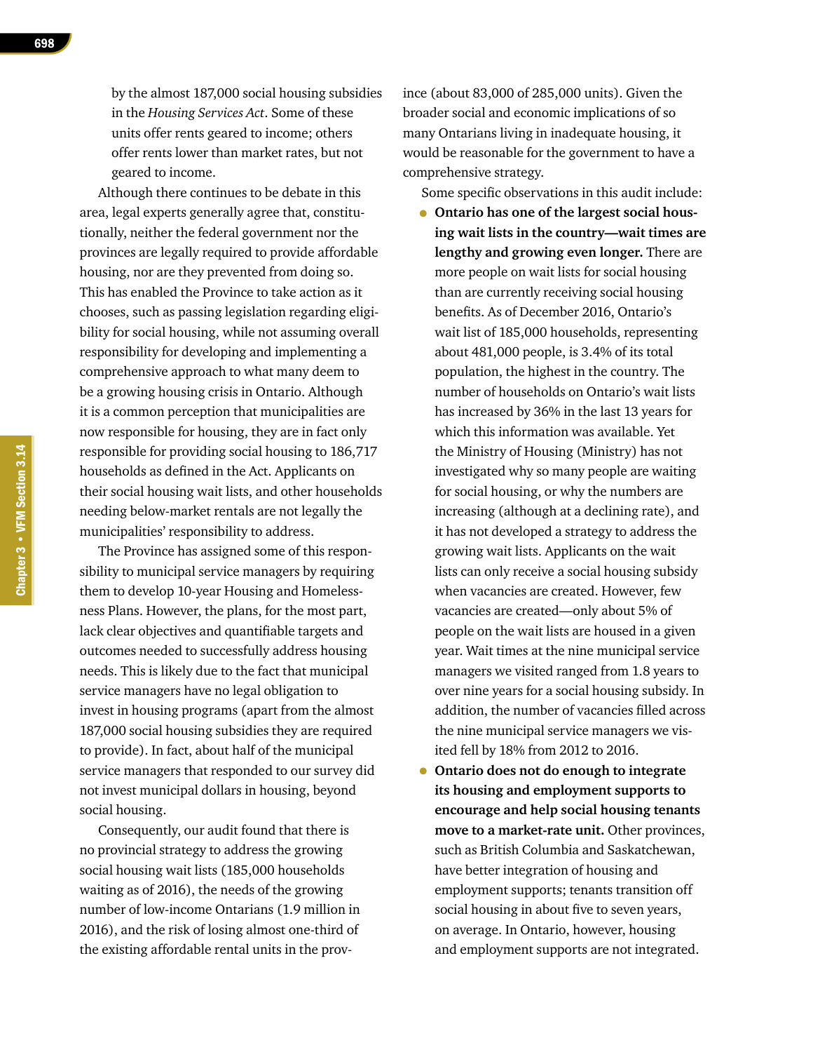by the almost 187,000 social housing subsidies in the *Housing Services Act*. Some of these units offer rents geared to income; others offer rents lower than market rates, but not geared to income.

Although there continues to be debate in this area, legal experts generally agree that, constitutionally, neither the federal government nor the provinces are legally required to provide affordable housing, nor are they prevented from doing so. This has enabled the Province to take action as it chooses, such as passing legislation regarding eligibility for social housing, while not assuming overall responsibility for developing and implementing a comprehensive approach to what many deem to be a growing housing crisis in Ontario. Although it is a common perception that municipalities are now responsible for housing, they are in fact only responsible for providing social housing to 186,717 households as defined in the Act. Applicants on their social housing wait lists, and other households needing below-market rentals are not legally the municipalities' responsibility to address.

The Province has assigned some of this responsibility to municipal service managers by requiring them to develop 10-year Housing and Homelessness Plans. However, the plans, for the most part, lack clear objectives and quantifiable targets and outcomes needed to successfully address housing needs. This is likely due to the fact that municipal service managers have no legal obligation to invest in housing programs (apart from the almost 187,000 social housing subsidies they are required to provide). In fact, about half of the municipal service managers that responded to our survey did not invest municipal dollars in housing, beyond social housing.

Consequently, our audit found that there is no provincial strategy to address the growing social housing wait lists (185,000 households waiting as of 2016), the needs of the growing number of low-income Ontarians (1.9 million in 2016), and the risk of losing almost one-third of the existing affordable rental units in the province (about 83,000 of 285,000 units). Given the broader social and economic implications of so many Ontarians living in inadequate housing, it would be reasonable for the government to have a comprehensive strategy.

Some specific observations in this audit include:

- **Ontario has one of the largest social housing wait lists in the country—wait times are lengthy and growing even longer.** There are more people on wait lists for social housing than are currently receiving social housing benefits. As of December 2016, Ontario's wait list of 185,000 households, representing about 481,000 people, is 3.4% of its total population, the highest in the country. The number of households on Ontario's wait lists has increased by 36% in the last 13 years for which this information was available. Yet the Ministry of Housing (Ministry) has not investigated why so many people are waiting for social housing, or why the numbers are increasing (although at a declining rate), and it has not developed a strategy to address the growing wait lists. Applicants on the wait lists can only receive a social housing subsidy when vacancies are created. However, few vacancies are created—only about 5% of people on the wait lists are housed in a given year. Wait times at the nine municipal service managers we visited ranged from 1.8 years to over nine years for a social housing subsidy. In addition, the number of vacancies filled across the nine municipal service managers we visited fell by 18% from 2012 to 2016.
- **Ontario does not do enough to integrate its housing and employment supports to encourage and help social housing tenants move to a market-rate unit.** Other provinces, such as British Columbia and Saskatchewan, have better integration of housing and employment supports; tenants transition off social housing in about five to seven years, on average. In Ontario, however, housing and employment supports are not integrated.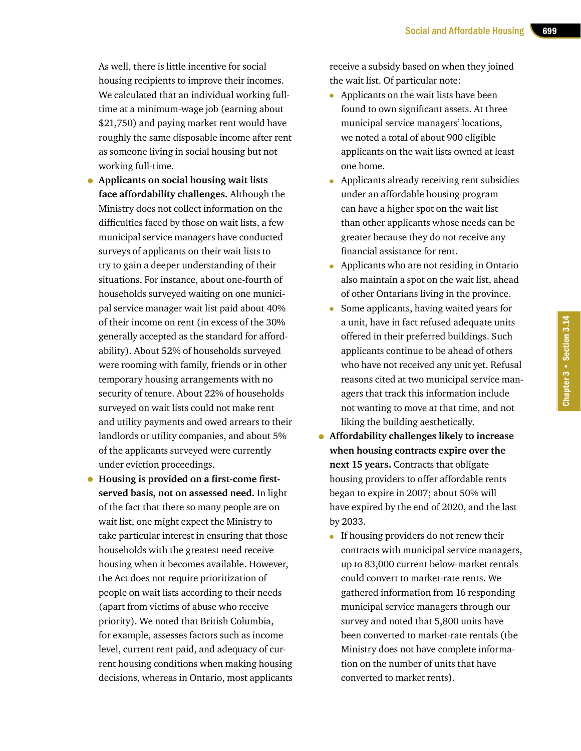As well, there is little incentive for social housing recipients to improve their incomes. We calculated that an individual working full-time at a minimum-wage job (earning about $21,750) and paying market rent would have roughly the same disposable income after rent as someone living in social housing but not working full-time.

- **Applicants on social housing wait lists face affordability challenges.** Although the Ministry does not collect information on the difficulties faced by those on wait lists, a few municipal service managers have conducted surveys of applicants on their wait lists to try to gain a deeper understanding of their situations. For instance, about one-fourth of households surveyed waiting on one municipal service manager wait list paid about 40% of their income on rent (in excess of the 30% generally accepted as the standard for affordability). About 52% of households surveyed were rooming with family, friends or in other temporary housing arrangements with no security of tenure. About 22% of households surveyed on wait lists could not make rent and utility payments and owed arrears to their landlords or utility companies, and about 5% of the applicants surveyed were currently under eviction proceedings.
- **Housing is provided on a first-come first-served basis, not on assessed need.** In light of the fact that there so many people are on wait list, one might expect the Ministry to take particular interest in ensuring that those households with the greatest need receive housing when it becomes available. However, the Act does not require prioritization of people on wait lists according to their needs (apart from victims of abuse who receive priority). We noted that British Columbia, for example, assesses factors such as income level, current rent paid, and adequacy of current housing conditions when making housing decisions, whereas in Ontario, most applicants receive a subsidy based on when they joined the wait list. Of particular note:
  - Applicants on the wait lists have been found to own significant assets. At three municipal service managers' locations, we noted a total of about 900 eligible applicants on the wait lists owned at least one home.
  - Applicants already receiving rent subsidies under an affordable housing program can have a higher spot on the wait list than other applicants whose needs can be greater because they do not receive any financial assistance for rent.
  - Applicants who are not residing in Ontario also maintain a spot on the wait list, ahead of other Ontarians living in the province.
  - Some applicants, having waited years for a unit, have in fact refused adequate units offered in their preferred buildings. Such applicants continue to be ahead of others who have not received any unit yet. Refusal reasons cited at two municipal service managers that track this information include not wanting to move at that time, and not liking the building aesthetically.
- **Affordability challenges likely to increase when housing contracts expire over the next 15 years.** Contracts that obligate housing providers to offer affordable rents began to expire in 2007; about 50% will have expired by the end of 2020, and the last by 2033.
  - If housing providers do not renew their contracts with municipal service managers, up to 83,000 current below-market rentals could convert to market-rate rents. We gathered information from 16 responding municipal service managers through our survey and noted that 5,800 units have been converted to market-rate rentals (the Ministry does not have complete information on the number of units that have converted to market rents).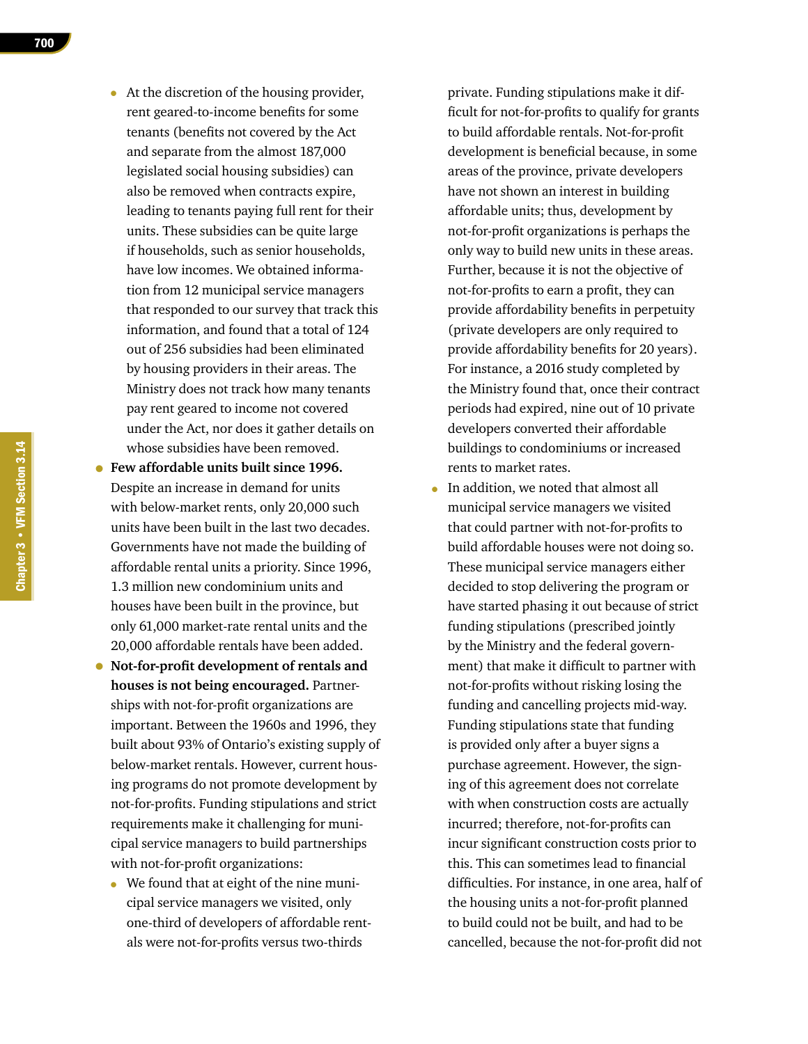- At the discretion of the housing provider, rent geared-to-income benefits for some tenants (benefits not covered by the Act and separate from the almost 187,000 legislated social housing subsidies) can also be removed when contracts expire, leading to tenants paying full rent for their units. These subsidies can be quite large if households, such as senior households, have low incomes. We obtained information from 12 municipal service managers that responded to our survey that track this information, and found that a total of 124 out of 256 subsidies had been eliminated by housing providers in their areas. The Ministry does not track how many tenants pay rent geared to income not covered under the Act, nor does it gather details on whose subsidies have been removed.

- **Few affordable units built since 1996.** Despite an increase in demand for units with below-market rents, only 20,000 such units have been built in the last two decades. Governments have not made the building of affordable rental units a priority. Since 1996, 1.3 million new condominium units and houses have been built in the province, but only 61,000 market-rate rental units and the 20,000 affordable rentals have been added.
- **Not-for-profit development of rentals and houses is not being encouraged.** Partnerships with not-for-profit organizations are important. Between the 1960s and 1996, they built about 93% of Ontario's existing supply of below-market rentals. However, current housing programs do not promote development by not-for-profits. Funding stipulations and strict requirements make it challenging for municipal service managers to build partnerships with not-for-profit organizations:
  - We found that at eight of the nine municipal service managers we visited, only one-third of developers of affordable rentals were not-for-profits versus two-thirds private. Funding stipulations make it difficult for not-for-profits to qualify for grants to build affordable rentals. Not-for-profit development is beneficial because, in some areas of the province, private developers have not shown an interest in building affordable units; thus, development by not-for-profit organizations is perhaps the only way to build new units in these areas. Further, because it is not the objective of not-for-profits to earn a profit, they can provide affordability benefits in perpetuity (private developers are only required to provide affordability benefits for 20 years). For instance, a 2016 study completed by the Ministry found that, once their contract periods had expired, nine out of 10 private developers converted their affordable buildings to condominiums or increased rents to market rates.
  - In addition, we noted that almost all municipal service managers we visited that could partner with not-for-profits to build affordable houses were not doing so. These municipal service managers either decided to stop delivering the program or have started phasing it out because of strict funding stipulations (prescribed jointly by the Ministry and the federal government) that make it difficult to partner with not-for-profits without risking losing the funding and cancelling projects mid-way. Funding stipulations state that funding is provided only after a buyer signs a purchase agreement. However, the signing of this agreement does not correlate with when construction costs are actually incurred; therefore, not-for-profits can incur significant construction costs prior to this. This can sometimes lead to financial difficulties. For instance, in one area, half of the housing units a not-for-profit planned to build could not be built, and had to be cancelled, because the not-for-profit did not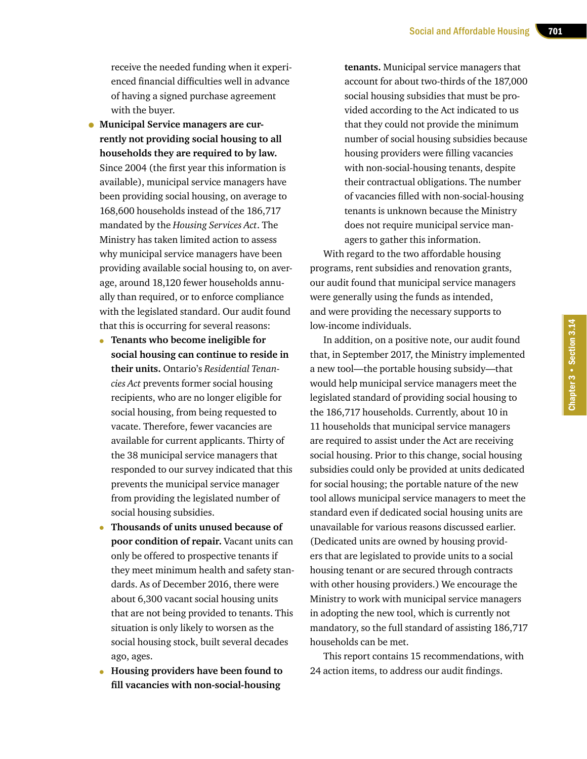receive the needed funding when it experienced financial difficulties well in advance of having a signed purchase agreement with the buyer.

- **Municipal Service managers are currently not providing social housing to all households they are required to by law.** Since 2004 (the first year this information is available), municipal service managers have been providing social housing, on average to 168,600 households instead of the 186,717 mandated by the *Housing Services Act*. The Ministry has taken limited action to assess why municipal service managers have been providing available social housing to, on average, around 18,120 fewer households annually than required, or to enforce compliance with the legislated standard. Our audit found that this is occurring for several reasons:
  - **Tenants who become ineligible for social housing can continue to reside in their units.** Ontario's *Residential Tenancies Act* prevents former social housing recipients, who are no longer eligible for social housing, from being requested to vacate. Therefore, fewer vacancies are available for current applicants. Thirty of the 38 municipal service managers that responded to our survey indicated that this prevents the municipal service manager from providing the legislated number of social housing subsidies.
  - **Thousands of units unused because of poor condition of repair.** Vacant units can only be offered to prospective tenants if they meet minimum health and safety standards. As of December 2016, there were about 6,300 vacant social housing units that are not being provided to tenants. This situation is only likely to worsen as the social housing stock, built several decades ago, ages.
  - **Housing providers have been found to fill vacancies with non-social-housing tenants.** Municipal service managers that account for about two-thirds of the 187,000 social housing subsidies that must be provided according to the Act indicated to us that they could not provide the minimum number of social housing subsidies because housing providers were filling vacancies with non-social-housing tenants, despite their contractual obligations. The number of vacancies filled with non-social-housing tenants is unknown because the Ministry does not require municipal service managers to gather this information.

With regard to the two affordable housing programs, rent subsidies and renovation grants, our audit found that municipal service managers were generally using the funds as intended, and were providing the necessary supports to low-income individuals.

In addition, on a positive note, our audit found that, in September 2017, the Ministry implemented a new tool—the portable housing subsidy—that would help municipal service managers meet the legislated standard of providing social housing to the 186,717 households. Currently, about 10 in 11 households that municipal service managers are required to assist under the Act are receiving social housing. Prior to this change, social housing subsidies could only be provided at units dedicated for social housing; the portable nature of the new tool allows municipal service managers to meet the standard even if dedicated social housing units are unavailable for various reasons discussed earlier. (Dedicated units are owned by housing providers that are legislated to provide units to a social housing tenant or are secured through contracts with other housing providers.) We encourage the Ministry to work with municipal service managers in adopting the new tool, which is currently not mandatory, so the full standard of assisting 186,717 households can be met.

This report contains 15 recommendations, with 24 action items, to address our audit findings.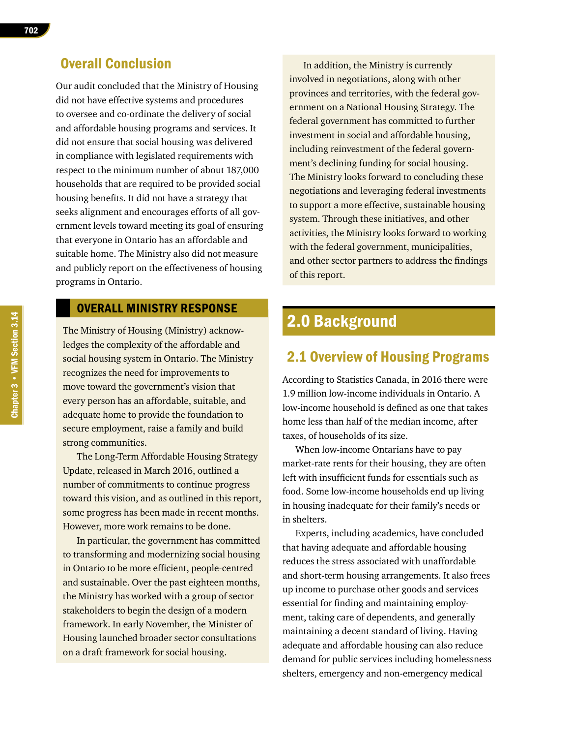## Overall Conclusion

Our audit concluded that the Ministry of Housing did not have effective systems and procedures to oversee and co-ordinate the delivery of social and affordable housing programs and services. It did not ensure that social housing was delivered in compliance with legislated requirements with respect to the minimum number of about 187,000 households that are required to be provided social housing benefits. It did not have a strategy that seeks alignment and encourages efforts of all government levels toward meeting its goal of ensuring that everyone in Ontario has an affordable and suitable home. The Ministry also did not measure and publicly report on the effectiveness of housing programs in Ontario.

### OVERALL MINISTRY RESPONSE

The Ministry of Housing (Ministry) acknowledges the complexity of the affordable and social housing system in Ontario. The Ministry recognizes the need for improvements to move toward the government's vision that every person has an affordable, suitable, and adequate home to provide the foundation to secure employment, raise a family and build strong communities.

The Long-Term Affordable Housing Strategy Update, released in March 2016, outlined a number of commitments to continue progress toward this vision, and as outlined in this report, some progress has been made in recent months. However, more work remains to be done.

In particular, the government has committed to transforming and modernizing social housing in Ontario to be more efficient, people-centred and sustainable. Over the past eighteen months, the Ministry has worked with a group of sector stakeholders to begin the design of a modern framework. In early November, the Minister of Housing launched broader sector consultations on a draft framework for social housing.

In addition, the Ministry is currently involved in negotiations, along with other provinces and territories, with the federal government on a National Housing Strategy. The federal government has committed to further investment in social and affordable housing, including reinvestment of the federal government's declining funding for social housing. The Ministry looks forward to concluding these negotiations and leveraging federal investments to support a more effective, sustainable housing system. Through these initiatives, and other activities, the Ministry looks forward to working with the federal government, municipalities, and other sector partners to address the findings of this report.

# 2.0 Background

## 2.1 Overview of Housing Programs

According to Statistics Canada, in 2016 there were 1.9 million low-income individuals in Ontario. A low-income household is defined as one that takes home less than half of the median income, after taxes, of households of its size.

When low-income Ontarians have to pay market-rate rents for their housing, they are often left with insufficient funds for essentials such as food. Some low-income households end up living in housing inadequate for their family's needs or in shelters.

Experts, including academics, have concluded that having adequate and affordable housing reduces the stress associated with unaffordable and short-term housing arrangements. It also frees up income to purchase other goods and services essential for finding and maintaining employment, taking care of dependents, and generally maintaining a decent standard of living. Having adequate and affordable housing can also reduce demand for public services including homelessness shelters, emergency and non-emergency medical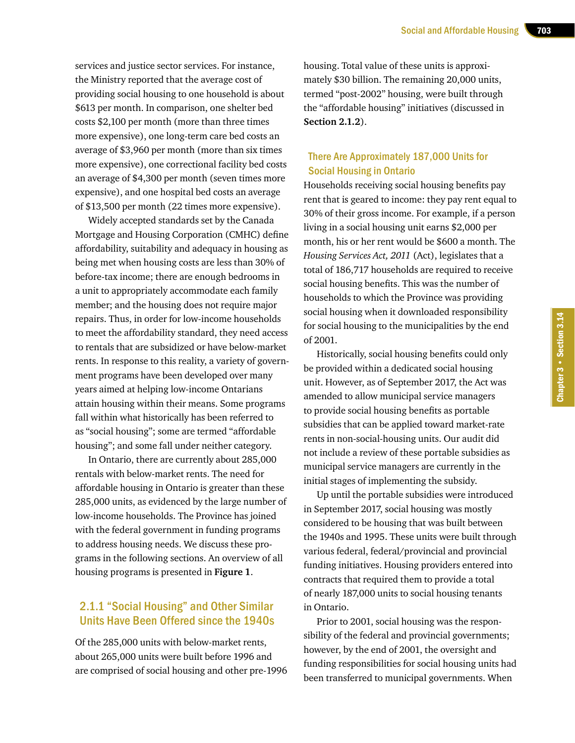services and justice sector services. For instance, the Ministry reported that the average cost of providing social housing to one household is about $613 per month. In comparison, one shelter bed costs $2,100 per month (more than three times more expensive), one long-term care bed costs an average of $3,960 per month (more than six times more expensive), one correctional facility bed costs an average of $4,300 per month (seven times more expensive), and one hospital bed costs an average of $13,500 per month (22 times more expensive).

Widely accepted standards set by the Canada Mortgage and Housing Corporation (CMHC) define affordability, suitability and adequacy in housing as being met when housing costs are less than 30% of before-tax income; there are enough bedrooms in a unit to appropriately accommodate each family member; and the housing does not require major repairs. Thus, in order for low-income households to meet the affordability standard, they need access to rentals that are subsidized or have below-market rents. In response to this reality, a variety of government programs have been developed over many years aimed at helping low-income Ontarians attain housing within their means. Some programs fall within what historically has been referred to as "social housing"; some are termed "affordable housing"; and some fall under neither category.

In Ontario, there are currently about 285,000 rentals with below-market rents. The need for affordable housing in Ontario is greater than these 285,000 units, as evidenced by the large number of low-income households. The Province has joined with the federal government in funding programs to address housing needs. We discuss these programs in the following sections. An overview of all housing programs is presented in **Figure 1**.

### 2.1.1 "Social Housing" and Other Similar Units Have Been Offered since the 1940s

Of the 285,000 units with below-market rents, about 265,000 units were built before 1996 and are comprised of social housing and other pre-1996 housing. Total value of these units is approximately $30 billion. The remaining 20,000 units, termed "post-2002" housing, were built through the "affordable housing" initiatives (discussed in **Section 2.1.2**).

#### There Are Approximately 187,000 Units for Social Housing in Ontario

Households receiving social housing benefits pay rent that is geared to income: they pay rent equal to 30% of their gross income. For example, if a person living in a social housing unit earns $2,000 per month, his or her rent would be $600 a month. The *Housing Services Act, 2011* (Act), legislates that a total of 186,717 households are required to receive social housing benefits. This was the number of households to which the Province was providing social housing when it downloaded responsibility for social housing to the municipalities by the end of 2001.

Historically, social housing benefits could only be provided within a dedicated social housing unit. However, as of September 2017, the Act was amended to allow municipal service managers to provide social housing benefits as portable subsidies that can be applied toward market-rate rents in non-social-housing units. Our audit did not include a review of these portable subsidies as municipal service managers are currently in the initial stages of implementing the subsidy.

Up until the portable subsidies were introduced in September 2017, social housing was mostly considered to be housing that was built between the 1940s and 1995. These units were built through various federal, federal/provincial and provincial funding initiatives. Housing providers entered into contracts that required them to provide a total of nearly 187,000 units to social housing tenants in Ontario.

Prior to 2001, social housing was the responsibility of the federal and provincial governments; however, by the end of 2001, the oversight and funding responsibilities for social housing units had been transferred to municipal governments. When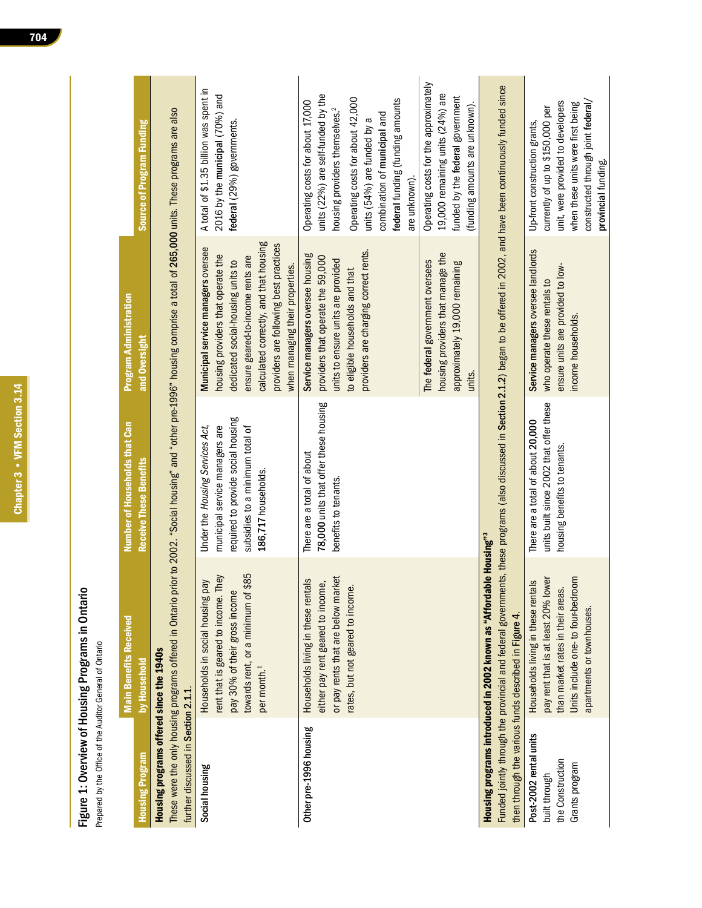## Figure 1: Overview of Housing Programs in Ontario

Prepared by the Office of the Auditor General of Ontario

| Housing Program | Main Benefits Received by Household | Number of Households that Can Receive These Benefits | Program Administration and Oversight | Source of Program Funding |
|---|---|---|---|---|
| **Housing programs offered since the 1940s**<br>These were the only housing programs offered in Ontario prior to 2002. "Social housing" and "other pre-1996" housing comprise a total of **265,000** units. These programs are also further discussed in **Section 2.1.1**. | | | | |
| **Social housing** | Households in social housing pay rent that is geared to income. They pay 30% of their gross income towards rent, or a minimum of $85 per month.[1] | Under the *Housing Services Act*, municipal service managers are required to provide social housing subsidies to a minimum total of **186,717** households. | **Municipal service managers** oversee housing providers that operate the dedicated social-housing units to ensure geared-to-income rents are calculated correctly, and that housing providers are following best practices when managing their properties. | A total of $1.35 billion was spent in 2016 by the **municipal** (70%) and **federal** (29%) governments. |
| **Other pre-1996 housing** | Households living in these rentals either pay rent geared to income, or pay rents that are below market rates, but not geared to income. | There are a total of about **78,000** units that offer these housing benefits to tenants. | **Service managers** oversee housing providers that operate the 59,000 units to ensure units are provided to eligible households and that providers are charging correct rents. | Operating costs for about 17,000 units (22%) are self-funded by the housing providers themselves.[2]<br>Operating costs for about 42,000 units (54%) are funded by a combination of **municipal** and **federal** funding (funding amounts are unknown). |
| | | | The **federal** government oversees housing providers that manage the approximately 19,000 remaining units. | Operating costs for the approximately 19,000 remaining units (24%) are funded by the **federal** government (funding amounts are unknown). |
| **Housing programs introduced in 2002 known as "Affordable Housing"**[3]<br>Funded jointly through the provincial and federal governments, these programs (also discussed in **Section 2.1.2**) began to be offered in 2002, and have been continuously funded since then through the various funds described in **Figure 4**. | | | | |
| **Post-2002 rental units** built through the Construction Grants program | Households living in these rentals pay rent that is at least 20% lower than market rates in their areas. Units include one- to four-bedroom apartments or townhouses. | There are a total of about **20,000** units built since 2002 that offer these housing benefits to tenants. | **Service managers** oversee landlords who operate these rentals to ensure units are provided to low-income households. | Up-front construction grants, currently of up to $150,000 per unit, were provided to developers when these units were first being constructed through joint **federal**/**provincial** funding. |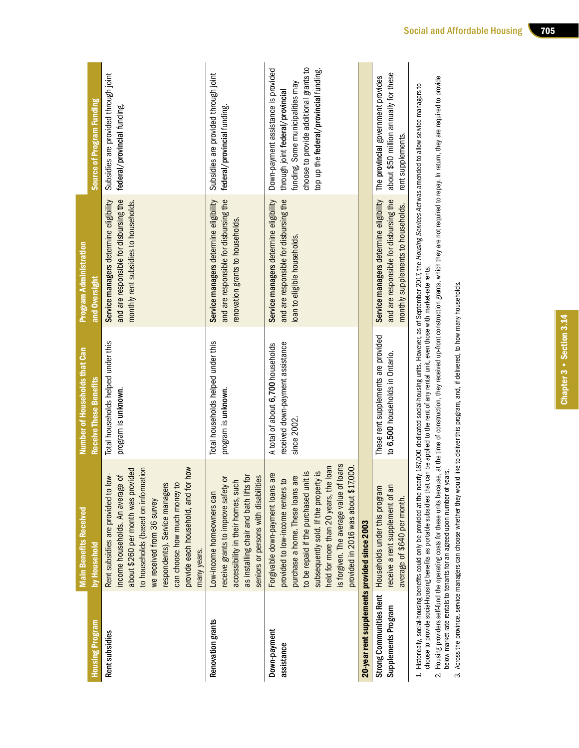| Housing Program | Main Benefits Received by Household | Number of Households that Can Receive These Benefits | Program Administration and Oversight | Source of Program Funding |
|---|---|---|---|---|
| Rent subsidies | Rent subsidies are provided to low-income households. An average of about $260 per month was provided to households (based on information we received from 36 survey respondents). Service managers can choose how much money to provide each household, and for how many years. | Total households helped under this program is **unknown**. | **Service managers** determine eligibility and are responsible for disbursing the monthly rent subsidies to households. | Subsidies are provided through joint **federal/provincial** funding. |
| Renovation grants | Low-income homeowners can receive grants to improve safety or accessibility in their homes, such as installing chair and bath lifts for seniors or persons with disabilities | Total households helped under this program is **unknown**. | **Service managers** determine eligibility and are responsible for disbursing the renovation grants to households. | Subsidies are provided through joint **federal/provincial** funding. |
| Down-payment assistance | Forgivable down-payment loans are provided to low-income renters to purchase a home. These loans are to be repaid if the purchased unit is subsequently sold. If the property is held for more than 20 years, the loan is forgiven. The average value of loans provided in 2016 was about $17,000. | A total of about **6,700** households received down-payment assistance since 2002. | **Service managers** determine eligibility and are responsible for disbursing the loan to eligible households. | Down-payment assistance is provided through joint **federal/provincial** funding. Some municipalities may choose to provide additional grants to top up the **federal/provincial** funding. |
| **20-year rent supplements provided since 2003** | | | | |
| Strong Communities Rent Supplements Program | Households under this program receive a rent supplement of an average of $640 per month. | These rent supplements are provided to **6,500** households in Ontario. | **Service managers** determine eligibility and are responsible for disbursing the monthly supplements to households. | The **provincial** government provides about $50 million annually for these rent supplements. |

1. Historically, social-housing benefits could only be provided at the nearly 187,000 dedicated social-housing units. However, as of September 2017, the *Housing Services Act* was amended to allow service managers to choose to provide social-housing benefits as portable subsidies that can be applied to the rent of any rental unit, even those with market-rate rents.
2. Housing providers self-fund the operating costs for these units because, at the time of construction, they received up-front construction grants, which they are not required to repay. In return, they are required to provide below market-rate rentals to tenants for an agreed-upon number of years.
3. Across the province, service managers can choose whether they would like to deliver this program, and, if delivered, to how many households.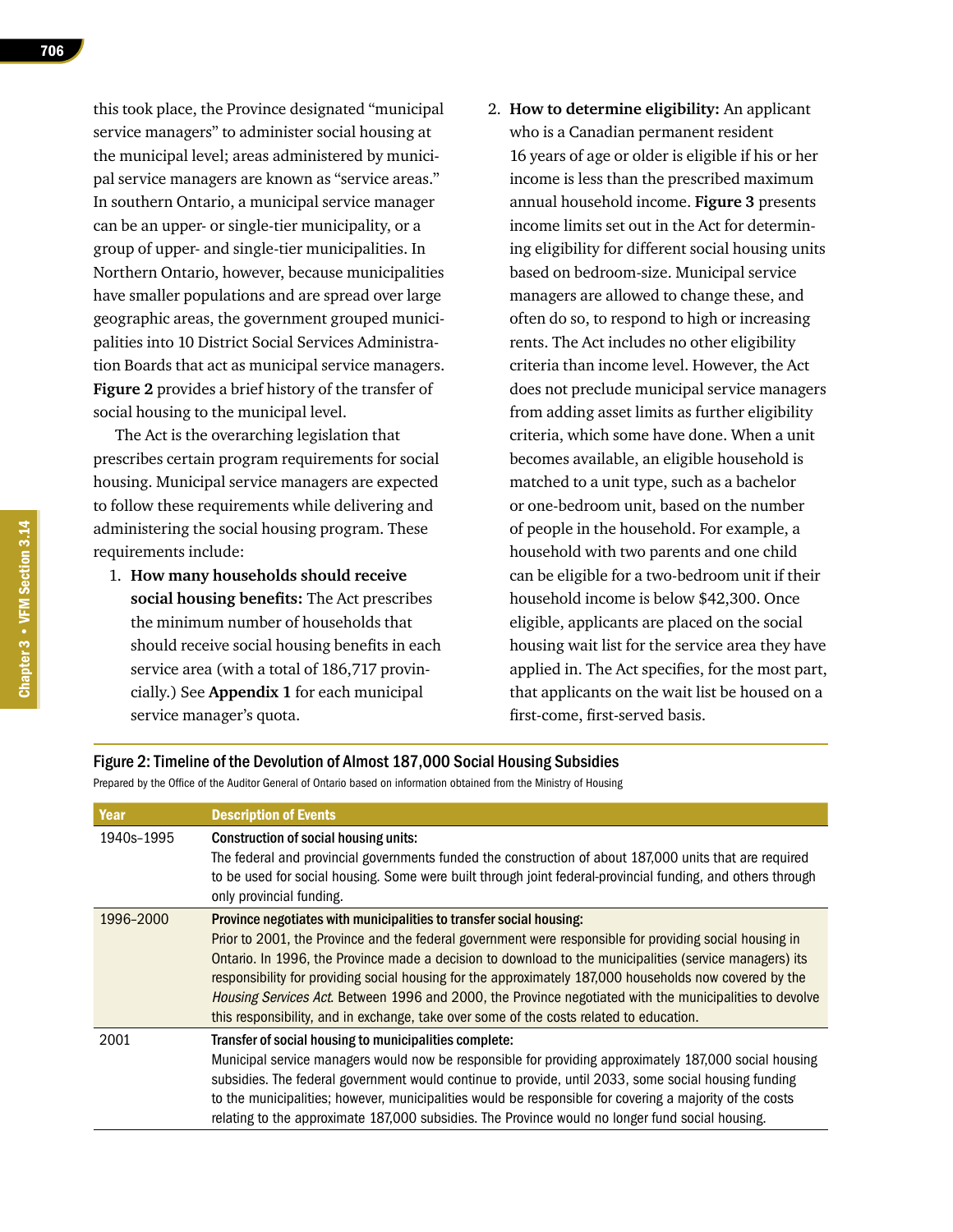this took place, the Province designated "municipal service managers" to administer social housing at the municipal level; areas administered by municipal service managers are known as "service areas." In southern Ontario, a municipal service manager can be an upper- or single-tier municipality, or a group of upper- and single-tier municipalities. In Northern Ontario, however, because municipalities have smaller populations and are spread over large geographic areas, the government grouped municipalities into 10 District Social Services Administration Boards that act as municipal service managers. **Figure 2** provides a brief history of the transfer of social housing to the municipal level.

The Act is the overarching legislation that prescribes certain program requirements for social housing. Municipal service managers are expected to follow these requirements while delivering and administering the social housing program. These requirements include:

1. **How many households should receive social housing benefits:** The Act prescribes the minimum number of households that should receive social housing benefits in each service area (with a total of 186,717 provincially.) See **Appendix 1** for each municipal service manager's quota.
2. **How to determine eligibility:** An applicant who is a Canadian permanent resident 16 years of age or older is eligible if his or her income is less than the prescribed maximum annual household income. **Figure 3** presents income limits set out in the Act for determining eligibility for different social housing units based on bedroom-size. Municipal service managers are allowed to change these, and often do so, to respond to high or increasing rents. The Act includes no other eligibility criteria than income level. However, the Act does not preclude municipal service managers from adding asset limits as further eligibility criteria, which some have done. When a unit becomes available, an eligible household is matched to a unit type, such as a bachelor or one-bedroom unit, based on the number of people in the household. For example, a household with two parents and one child can be eligible for a two-bedroom unit if their household income is below $42,300. Once eligible, applicants are placed on the social housing wait list for the service area they have applied in. The Act specifies, for the most part, that applicants on the wait list be housed on a first-come, first-served basis.

**Figure 2: Timeline of the Devolution of Almost 187,000 Social Housing Subsidies**

Prepared by the Office of the Auditor General of Ontario based on information obtained from the Ministry of Housing

| Year | Description of Events |
|---|---|
| 1940s–1995 | **Construction of social housing units:** The federal and provincial governments funded the construction of about 187,000 units that are required to be used for social housing. Some were built through joint federal-provincial funding, and others through only provincial funding. |
| 1996–2000 | **Province negotiates with municipalities to transfer social housing:** Prior to 2001, the Province and the federal government were responsible for providing social housing in Ontario. In 1996, the Province made a decision to download to the municipalities (service managers) its responsibility for providing social housing for the approximately 187,000 households now covered by the *Housing Services Act*. Between 1996 and 2000, the Province negotiated with the municipalities to devolve this responsibility, and in exchange, take over some of the costs related to education. |
| 2001 | **Transfer of social housing to municipalities complete:** Municipal service managers would now be responsible for providing approximately 187,000 social housing subsidies. The federal government would continue to provide, until 2033, some social housing funding to the municipalities; however, municipalities would be responsible for covering a majority of the costs relating to the approximate 187,000 subsidies. The Province would no longer fund social housing. |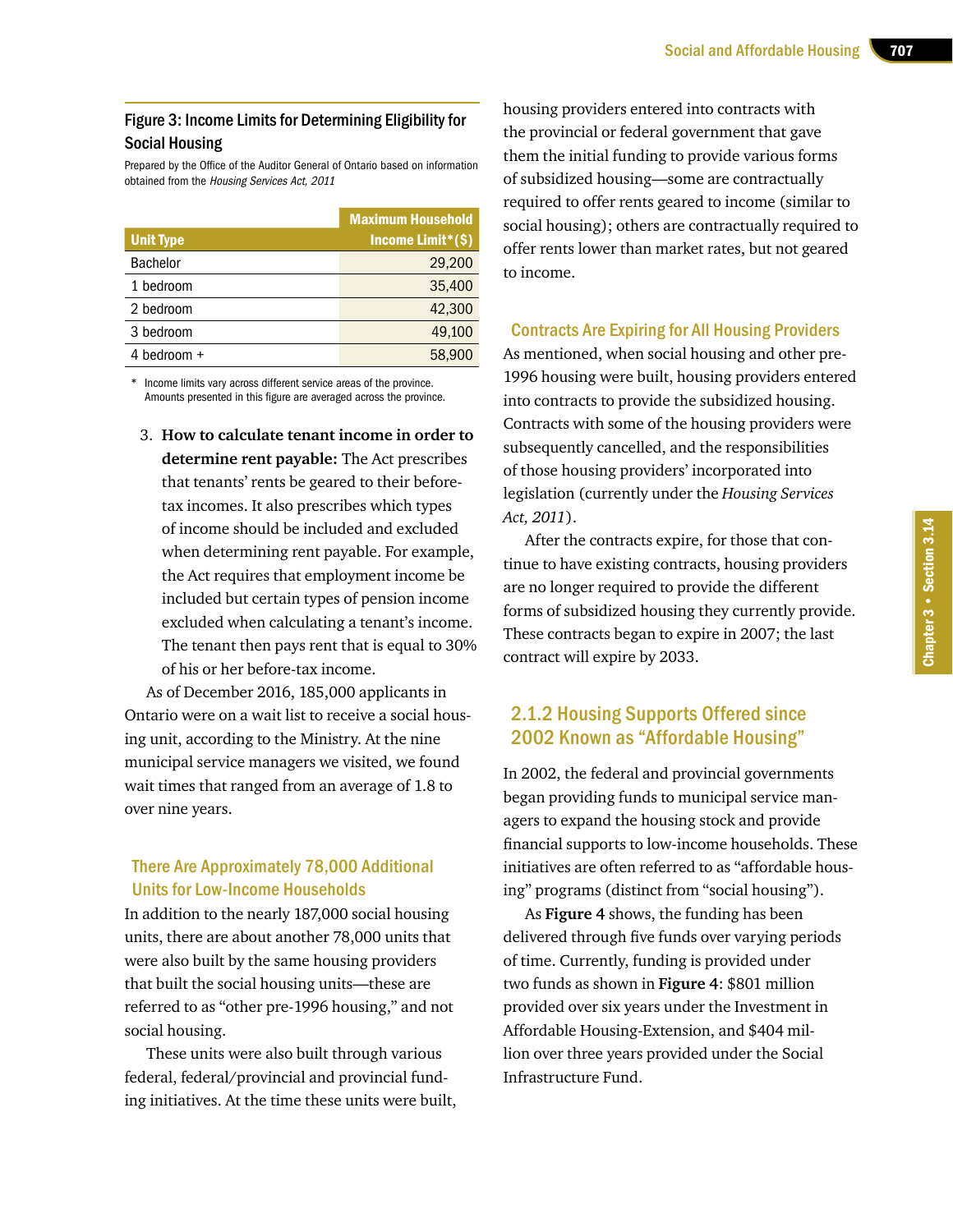### Figure 3: Income Limits for Determining Eligibility for Social Housing

Prepared by the Office of the Auditor General of Ontario based on information obtained from the *Housing Services Act, 2011*

| Unit Type | Maximum Household Income Limit* ($) |
|---|---|
| Bachelor | 29,200 |
| 1 bedroom | 35,400 |
| 2 bedroom | 42,300 |
| 3 bedroom | 49,100 |
| 4 bedroom + | 58,900 |

\* Income limits vary across different service areas of the province. Amounts presented in this figure are averaged across the province.

3. **How to calculate tenant income in order to determine rent payable:** The Act prescribes that tenants' rents be geared to their before-tax incomes. It also prescribes which types of income should be included and excluded when determining rent payable. For example, the Act requires that employment income be included but certain types of pension income excluded when calculating a tenant's income. The tenant then pays rent that is equal to 30% of his or her before-tax income.

As of December 2016, 185,000 applicants in Ontario were on a wait list to receive a social housing unit, according to the Ministry. At the nine municipal service managers we visited, we found wait times that ranged from an average of 1.8 to over nine years.

#### There Are Approximately 78,000 Additional Units for Low-Income Households

In addition to the nearly 187,000 social housing units, there are about another 78,000 units that were also built by the same housing providers that built the social housing units—these are referred to as "other pre-1996 housing," and not social housing.

These units were also built through various federal, federal/provincial and provincial funding initiatives. At the time these units were built, housing providers entered into contracts with the provincial or federal government that gave them the initial funding to provide various forms of subsidized housing—some are contractually required to offer rents geared to income (similar to social housing); others are contractually required to offer rents lower than market rates, but not geared to income.

#### Contracts Are Expiring for All Housing Providers

As mentioned, when social housing and other pre-1996 housing were built, housing providers entered into contracts to provide the subsidized housing. Contracts with some of the housing providers were subsequently cancelled, and the responsibilities of those housing providers' incorporated into legislation (currently under the *Housing Services Act, 2011*).

After the contracts expire, for those that continue to have existing contracts, housing providers are no longer required to provide the different forms of subsidized housing they currently provide. These contracts began to expire in 2007; the last contract will expire by 2033.

### 2.1.2 Housing Supports Offered since 2002 Known as "Affordable Housing"

In 2002, the federal and provincial governments began providing funds to municipal service managers to expand the housing stock and provide financial supports to low-income households. These initiatives are often referred to as "affordable housing" programs (distinct from "social housing").

As **Figure 4** shows, the funding has been delivered through five funds over varying periods of time. Currently, funding is provided under two funds as shown in **Figure 4**: $801 million provided over six years under the Investment in Affordable Housing-Extension, and $404 million over three years provided under the Social Infrastructure Fund.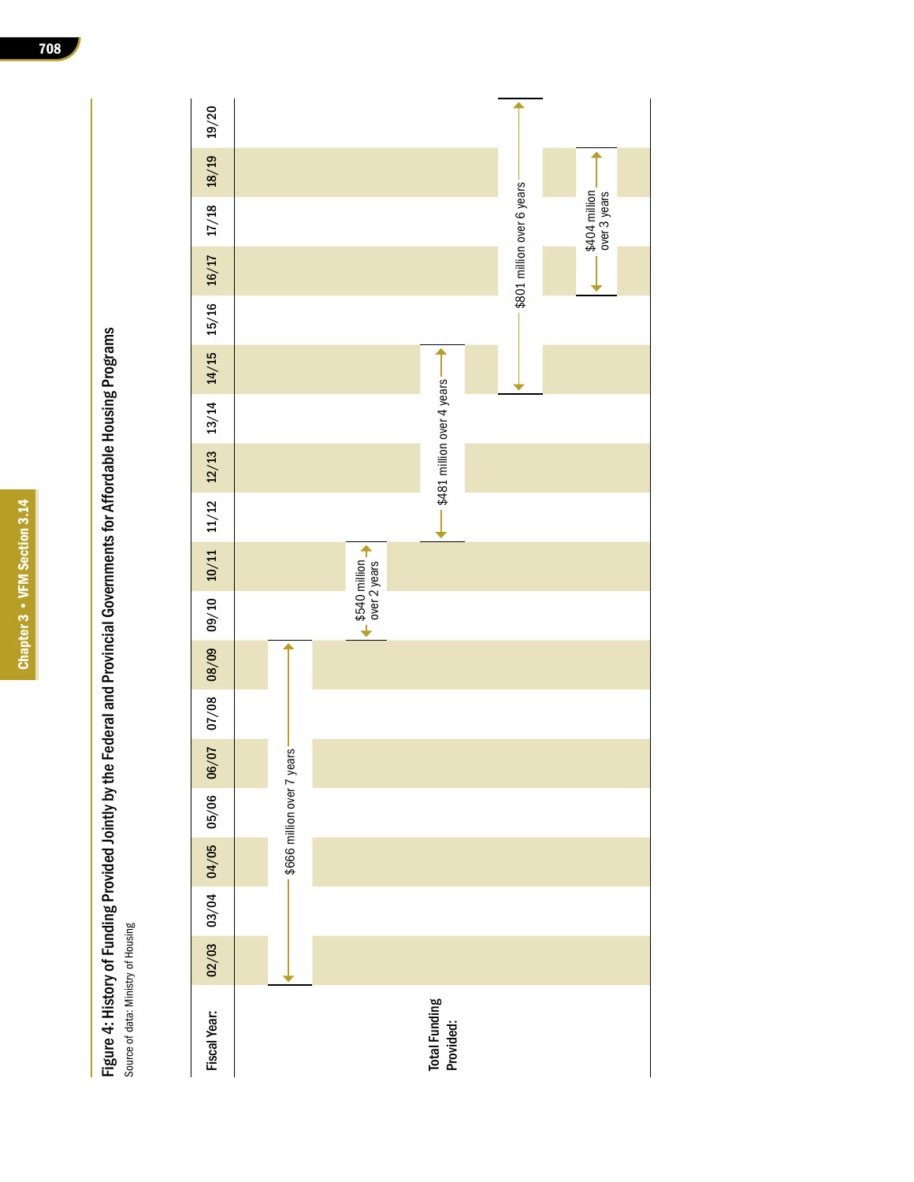Figure 4: History of Funding Provided Jointly by the Federal and Provincial Governments for Affordable Housing Programs

Source of data: Ministry of Housing

| Fiscal Year: | 02/03 | 03/04 | 04/05 | 05/06 | 06/07 | 07/08 | 08/09 | 09/10 | 10/11 | 11/12 | 12/13 | 13/14 | 14/15 | 15/16 | 16/17 | 17/18 | 18/19 | 19/20 |
|---|---|---|---|---|---|---|---|---|---|---|---|---|---|---|---|---|---|---|
| Total Funding Provided: | $666 million over 7 years | | | | | | | | | | | | | | | | | |
| | | | | | | | | $540 million over 2 years | | | | | | | | | | |
| | | | | | | | | | | $481 million over 4 years | | | | | | | | |
| | | | | | | | | | | | | | $801 million over 6 years | | | | | |
| | | | | | | | | | | | | | | | $404 million over 3 years | | | |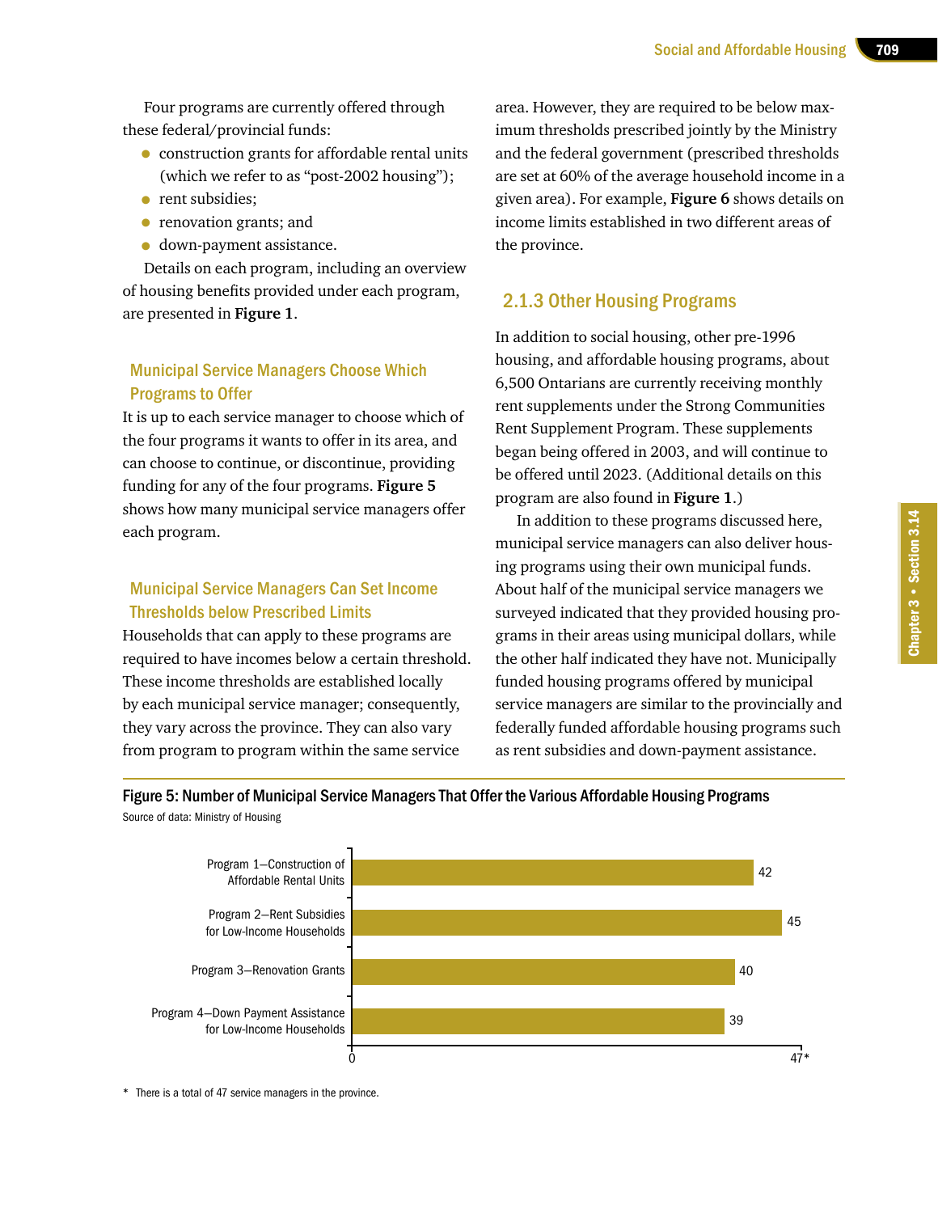Four programs are currently offered through these federal/provincial funds:

- construction grants for affordable rental units (which we refer to as "post-2002 housing");
- rent subsidies;
- renovation grants; and
- down-payment assistance.

Details on each program, including an overview of housing benefits provided under each program, are presented in **Figure 1**.

### Municipal Service Managers Choose Which Programs to Offer

It is up to each service manager to choose which of the four programs it wants to offer in its area, and can choose to continue, or discontinue, providing funding for any of the four programs. **Figure 5** shows how many municipal service managers offer each program.

### Municipal Service Managers Can Set Income Thresholds below Prescribed Limits

Households that can apply to these programs are required to have incomes below a certain threshold. These income thresholds are established locally by each municipal service manager; consequently, they vary across the province. They can also vary from program to program within the same service area. However, they are required to be below maximum thresholds prescribed jointly by the Ministry and the federal government (prescribed thresholds are set at 60% of the average household income in a given area). For example, **Figure 6** shows details on income limits established in two different areas of the province.

## 2.1.3 Other Housing Programs

In addition to social housing, other pre-1996 housing, and affordable housing programs, about 6,500 Ontarians are currently receiving monthly rent supplements under the Strong Communities Rent Supplement Program. These supplements began being offered in 2003, and will continue to be offered until 2023. (Additional details on this program are also found in **Figure 1**.)

In addition to these programs discussed here, municipal service managers can also deliver housing programs using their own municipal funds. About half of the municipal service managers we surveyed indicated that they provided housing programs in their areas using municipal dollars, while the other half indicated they have not. Municipally funded housing programs offered by municipal service managers are similar to the provincially and federally funded affordable housing programs such as rent subsidies and down-payment assistance.

**Figure 5: Number of Municipal Service Managers That Offer the Various Affordable Housing Programs**

Source of data: Ministry of Housing

| Program | Number of Service Managers (out of 47*) |
|---|---|
| Program 1—Construction of Affordable Rental Units | 42 |
| Program 2—Rent Subsidies for Low-Income Households | 45 |
| Program 3—Renovation Grants | 40 |
| Program 4—Down Payment Assistance for Low-Income Households | 39 |

\* There is a total of 47 service managers in the province.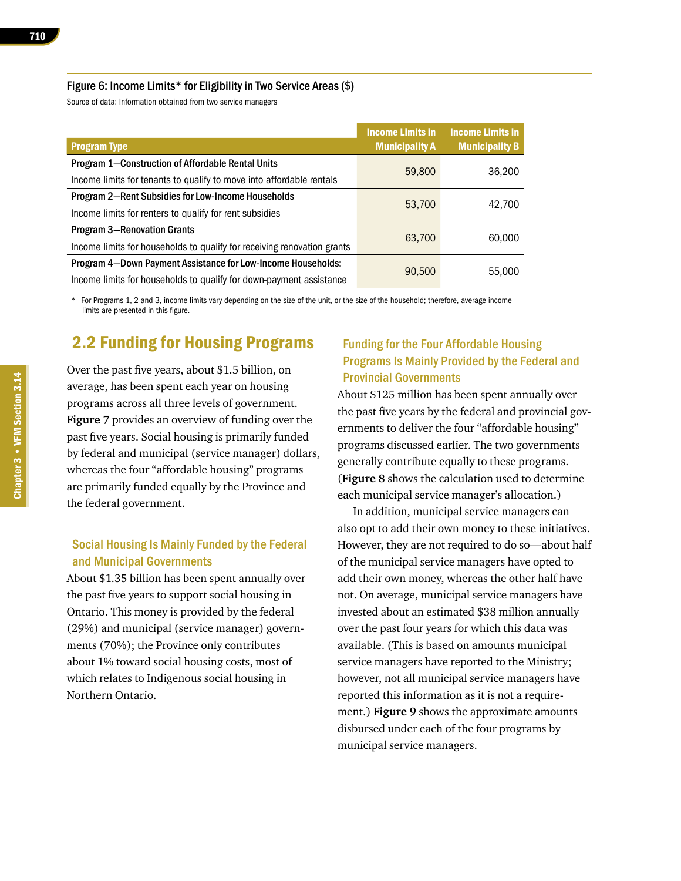Figure 6: Income Limits* for Eligibility in Two Service Areas ($)

Source of data: Information obtained from two service managers

| Program Type | Income Limits in Municipality A | Income Limits in Municipality B |
|---|---|---|
| **Program 1—Construction of Affordable Rental Units**<br>Income limits for tenants to qualify to move into affordable rentals | 59,800 | 36,200 |
| **Program 2—Rent Subsidies for Low-Income Households**<br>Income limits for renters to qualify for rent subsidies | 53,700 | 42,700 |
| **Program 3—Renovation Grants**<br>Income limits for households to qualify for receiving renovation grants | 63,700 | 60,000 |
| **Program 4—Down Payment Assistance for Low-Income Households:**<br>Income limits for households to qualify for down-payment assistance | 90,500 | 55,000 |

* For Programs 1, 2 and 3, income limits vary depending on the size of the unit, or the size of the household; therefore, average income limits are presented in this figure.

## 2.2 Funding for Housing Programs

Over the past five years, about $1.5 billion, on average, has been spent each year on housing programs across all three levels of government. **Figure 7** provides an overview of funding over the past five years. Social housing is primarily funded by federal and municipal (service manager) dollars, whereas the four "affordable housing" programs are primarily funded equally by the Province and the federal government.

### Social Housing Is Mainly Funded by the Federal and Municipal Governments

About $1.35 billion has been spent annually over the past five years to support social housing in Ontario. This money is provided by the federal (29%) and municipal (service manager) governments (70%); the Province only contributes about 1% toward social housing costs, most of which relates to Indigenous social housing in Northern Ontario.

### Funding for the Four Affordable Housing Programs Is Mainly Provided by the Federal and Provincial Governments

About $125 million has been spent annually over the past five years by the federal and provincial governments to deliver the four "affordable housing" programs discussed earlier. The two governments generally contribute equally to these programs. (**Figure 8** shows the calculation used to determine each municipal service manager's allocation.)

In addition, municipal service managers can also opt to add their own money to these initiatives. However, they are not required to do so—about half of the municipal service managers have opted to add their own money, whereas the other half have not. On average, municipal service managers have invested about an estimated $38 million annually over the past four years for which this data was available. (This is based on amounts municipal service managers have reported to the Ministry; however, not all municipal service managers have reported this information as it is not a requirement.) **Figure 9** shows the approximate amounts disbursed under each of the four programs by municipal service managers.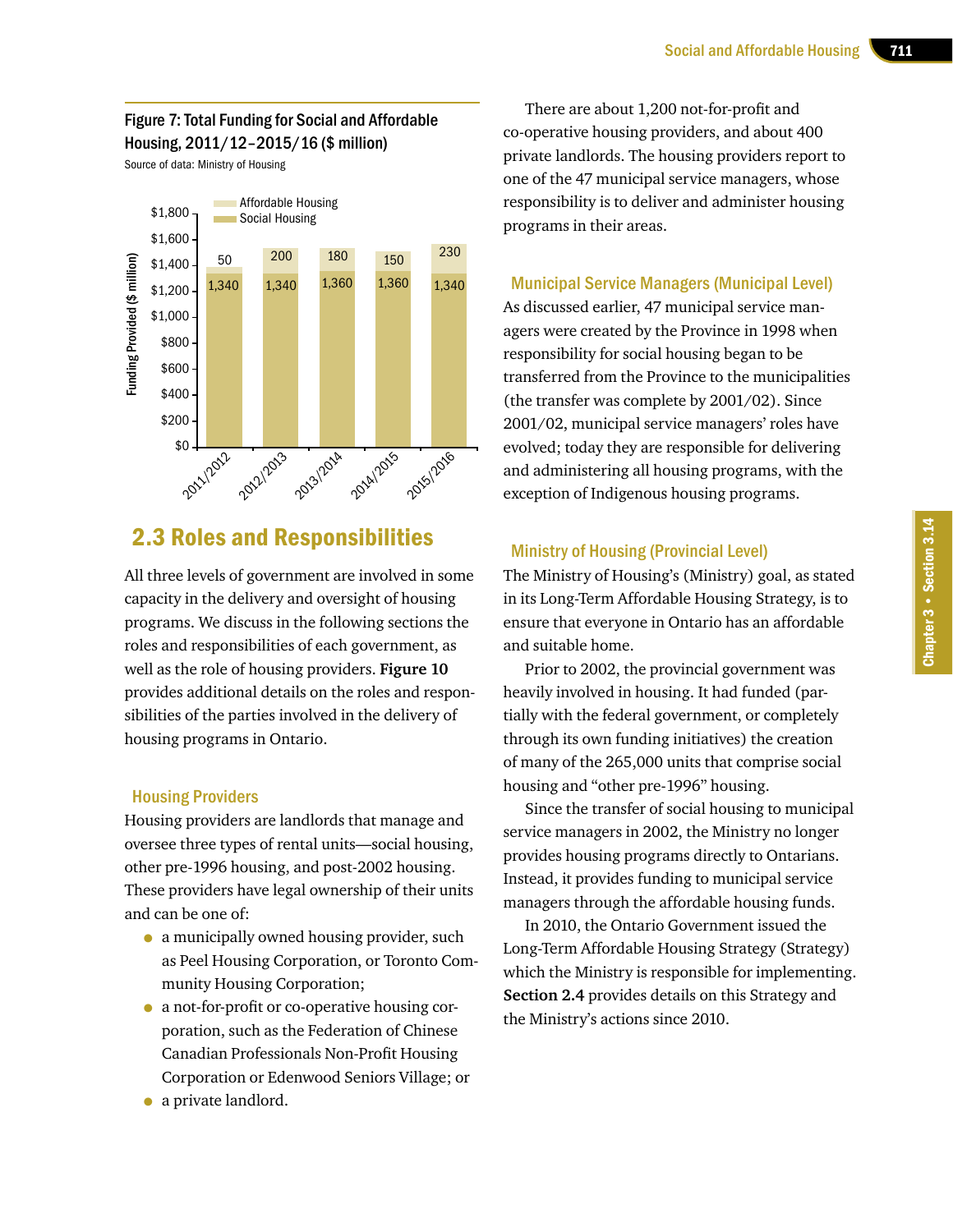**Figure 7: Total Funding for Social and Affordable Housing, 2011/12–2015/16 ($ million)**

Source of data: Ministry of Housing

| | 2011/2012 | 2012/2013 | 2013/2014 | 2014/2015 | 2015/2016 |
|---|---|---|---|---|---|
| Affordable Housing | 50 | 200 | 180 | 150 | 230 |
| Social Housing | 1,340 | 1,340 | 1,360 | 1,360 | 1,340 |

## 2.3 Roles and Responsibilities

All three levels of government are involved in some capacity in the delivery and oversight of housing programs. We discuss in the following sections the roles and responsibilities of each government, as well as the role of housing providers. **Figure 10** provides additional details on the roles and responsibilities of the parties involved in the delivery of housing programs in Ontario.

### Housing Providers

Housing providers are landlords that manage and oversee three types of rental units—social housing, other pre-1996 housing, and post-2002 housing. These providers have legal ownership of their units and can be one of:

- a municipally owned housing provider, such as Peel Housing Corporation, or Toronto Community Housing Corporation;
- a not-for-profit or co-operative housing corporation, such as the Federation of Chinese Canadian Professionals Non-Profit Housing Corporation or Edenwood Seniors Village; or
- a private landlord.

There are about 1,200 not-for-profit and co-operative housing providers, and about 400 private landlords. The housing providers report to one of the 47 municipal service managers, whose responsibility is to deliver and administer housing programs in their areas.

### Municipal Service Managers (Municipal Level)

As discussed earlier, 47 municipal service managers were created by the Province in 1998 when responsibility for social housing began to be transferred from the Province to the municipalities (the transfer was complete by 2001/02). Since 2001/02, municipal service managers' roles have evolved; today they are responsible for delivering and administering all housing programs, with the exception of Indigenous housing programs.

### Ministry of Housing (Provincial Level)

The Ministry of Housing's (Ministry) goal, as stated in its Long-Term Affordable Housing Strategy, is to ensure that everyone in Ontario has an affordable and suitable home.

Prior to 2002, the provincial government was heavily involved in housing. It had funded (partially with the federal government, or completely through its own funding initiatives) the creation of many of the 265,000 units that comprise social housing and "other pre-1996" housing.

Since the transfer of social housing to municipal service managers in 2002, the Ministry no longer provides housing programs directly to Ontarians. Instead, it provides funding to municipal service managers through the affordable housing funds.

In 2010, the Ontario Government issued the Long-Term Affordable Housing Strategy (Strategy) which the Ministry is responsible for implementing. **Section 2.4** provides details on this Strategy and the Ministry's actions since 2010.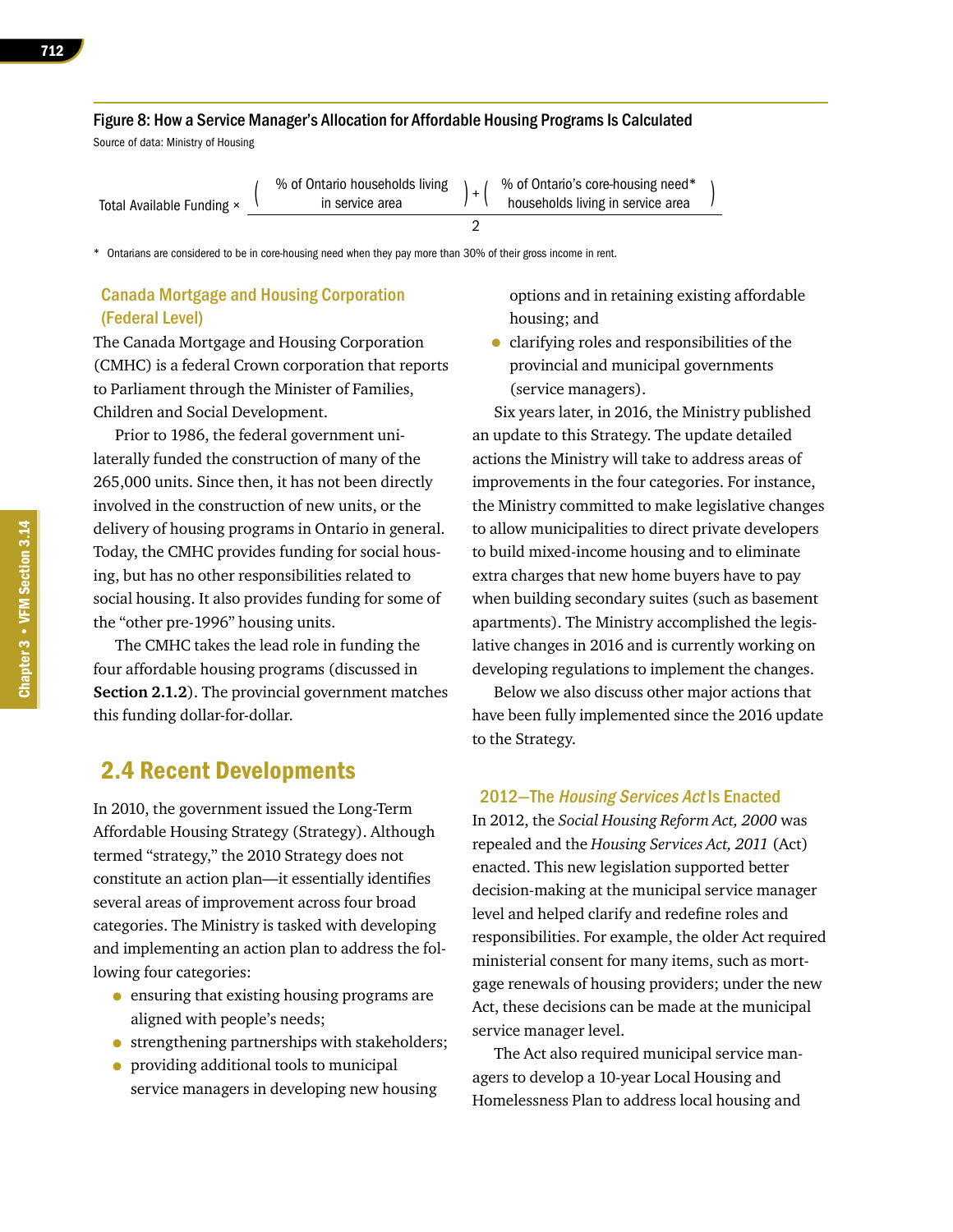#### Figure 8: How a Service Manager's Allocation for Affordable Housing Programs Is Calculated

Source of data: Ministry of Housing

$$\text{Total Available Funding} \times \frac{\left(\text{\% of Ontario households living in service area}\right) + \left(\text{\% of Ontario's core-housing need* households living in service area}\right)}{2}$$

\* Ontarians are considered to be in core-housing need when they pay more than 30% of their gross income in rent.

### Canada Mortgage and Housing Corporation (Federal Level)

The Canada Mortgage and Housing Corporation (CMHC) is a federal Crown corporation that reports to Parliament through the Minister of Families, Children and Social Development.

Prior to 1986, the federal government unilaterally funded the construction of many of the 265,000 units. Since then, it has not been directly involved in the construction of new units, or the delivery of housing programs in Ontario in general. Today, the CMHC provides funding for social housing, but has no other responsibilities related to social housing. It also provides funding for some of the "other pre-1996" housing units.

The CMHC takes the lead role in funding the four affordable housing programs (discussed in **Section 2.1.2**). The provincial government matches this funding dollar-for-dollar.

## 2.4 Recent Developments

In 2010, the government issued the Long-Term Affordable Housing Strategy (Strategy). Although termed "strategy," the 2010 Strategy does not constitute an action plan—it essentially identifies several areas of improvement across four broad categories. The Ministry is tasked with developing and implementing an action plan to address the following four categories:

- ensuring that existing housing programs are aligned with people's needs;
- strengthening partnerships with stakeholders;
- providing additional tools to municipal service managers in developing new housing options and in retaining existing affordable housing; and
- clarifying roles and responsibilities of the provincial and municipal governments (service managers).

Six years later, in 2016, the Ministry published an update to this Strategy. The update detailed actions the Ministry will take to address areas of improvements in the four categories. For instance, the Ministry committed to make legislative changes to allow municipalities to direct private developers to build mixed-income housing and to eliminate extra charges that new home buyers have to pay when building secondary suites (such as basement apartments). The Ministry accomplished the legislative changes in 2016 and is currently working on developing regulations to implement the changes.

Below we also discuss other major actions that have been fully implemented since the 2016 update to the Strategy.

### 2012—The *Housing Services Act* Is Enacted

In 2012, the *Social Housing Reform Act, 2000* was repealed and the *Housing Services Act, 2011* (Act) enacted. This new legislation supported better decision-making at the municipal service manager level and helped clarify and redefine roles and responsibilities. For example, the older Act required ministerial consent for many items, such as mortgage renewals of housing providers; under the new Act, these decisions can be made at the municipal service manager level.

The Act also required municipal service managers to develop a 10-year Local Housing and Homelessness Plan to address local housing and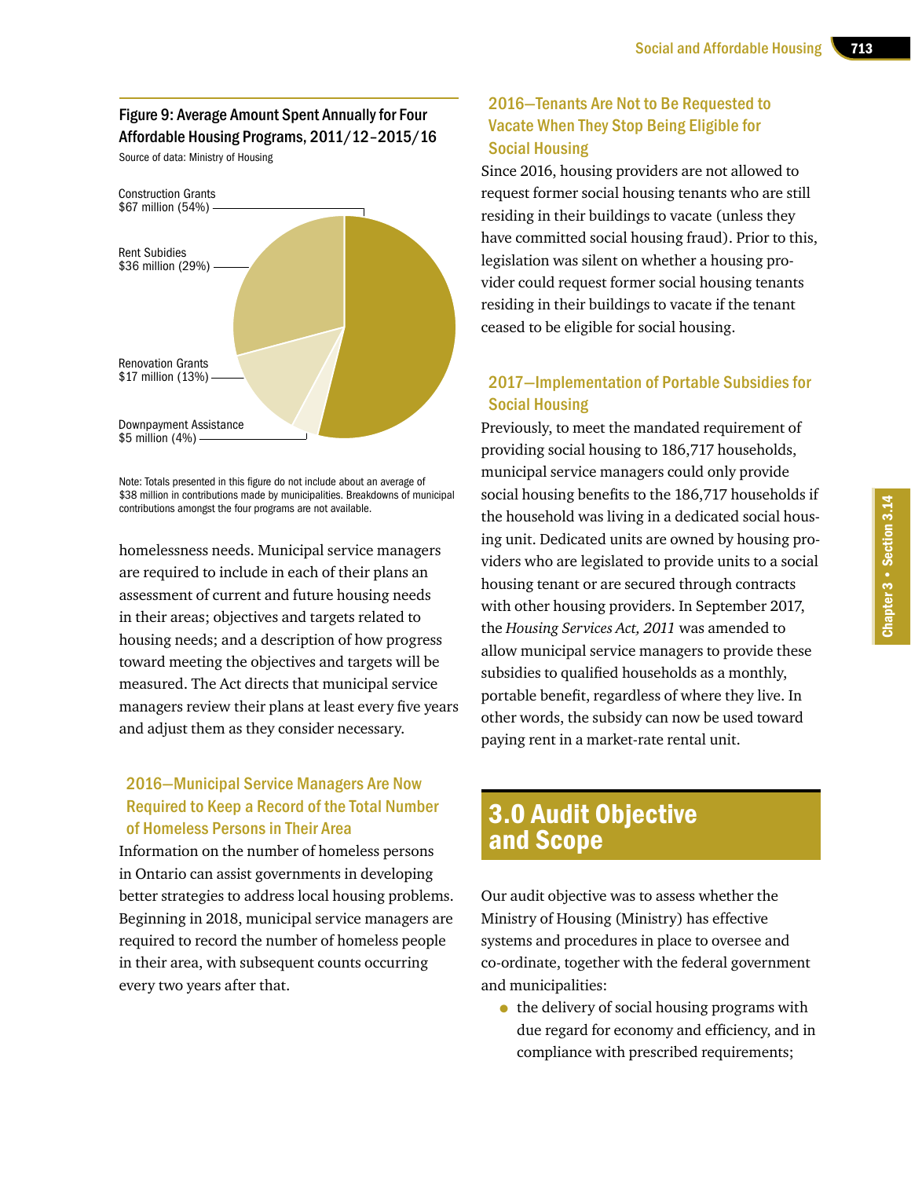### Figure 9: Average Amount Spent Annually for Four Affordable Housing Programs, 2011/12–2015/16

Source of data: Ministry of Housing

Construction Grants $67 million (54%)

Rent Subsidies $36 million (29%)

Renovation Grants $17 million (13%)

Downpayment Assistance $5 million (4%)

Note: Totals presented in this figure do not include about an average of $38 million in contributions made by municipalities. Breakdowns of municipal contributions amongst the four programs are not available.

homelessness needs. Municipal service managers are required to include in each of their plans an assessment of current and future housing needs in their areas; objectives and targets related to housing needs; and a description of how progress toward meeting the objectives and targets will be measured. The Act directs that municipal service managers review their plans at least every five years and adjust them as they consider necessary.

### 2016—Municipal Service Managers Are Now Required to Keep a Record of the Total Number of Homeless Persons in Their Area

Information on the number of homeless persons in Ontario can assist governments in developing better strategies to address local housing problems. Beginning in 2018, municipal service managers are required to record the number of homeless people in their area, with subsequent counts occurring every two years after that.

### 2016—Tenants Are Not to Be Requested to Vacate When They Stop Being Eligible for Social Housing

Since 2016, housing providers are not allowed to request former social housing tenants who are still residing in their buildings to vacate (unless they have committed social housing fraud). Prior to this, legislation was silent on whether a housing provider could request former social housing tenants residing in their buildings to vacate if the tenant ceased to be eligible for social housing.

### 2017—Implementation of Portable Subsidies for Social Housing

Previously, to meet the mandated requirement of providing social housing to 186,717 households, municipal service managers could only provide social housing benefits to the 186,717 households if the household was living in a dedicated social housing unit. Dedicated units are owned by housing providers who are legislated to provide units to a social housing tenant or are secured through contracts with other housing providers. In September 2017, the *Housing Services Act, 2011* was amended to allow municipal service managers to provide these subsidies to qualified households as a monthly, portable benefit, regardless of where they live. In other words, the subsidy can now be used toward paying rent in a market-rate rental unit.

## 3.0 Audit Objective and Scope

Our audit objective was to assess whether the Ministry of Housing (Ministry) has effective systems and procedures in place to oversee and co-ordinate, together with the federal government and municipalities:

- the delivery of social housing programs with due regard for economy and efficiency, and in compliance with prescribed requirements;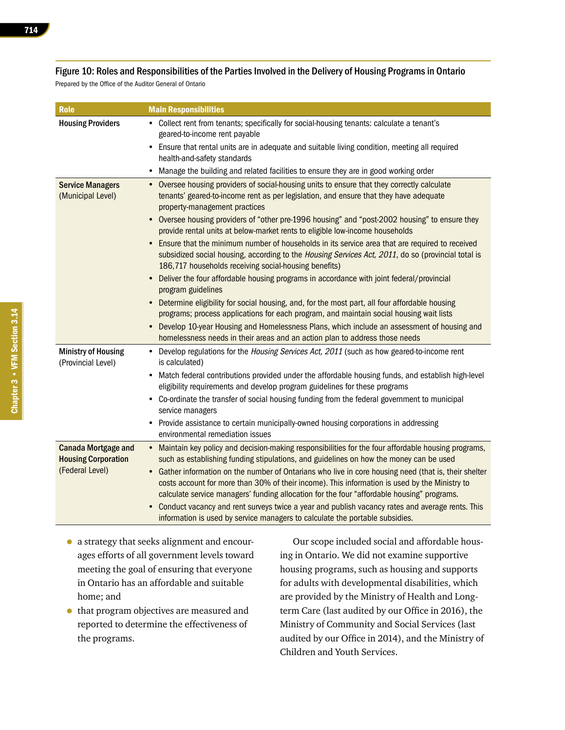### Figure 10: Roles and Responsibilities of the Parties Involved in the Delivery of Housing Programs in Ontario

Prepared by the Office of the Auditor General of Ontario

| Role | Main Responsibilities |
|---|---|
| **Housing Providers** | • Collect rent from tenants; specifically for social-housing tenants: calculate a tenant's geared-to-income rent payable<br>• Ensure that rental units are in adequate and suitable living condition, meeting all required health-and-safety standards<br>• Manage the building and related facilities to ensure they are in good working order |
| **Service Managers** (Municipal Level) | • Oversee housing providers of social-housing units to ensure that they correctly calculate tenants' geared-to-income rent as per legislation, and ensure that they have adequate property-management practices<br>• Oversee housing providers of "other pre-1996 housing" and "post-2002 housing" to ensure they provide rental units at below-market rents to eligible low-income households<br>• Ensure that the minimum number of households in its service area that are required to received subsidized social housing, according to the *Housing Services Act, 2011*, do so (provincial total is 186,717 households receiving social-housing benefits)<br>• Deliver the four affordable housing programs in accordance with joint federal/provincial program guidelines<br>• Determine eligibility for social housing, and, for the most part, all four affordable housing programs; process applications for each program, and maintain social housing wait lists<br>• Develop 10-year Housing and Homelessness Plans, which include an assessment of housing and homelessness needs in their areas and an action plan to address those needs |
| **Ministry of Housing** (Provincial Level) | • Develop regulations for the *Housing Services Act, 2011* (such as how geared-to-income rent is calculated)<br>• Match federal contributions provided under the affordable housing funds, and establish high-level eligibility requirements and develop program guidelines for these programs<br>• Co-ordinate the transfer of social housing funding from the federal government to municipal service managers<br>• Provide assistance to certain municipally-owned housing corporations in addressing environmental remediation issues |
| **Canada Mortgage and Housing Corporation** (Federal Level) | • Maintain key policy and decision-making responsibilities for the four affordable housing programs, such as establishing funding stipulations, and guidelines on how the money can be used<br>• Gather information on the number of Ontarians who live in core housing need (that is, their shelter costs account for more than 30% of their income). This information is used by the Ministry to calculate service managers' funding allocation for the four "affordable housing" programs.<br>• Conduct vacancy and rent surveys twice a year and publish vacancy rates and average rents. This information is used by service managers to calculate the portable subsidies. |

- a strategy that seeks alignment and encourages efforts of all government levels toward meeting the goal of ensuring that everyone in Ontario has an affordable and suitable home; and
- that program objectives are measured and reported to determine the effectiveness of the programs.

Our scope included social and affordable housing in Ontario. We did not examine supportive housing programs, such as housing and supports for adults with developmental disabilities, which are provided by the Ministry of Health and Long-term Care (last audited by our Office in 2016), the Ministry of Community and Social Services (last audited by our Office in 2014), and the Ministry of Children and Youth Services.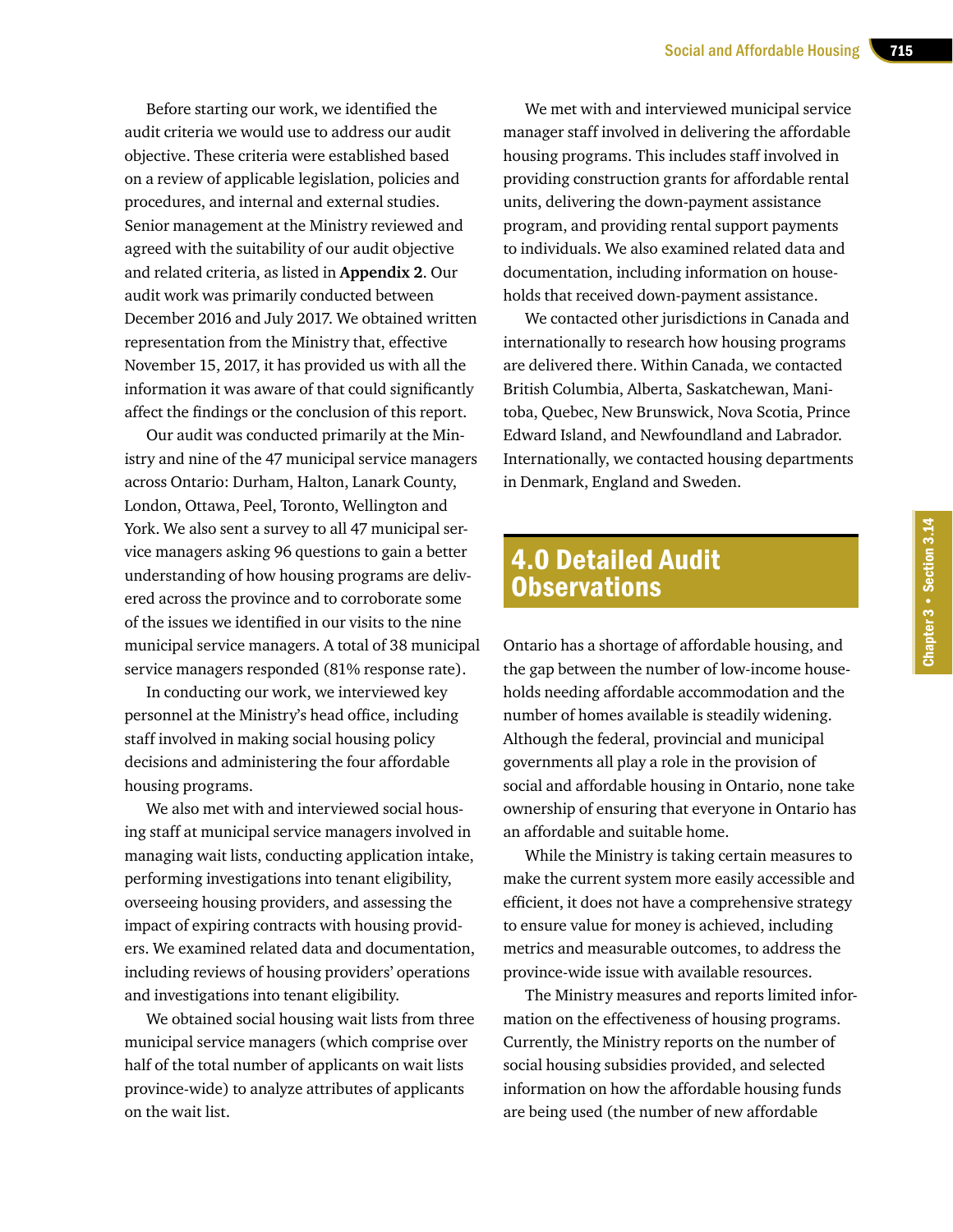Before starting our work, we identified the audit criteria we would use to address our audit objective. These criteria were established based on a review of applicable legislation, policies and procedures, and internal and external studies. Senior management at the Ministry reviewed and agreed with the suitability of our audit objective and related criteria, as listed in **Appendix 2**. Our audit work was primarily conducted between December 2016 and July 2017. We obtained written representation from the Ministry that, effective November 15, 2017, it has provided us with all the information it was aware of that could significantly affect the findings or the conclusion of this report.

Our audit was conducted primarily at the Ministry and nine of the 47 municipal service managers across Ontario: Durham, Halton, Lanark County, London, Ottawa, Peel, Toronto, Wellington and York. We also sent a survey to all 47 municipal service managers asking 96 questions to gain a better understanding of how housing programs are delivered across the province and to corroborate some of the issues we identified in our visits to the nine municipal service managers. A total of 38 municipal service managers responded (81% response rate).

In conducting our work, we interviewed key personnel at the Ministry's head office, including staff involved in making social housing policy decisions and administering the four affordable housing programs.

We also met with and interviewed social housing staff at municipal service managers involved in managing wait lists, conducting application intake, performing investigations into tenant eligibility, overseeing housing providers, and assessing the impact of expiring contracts with housing providers. We examined related data and documentation, including reviews of housing providers' operations and investigations into tenant eligibility.

We obtained social housing wait lists from three municipal service managers (which comprise over half of the total number of applicants on wait lists province-wide) to analyze attributes of applicants on the wait list.

We met with and interviewed municipal service manager staff involved in delivering the affordable housing programs. This includes staff involved in providing construction grants for affordable rental units, delivering the down-payment assistance program, and providing rental support payments to individuals. We also examined related data and documentation, including information on households that received down-payment assistance.

We contacted other jurisdictions in Canada and internationally to research how housing programs are delivered there. Within Canada, we contacted British Columbia, Alberta, Saskatchewan, Manitoba, Quebec, New Brunswick, Nova Scotia, Prince Edward Island, and Newfoundland and Labrador. Internationally, we contacted housing departments in Denmark, England and Sweden.

## 4.0 Detailed Audit Observations

Ontario has a shortage of affordable housing, and the gap between the number of low-income households needing affordable accommodation and the number of homes available is steadily widening. Although the federal, provincial and municipal governments all play a role in the provision of social and affordable housing in Ontario, none take ownership of ensuring that everyone in Ontario has an affordable and suitable home.

While the Ministry is taking certain measures to make the current system more easily accessible and efficient, it does not have a comprehensive strategy to ensure value for money is achieved, including metrics and measurable outcomes, to address the province-wide issue with available resources.

The Ministry measures and reports limited information on the effectiveness of housing programs. Currently, the Ministry reports on the number of social housing subsidies provided, and selected information on how the affordable housing funds are being used (the number of new affordable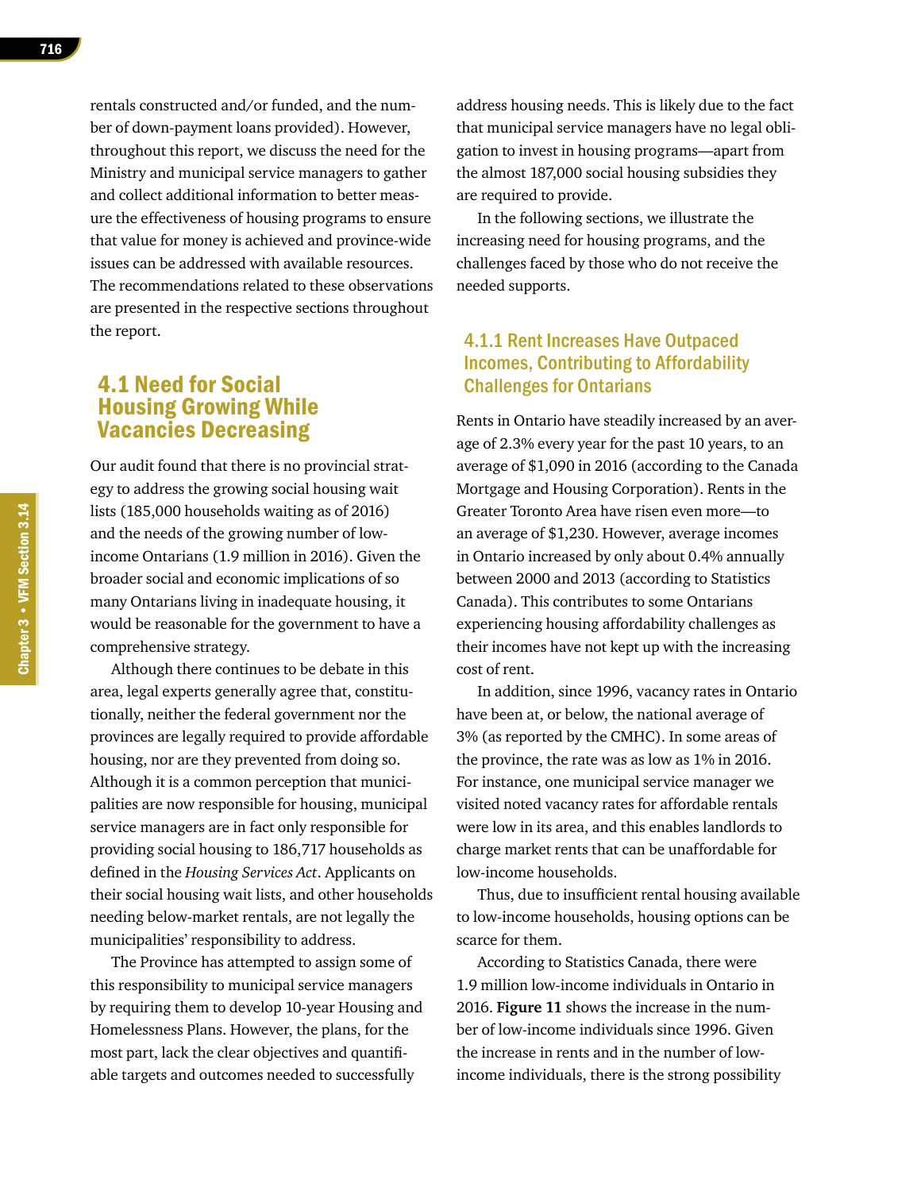rentals constructed and/or funded, and the number of down-payment loans provided). However, throughout this report, we discuss the need for the Ministry and municipal service managers to gather and collect additional information to better measure the effectiveness of housing programs to ensure that value for money is achieved and province-wide issues can be addressed with available resources. The recommendations related to these observations are presented in the respective sections throughout the report.

## 4.1 Need for Social Housing Growing While Vacancies Decreasing

Our audit found that there is no provincial strategy to address the growing social housing wait lists (185,000 households waiting as of 2016) and the needs of the growing number of low-income Ontarians (1.9 million in 2016). Given the broader social and economic implications of so many Ontarians living in inadequate housing, it would be reasonable for the government to have a comprehensive strategy.

Although there continues to be debate in this area, legal experts generally agree that, constitutionally, neither the federal government nor the provinces are legally required to provide affordable housing, nor are they prevented from doing so. Although it is a common perception that municipalities are now responsible for housing, municipal service managers are in fact only responsible for providing social housing to 186,717 households as defined in the *Housing Services Act*. Applicants on their social housing wait lists, and other households needing below-market rentals, are not legally the municipalities' responsibility to address.

The Province has attempted to assign some of this responsibility to municipal service managers by requiring them to develop 10-year Housing and Homelessness Plans. However, the plans, for the most part, lack the clear objectives and quantifiable targets and outcomes needed to successfully address housing needs. This is likely due to the fact that municipal service managers have no legal obligation to invest in housing programs—apart from the almost 187,000 social housing subsidies they are required to provide.

In the following sections, we illustrate the increasing need for housing programs, and the challenges faced by those who do not receive the needed supports.

### 4.1.1 Rent Increases Have Outpaced Incomes, Contributing to Affordability Challenges for Ontarians

Rents in Ontario have steadily increased by an average of 2.3% every year for the past 10 years, to an average of $1,090 in 2016 (according to the Canada Mortgage and Housing Corporation). Rents in the Greater Toronto Area have risen even more—to an average of $1,230. However, average incomes in Ontario increased by only about 0.4% annually between 2000 and 2013 (according to Statistics Canada). This contributes to some Ontarians experiencing housing affordability challenges as their incomes have not kept up with the increasing cost of rent.

In addition, since 1996, vacancy rates in Ontario have been at, or below, the national average of 3% (as reported by the CMHC). In some areas of the province, the rate was as low as 1% in 2016. For instance, one municipal service manager we visited noted vacancy rates for affordable rentals were low in its area, and this enables landlords to charge market rents that can be unaffordable for low-income households.

Thus, due to insufficient rental housing available to low-income households, housing options can be scarce for them.

According to Statistics Canada, there were 1.9 million low-income individuals in Ontario in 2016. **Figure 11** shows the increase in the number of low-income individuals since 1996. Given the increase in rents and in the number of low-income individuals, there is the strong possibility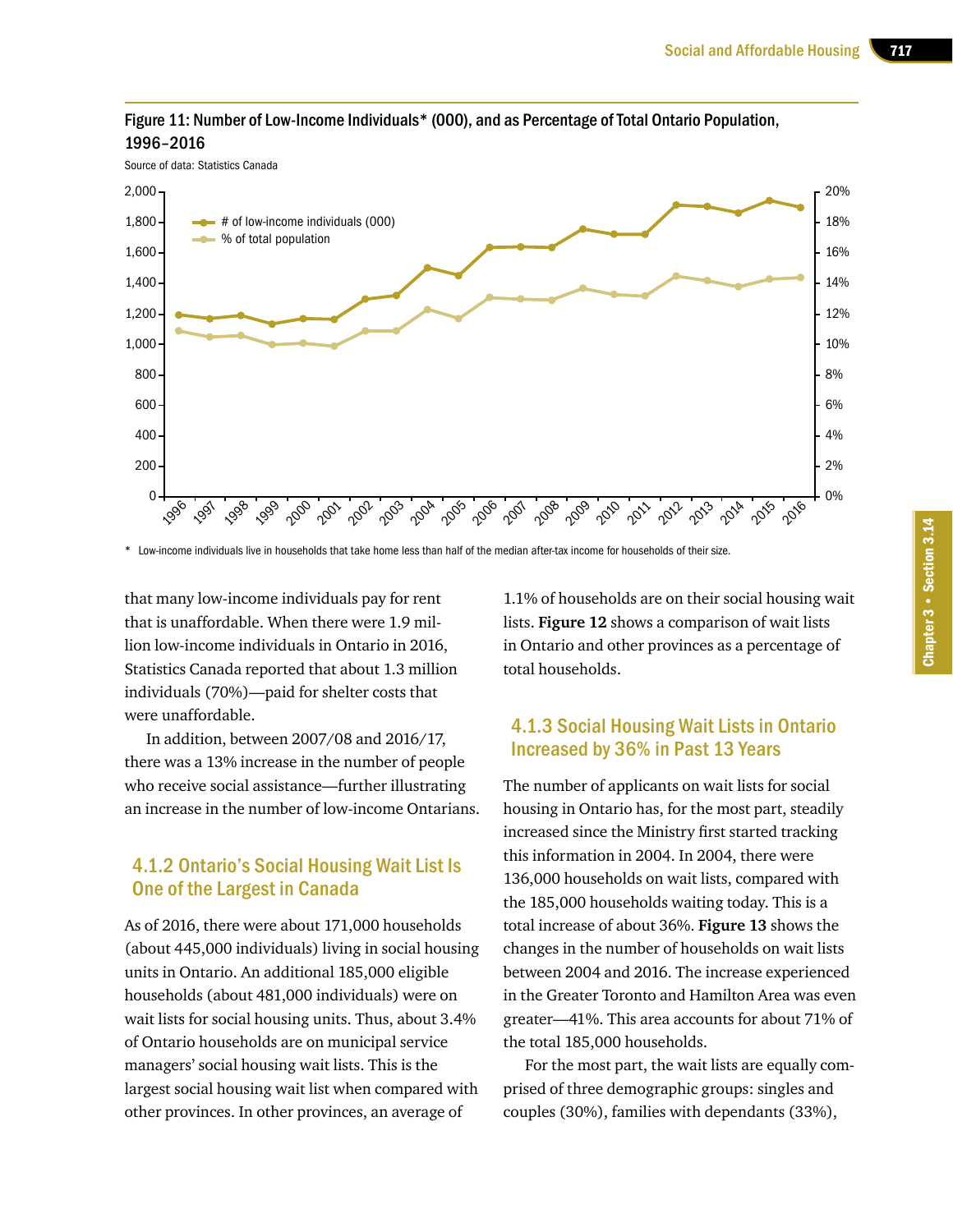Figure 11: Number of Low-Income Individuals* (000), and as Percentage of Total Ontario Population, 1996–2016

Source of data: Statistics Canada

\* Low-income individuals live in households that take home less than half of the median after-tax income for households of their size.

that many low-income individuals pay for rent that is unaffordable. When there were 1.9 million low-income individuals in Ontario in 2016, Statistics Canada reported that about 1.3 million individuals (70%)—paid for shelter costs that were unaffordable.

In addition, between 2007/08 and 2016/17, there was a 13% increase in the number of people who receive social assistance—further illustrating an increase in the number of low-income Ontarians.

### 4.1.2 Ontario's Social Housing Wait List Is One of the Largest in Canada

As of 2016, there were about 171,000 households (about 445,000 individuals) living in social housing units in Ontario. An additional 185,000 eligible households (about 481,000 individuals) were on wait lists for social housing units. Thus, about 3.4% of Ontario households are on municipal service managers' social housing wait lists. This is the largest social housing wait list when compared with other provinces. In other provinces, an average of 1.1% of households are on their social housing wait lists. **Figure 12** shows a comparison of wait lists in Ontario and other provinces as a percentage of total households.

### 4.1.3 Social Housing Wait Lists in Ontario Increased by 36% in Past 13 Years

The number of applicants on wait lists for social housing in Ontario has, for the most part, steadily increased since the Ministry first started tracking this information in 2004. In 2004, there were 136,000 households on wait lists, compared with the 185,000 households waiting today. This is a total increase of about 36%. **Figure 13** shows the changes in the number of households on wait lists between 2004 and 2016. The increase experienced in the Greater Toronto and Hamilton Area was even greater—41%. This area accounts for about 71% of the total 185,000 households.

For the most part, the wait lists are equally comprised of three demographic groups: singles and couples (30%), families with dependants (33%),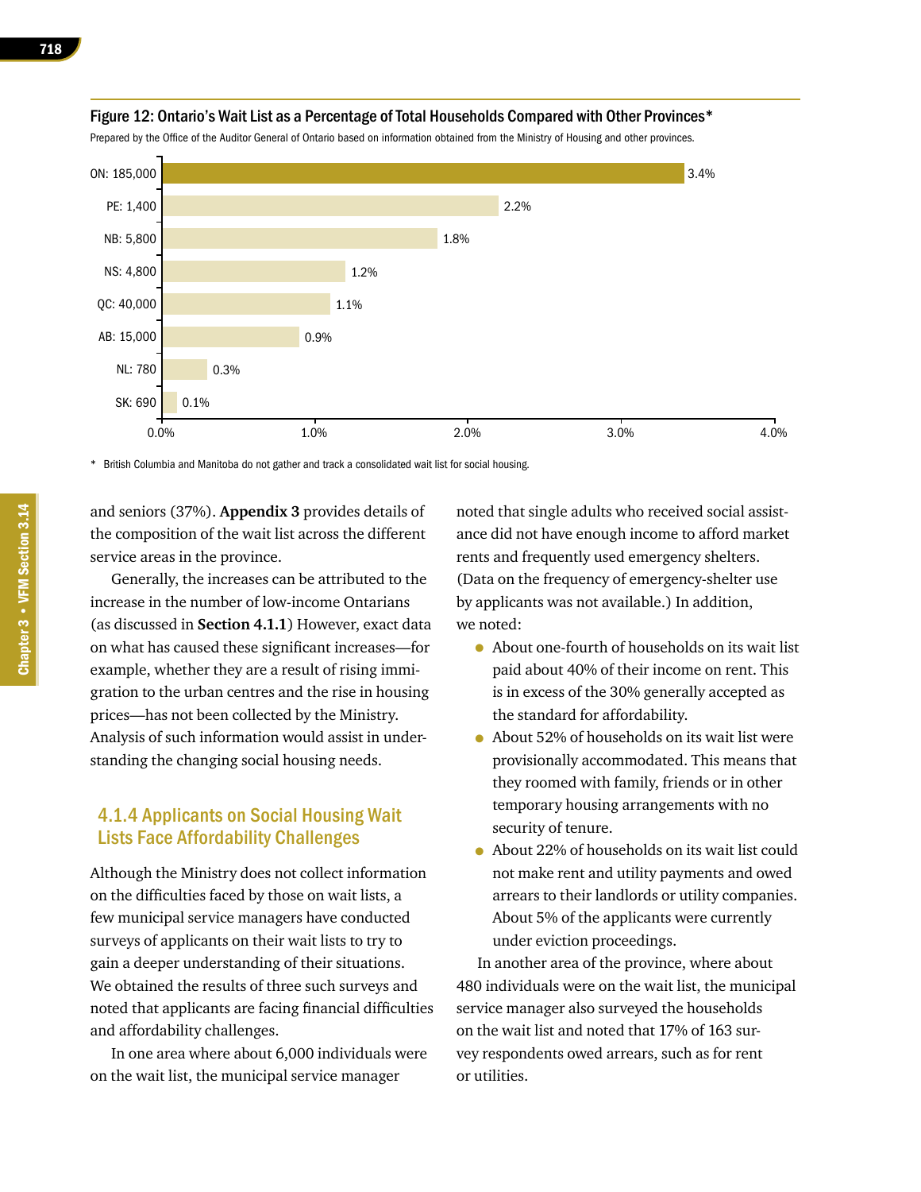**Figure 12: Ontario's Wait List as a Percentage of Total Households Compared with Other Provinces***

Prepared by the Office of the Auditor General of Ontario based on information obtained from the Ministry of Housing and other provinces.

| Province: Wait List | % of Total Households |
|---|---|
| ON: 185,000 | 3.4% |
| PE: 1,400 | 2.2% |
| NB: 5,800 | 1.8% |
| NS: 4,800 | 1.2% |
| QC: 40,000 | 1.1% |
| AB: 15,000 | 0.9% |
| NL: 780 | 0.3% |
| SK: 690 | 0.1% |

* British Columbia and Manitoba do not gather and track a consolidated wait list for social housing.

and seniors (37%). **Appendix 3** provides details of the composition of the wait list across the different service areas in the province.

Generally, the increases can be attributed to the increase in the number of low-income Ontarians (as discussed in **Section 4.1.1**) However, exact data on what has caused these significant increases—for example, whether they are a result of rising immigration to the urban centres and the rise in housing prices—has not been collected by the Ministry. Analysis of such information would assist in understanding the changing social housing needs.

### 4.1.4 Applicants on Social Housing Wait Lists Face Affordability Challenges

Although the Ministry does not collect information on the difficulties faced by those on wait lists, a few municipal service managers have conducted surveys of applicants on their wait lists to try to gain a deeper understanding of their situations. We obtained the results of three such surveys and noted that applicants are facing financial difficulties and affordability challenges.

In one area where about 6,000 individuals were on the wait list, the municipal service manager noted that single adults who received social assistance did not have enough income to afford market rents and frequently used emergency shelters. (Data on the frequency of emergency-shelter use by applicants was not available.) In addition, we noted:

- About one-fourth of households on its wait list paid about 40% of their income on rent. This is in excess of the 30% generally accepted as the standard for affordability.
- About 52% of households on its wait list were provisionally accommodated. This means that they roomed with family, friends or in other temporary housing arrangements with no security of tenure.
- About 22% of households on its wait list could not make rent and utility payments and owed arrears to their landlords or utility companies. About 5% of the applicants were currently under eviction proceedings.

In another area of the province, where about 480 individuals were on the wait list, the municipal service manager also surveyed the households on the wait list and noted that 17% of 163 survey respondents owed arrears, such as for rent or utilities.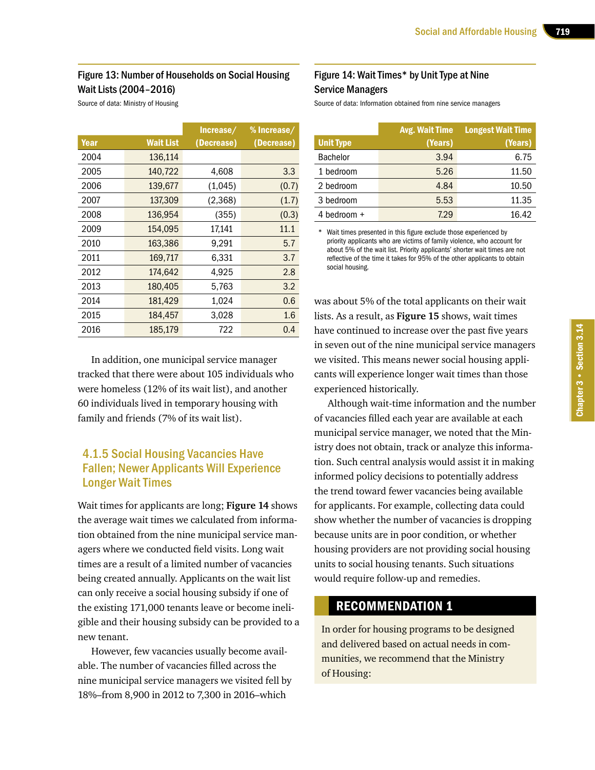### Figure 13: Number of Households on Social Housing Wait Lists (2004–2016)

Source of data: Ministry of Housing

| Year | Wait List | Increase/ (Decrease) | % Increase/ (Decrease) |
|---|---|---|---|
| 2004 | 136,114 | | |
| 2005 | 140,722 | 4,608 | 3.3 |
| 2006 | 139,677 | (1,045) | (0.7) |
| 2007 | 137,309 | (2,368) | (1.7) |
| 2008 | 136,954 | (355) | (0.3) |
| 2009 | 154,095 | 17,141 | 11.1 |
| 2010 | 163,386 | 9,291 | 5.7 |
| 2011 | 169,717 | 6,331 | 3.7 |
| 2012 | 174,642 | 4,925 | 2.8 |
| 2013 | 180,405 | 5,763 | 3.2 |
| 2014 | 181,429 | 1,024 | 0.6 |
| 2015 | 184,457 | 3,028 | 1.6 |
| 2016 | 185,179 | 722 | 0.4 |

In addition, one municipal service manager tracked that there were about 105 individuals who were homeless (12% of its wait list), and another 60 individuals lived in temporary housing with family and friends (7% of its wait list).

### 4.1.5 Social Housing Vacancies Have Fallen; Newer Applicants Will Experience Longer Wait Times

Wait times for applicants are long; **Figure 14** shows the average wait times we calculated from information obtained from the nine municipal service managers where we conducted field visits. Long wait times are a result of a limited number of vacancies being created annually. Applicants on the wait list can only receive a social housing subsidy if one of the existing 171,000 tenants leave or become ineligible and their housing subsidy can be provided to a new tenant.

However, few vacancies usually become available. The number of vacancies filled across the nine municipal service managers we visited fell by 18%–from 8,900 in 2012 to 7,300 in 2016–which was about 5% of the total applicants on their wait lists. As a result, as **Figure 15** shows, wait times have continued to increase over the past five years in seven out of the nine municipal service managers we visited. This means newer social housing applicants will experience longer wait times than those experienced historically.

### Figure 14: Wait Times* by Unit Type at Nine Service Managers

Source of data: Information obtained from nine service managers

| Unit Type | Avg. Wait Time (Years) | Longest Wait Time (Years) |
|---|---|---|
| Bachelor | 3.94 | 6.75 |
| 1 bedroom | 5.26 | 11.50 |
| 2 bedroom | 4.84 | 10.50 |
| 3 bedroom | 5.53 | 11.35 |
| 4 bedroom + | 7.29 | 16.42 |

\* Wait times presented in this figure exclude those experienced by priority applicants who are victims of family violence, who account for about 5% of the wait list. Priority applicants' shorter wait times are not reflective of the time it takes for 95% of the other applicants to obtain social housing.

Although wait-time information and the number of vacancies filled each year are available at each municipal service manager, we noted that the Ministry does not obtain, track or analyze this information. Such central analysis would assist it in making informed policy decisions to potentially address the trend toward fewer vacancies being available for applicants. For example, collecting data could show whether the number of vacancies is dropping because units are in poor condition, or whether housing providers are not providing social housing units to social housing tenants. Such situations would require follow-up and remedies.

## RECOMMENDATION 1

In order for housing programs to be designed and delivered based on actual needs in communities, we recommend that the Ministry of Housing: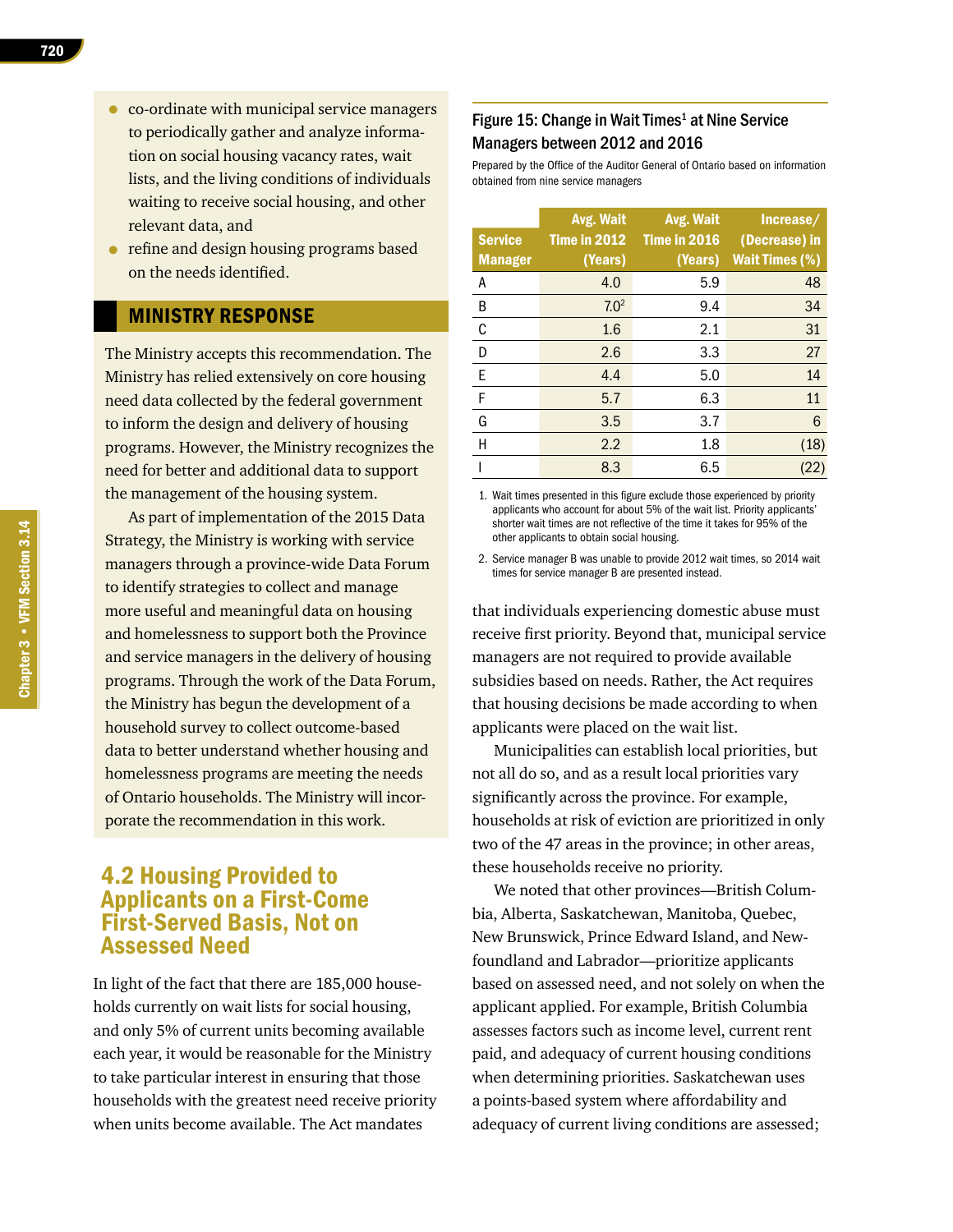- co-ordinate with municipal service managers to periodically gather and analyze information on social housing vacancy rates, wait lists, and the living conditions of individuals waiting to receive social housing, and other relevant data, and
- refine and design housing programs based on the needs identified.

## MINISTRY RESPONSE

The Ministry accepts this recommendation. The Ministry has relied extensively on core housing need data collected by the federal government to inform the design and delivery of housing programs. However, the Ministry recognizes the need for better and additional data to support the management of the housing system.

As part of implementation of the 2015 Data Strategy, the Ministry is working with service managers through a province-wide Data Forum to identify strategies to collect and manage more useful and meaningful data on housing and homelessness to support both the Province and service managers in the delivery of housing programs. Through the work of the Data Forum, the Ministry has begun the development of a household survey to collect outcome-based data to better understand whether housing and homelessness programs are meeting the needs of Ontario households. The Ministry will incorporate the recommendation in this work.

## 4.2 Housing Provided to Applicants on a First-Come First-Served Basis, Not on Assessed Need

In light of the fact that there are 185,000 households currently on wait lists for social housing, and only 5% of current units becoming available each year, it would be reasonable for the Ministry to take particular interest in ensuring that those households with the greatest need receive priority when units become available. The Act mandates that individuals experiencing domestic abuse must receive first priority. Beyond that, municipal service managers are not required to provide available subsidies based on needs. Rather, the Act requires that housing decisions be made according to when applicants were placed on the wait list.

Municipalities can establish local priorities, but not all do so, and as a result local priorities vary significantly across the province. For example, households at risk of eviction are prioritized in only two of the 47 areas in the province; in other areas, these households receive no priority.

We noted that other provinces—British Columbia, Alberta, Saskatchewan, Manitoba, Quebec, New Brunswick, Prince Edward Island, and Newfoundland and Labrador—prioritize applicants based on assessed need, and not solely on when the applicant applied. For example, British Columbia assesses factors such as income level, current rent paid, and adequacy of current housing conditions when determining priorities. Saskatchewan uses a points-based system where affordability and adequacy of current living conditions are assessed;

### Figure 15: Change in Wait Times[1] at Nine Service Managers between 2012 and 2016

Prepared by the Office of the Auditor General of Ontario based on information obtained from nine service managers

| Service Manager | Avg. Wait Time in 2012 (Years) | Avg. Wait Time in 2016 (Years) | Increase/ (Decrease) in Wait Times (%) |
|---|---|---|---|
| A | 4.0 | 5.9 | 48 |
| B | 7.0[2] | 9.4 | 34 |
| C | 1.6 | 2.1 | 31 |
| D | 2.6 | 3.3 | 27 |
| E | 4.4 | 5.0 | 14 |
| F | 5.7 | 6.3 | 11 |
| G | 3.5 | 3.7 | 6 |
| H | 2.2 | 1.8 | (18) |
| I | 8.3 | 6.5 | (22) |

1. Wait times presented in this figure exclude those experienced by priority applicants who account for about 5% of the wait list. Priority applicants' shorter wait times are not reflective of the time it takes for 95% of the other applicants to obtain social housing.
2. Service manager B was unable to provide 2012 wait times, so 2014 wait times for service manager B are presented instead.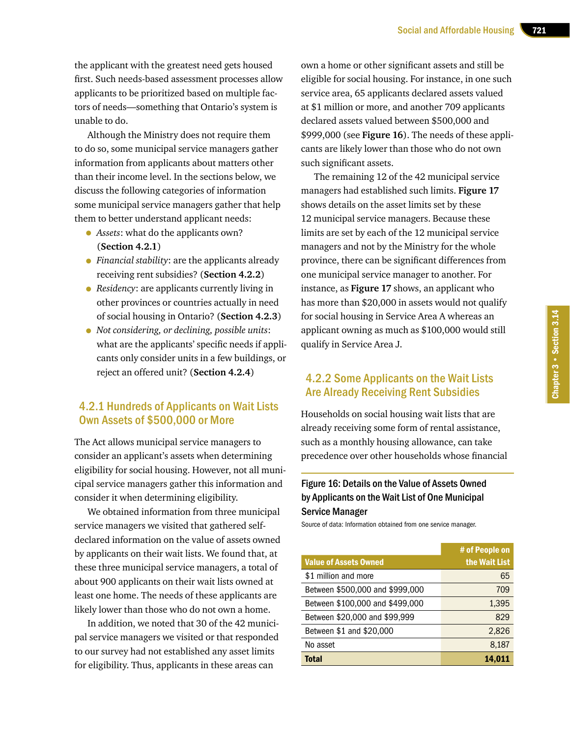the applicant with the greatest need gets housed first. Such needs-based assessment processes allow applicants to be prioritized based on multiple factors of needs—something that Ontario's system is unable to do.

Although the Ministry does not require them to do so, some municipal service managers gather information from applicants about matters other than their income level. In the sections below, we discuss the following categories of information some municipal service managers gather that help them to better understand applicant needs:

- *Assets*: what do the applicants own? (**Section 4.2.1**)
- *Financial stability*: are the applicants already receiving rent subsidies? (**Section 4.2.2**)
- *Residency*: are applicants currently living in other provinces or countries actually in need of social housing in Ontario? (**Section 4.2.3**)
- *Not considering, or declining, possible units*: what are the applicants' specific needs if applicants only consider units in a few buildings, or reject an offered unit? (**Section 4.2.4**)

### 4.2.1 Hundreds of Applicants on Wait Lists Own Assets of $500,000 or More

The Act allows municipal service managers to consider an applicant's assets when determining eligibility for social housing. However, not all municipal service managers gather this information and consider it when determining eligibility.

We obtained information from three municipal service managers we visited that gathered self-declared information on the value of assets owned by applicants on their wait lists. We found that, at these three municipal service managers, a total of about 900 applicants on their wait lists owned at least one home. The needs of these applicants are likely lower than those who do not own a home.

In addition, we noted that 30 of the 42 municipal service managers we visited or that responded to our survey had not established any asset limits for eligibility. Thus, applicants in these areas can own a home or other significant assets and still be eligible for social housing. For instance, in one such service area, 65 applicants declared assets valued at $1 million or more, and another 709 applicants declared assets valued between $500,000 and $999,000 (see **Figure 16**). The needs of these applicants are likely lower than those who do not own such significant assets.

The remaining 12 of the 42 municipal service managers had established such limits. **Figure 17** shows details on the asset limits set by these 12 municipal service managers. Because these limits are set by each of the 12 municipal service managers and not by the Ministry for the whole province, there can be significant differences from one municipal service manager to another. For instance, as **Figure 17** shows, an applicant who has more than $20,000 in assets would not qualify for social housing in Service Area A whereas an applicant owning as much as $100,000 would still qualify in Service Area J.

### 4.2.2 Some Applicants on the Wait Lists Are Already Receiving Rent Subsidies

Households on social housing wait lists that are already receiving some form of rental assistance, such as a monthly housing allowance, can take precedence over other households whose financial

**Figure 16: Details on the Value of Assets Owned by Applicants on the Wait List of One Municipal Service Manager**

Source of data: Information obtained from one service manager.

| Value of Assets Owned | # of People on the Wait List |
|---|---|
| $1 million and more | 65 |
| Between $500,000 and $999,000 | 709 |
| Between $100,000 and $499,000 | 1,395 |
| Between $20,000 and $99,999 | 829 |
| Between $1 and $20,000 | 2,826 |
| No asset | 8,187 |
| **Total** | **14,011** |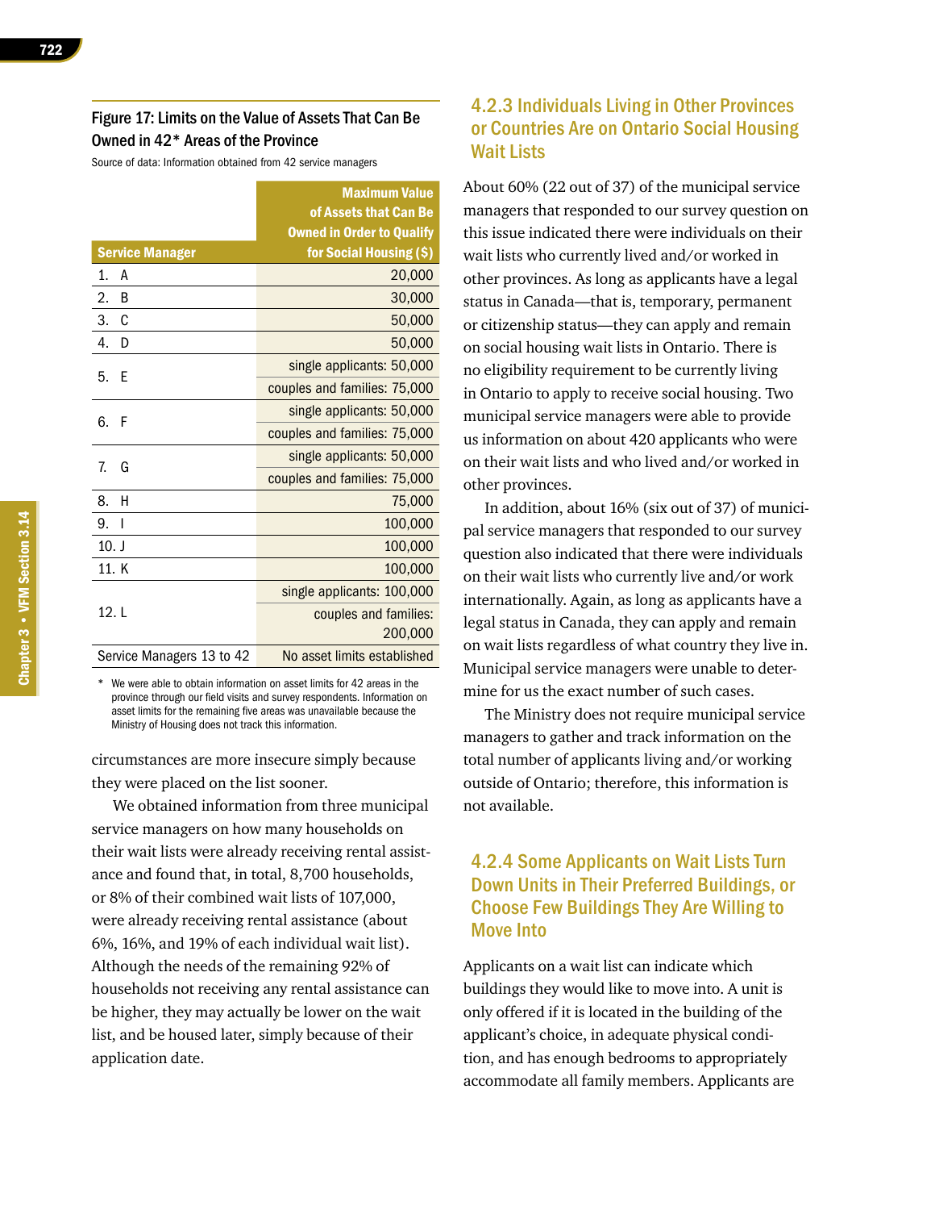Figure 17: Limits on the Value of Assets That Can Be Owned in 42* Areas of the Province

Source of data: Information obtained from 42 service managers

| Service Manager | Maximum Value of Assets that Can Be Owned in Order to Qualify for Social Housing ($) |
|---|---|
| 1. A | 20,000 |
| 2. B | 30,000 |
| 3. C | 50,000 |
| 4. D | 50,000 |
| 5. E | single applicants: 50,000 |
| | couples and families: 75,000 |
| 6. F | single applicants: 50,000 |
| | couples and families: 75,000 |
| 7. G | single applicants: 50,000 |
| | couples and families: 75,000 |
| 8. H | 75,000 |
| 9. I | 100,000 |
| 10. J | 100,000 |
| 11. K | 100,000 |
| 12. L | single applicants: 100,000 |
| | couples and families: 200,000 |
| Service Managers 13 to 42 | No asset limits established |

\* We were able to obtain information on asset limits for 42 areas in the province through our field visits and survey respondents. Information on asset limits for the remaining five areas was unavailable because the Ministry of Housing does not track this information.

circumstances are more insecure simply because they were placed on the list sooner.

We obtained information from three municipal service managers on how many households on their wait lists were already receiving rental assistance and found that, in total, 8,700 households, or 8% of their combined wait lists of 107,000, were already receiving rental assistance (about 6%, 16%, and 19% of each individual wait list). Although the needs of the remaining 92% of households not receiving any rental assistance can be higher, they may actually be lower on the wait list, and be housed later, simply because of their application date.

### 4.2.3 Individuals Living in Other Provinces or Countries Are on Ontario Social Housing Wait Lists

About 60% (22 out of 37) of the municipal service managers that responded to our survey question on this issue indicated there were individuals on their wait lists who currently lived and/or worked in other provinces. As long as applicants have a legal status in Canada—that is, temporary, permanent or citizenship status—they can apply and remain on social housing wait lists in Ontario. There is no eligibility requirement to be currently living in Ontario to apply to receive social housing. Two municipal service managers were able to provide us information on about 420 applicants who were on their wait lists and who lived and/or worked in other provinces.

In addition, about 16% (six out of 37) of municipal service managers that responded to our survey question also indicated that there were individuals on their wait lists who currently live and/or work internationally. Again, as long as applicants have a legal status in Canada, they can apply and remain on wait lists regardless of what country they live in. Municipal service managers were unable to determine for us the exact number of such cases.

The Ministry does not require municipal service managers to gather and track information on the total number of applicants living and/or working outside of Ontario; therefore, this information is not available.

### 4.2.4 Some Applicants on Wait Lists Turn Down Units in Their Preferred Buildings, or Choose Few Buildings They Are Willing to Move Into

Applicants on a wait list can indicate which buildings they would like to move into. A unit is only offered if it is located in the building of the applicant's choice, in adequate physical condition, and has enough bedrooms to appropriately accommodate all family members. Applicants are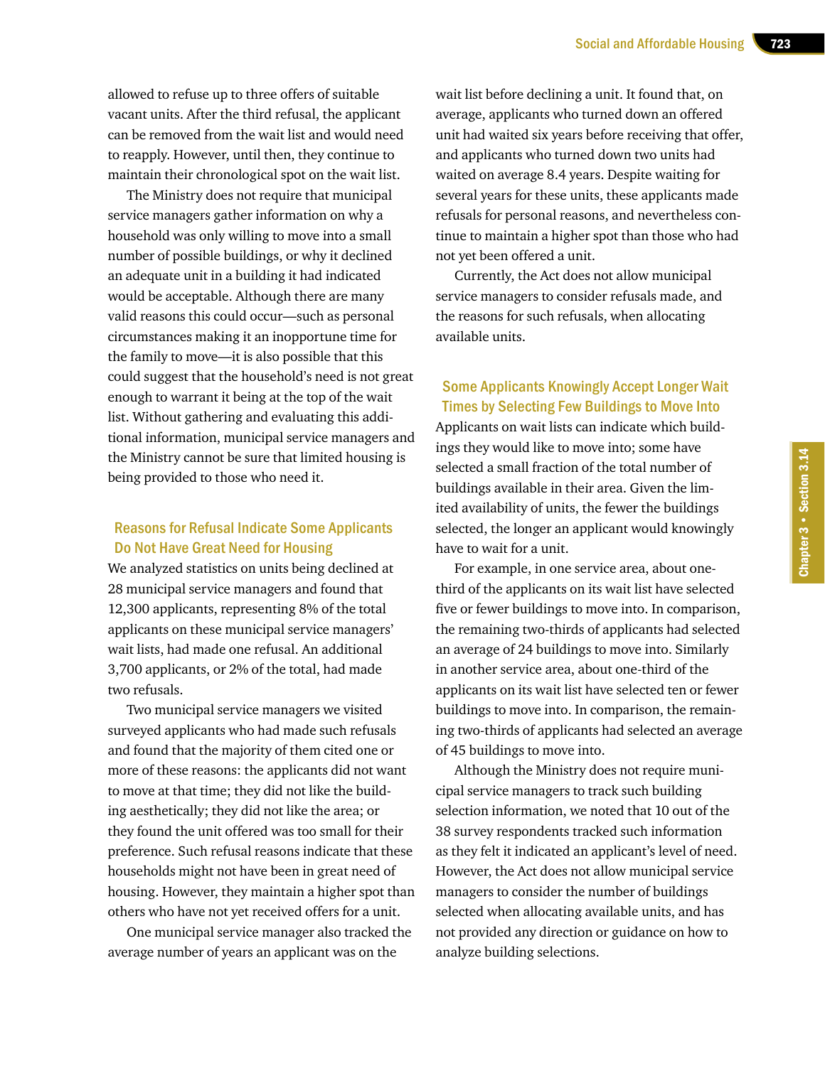allowed to refuse up to three offers of suitable vacant units. After the third refusal, the applicant can be removed from the wait list and would need to reapply. However, until then, they continue to maintain their chronological spot on the wait list.

The Ministry does not require that municipal service managers gather information on why a household was only willing to move into a small number of possible buildings, or why it declined an adequate unit in a building it had indicated would be acceptable. Although there are many valid reasons this could occur—such as personal circumstances making it an inopportune time for the family to move—it is also possible that this could suggest that the household's need is not great enough to warrant it being at the top of the wait list. Without gathering and evaluating this additional information, municipal service managers and the Ministry cannot be sure that limited housing is being provided to those who need it.

### Reasons for Refusal Indicate Some Applicants Do Not Have Great Need for Housing

We analyzed statistics on units being declined at 28 municipal service managers and found that 12,300 applicants, representing 8% of the total applicants on these municipal service managers' wait lists, had made one refusal. An additional 3,700 applicants, or 2% of the total, had made two refusals.

Two municipal service managers we visited surveyed applicants who had made such refusals and found that the majority of them cited one or more of these reasons: the applicants did not want to move at that time; they did not like the building aesthetically; they did not like the area; or they found the unit offered was too small for their preference. Such refusal reasons indicate that these households might not have been in great need of housing. However, they maintain a higher spot than others who have not yet received offers for a unit.

One municipal service manager also tracked the average number of years an applicant was on the wait list before declining a unit. It found that, on average, applicants who turned down an offered unit had waited six years before receiving that offer, and applicants who turned down two units had waited on average 8.4 years. Despite waiting for several years for these units, these applicants made refusals for personal reasons, and nevertheless continue to maintain a higher spot than those who had not yet been offered a unit.

Currently, the Act does not allow municipal service managers to consider refusals made, and the reasons for such refusals, when allocating available units.

### Some Applicants Knowingly Accept Longer Wait Times by Selecting Few Buildings to Move Into

Applicants on wait lists can indicate which buildings they would like to move into; some have selected a small fraction of the total number of buildings available in their area. Given the limited availability of units, the fewer the buildings selected, the longer an applicant would knowingly have to wait for a unit.

For example, in one service area, about one-third of the applicants on its wait list have selected five or fewer buildings to move into. In comparison, the remaining two-thirds of applicants had selected an average of 24 buildings to move into. Similarly in another service area, about one-third of the applicants on its wait list have selected ten or fewer buildings to move into. In comparison, the remaining two-thirds of applicants had selected an average of 45 buildings to move into.

Although the Ministry does not require municipal service managers to track such building selection information, we noted that 10 out of the 38 survey respondents tracked such information as they felt it indicated an applicant's level of need. However, the Act does not allow municipal service managers to consider the number of buildings selected when allocating available units, and has not provided any direction or guidance on how to analyze building selections.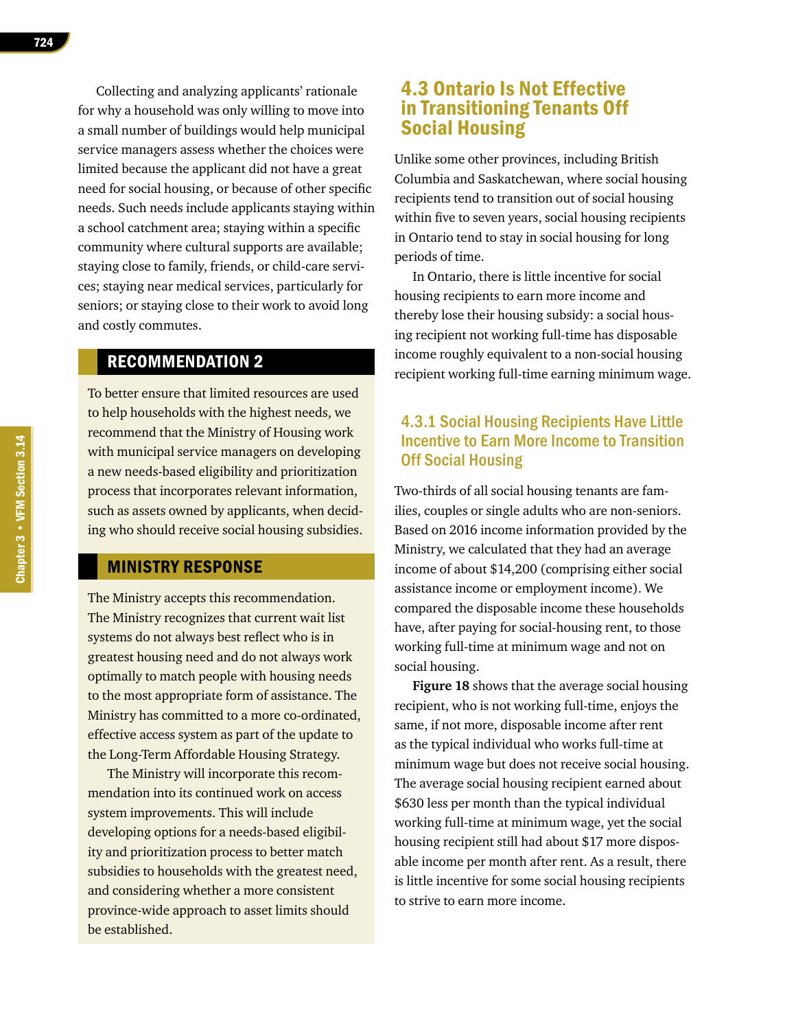Collecting and analyzing applicants' rationale for why a household was only willing to move into a small number of buildings would help municipal service managers assess whether the choices were limited because the applicant did not have a great need for social housing, or because of other specific needs. Such needs include applicants staying within a school catchment area; staying within a specific community where cultural supports are available; staying close to family, friends, or child-care services; staying near medical services, particularly for seniors; or staying close to their work to avoid long and costly commutes.

## RECOMMENDATION 2

To better ensure that limited resources are used to help households with the highest needs, we recommend that the Ministry of Housing work with municipal service managers on developing a new needs-based eligibility and prioritization process that incorporates relevant information, such as assets owned by applicants, when deciding who should receive social housing subsidies.

## MINISTRY RESPONSE

The Ministry accepts this recommendation. The Ministry recognizes that current wait list systems do not always best reflect who is in greatest housing need and do not always work optimally to match people with housing needs to the most appropriate form of assistance. The Ministry has committed to a more co-ordinated, effective access system as part of the update to the Long-Term Affordable Housing Strategy.

The Ministry will incorporate this recommendation into its continued work on access system improvements. This will include developing options for a needs-based eligibility and prioritization process to better match subsidies to households with the greatest need, and considering whether a more consistent province-wide approach to asset limits should be established.

## 4.3 Ontario Is Not Effective in Transitioning Tenants Off Social Housing

Unlike some other provinces, including British Columbia and Saskatchewan, where social housing recipients tend to transition out of social housing within five to seven years, social housing recipients in Ontario tend to stay in social housing for long periods of time.

In Ontario, there is little incentive for social housing recipients to earn more income and thereby lose their housing subsidy: a social housing recipient not working full-time has disposable income roughly equivalent to a non-social housing recipient working full-time earning minimum wage.

### 4.3.1 Social Housing Recipients Have Little Incentive to Earn More Income to Transition Off Social Housing

Two-thirds of all social housing tenants are families, couples or single adults who are non-seniors. Based on 2016 income information provided by the Ministry, we calculated that they had an average income of about $14,200 (comprising either social assistance income or employment income). We compared the disposable income these households have, after paying for social-housing rent, to those working full-time at minimum wage and not on social housing.

**Figure 18** shows that the average social housing recipient, who is not working full-time, enjoys the same, if not more, disposable income after rent as the typical individual who works full-time at minimum wage but does not receive social housing. The average social housing recipient earned about $630 less per month than the typical individual working full-time at minimum wage, yet the social housing recipient still had about $17 more disposable income per month after rent. As a result, there is little incentive for some social housing recipients to strive to earn more income.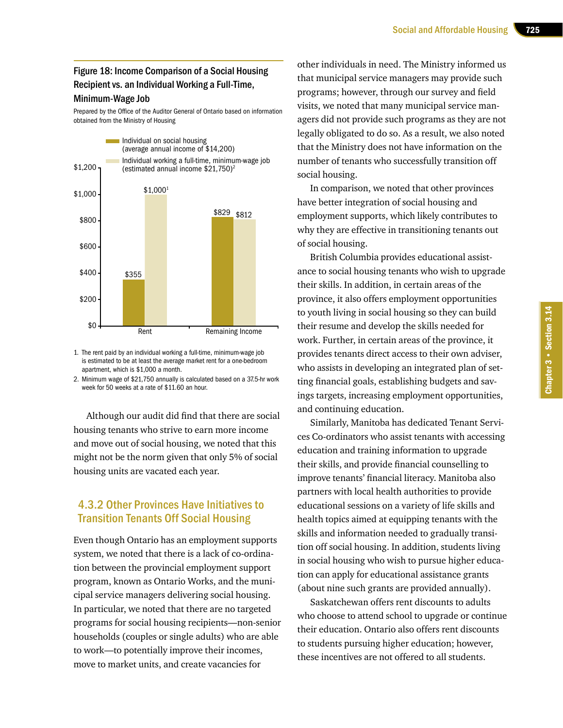### Figure 18: Income Comparison of a Social Housing Recipient vs. an Individual Working a Full-Time, Minimum-Wage Job

Prepared by the Office of the Auditor General of Ontario based on information obtained from the Ministry of Housing

| | Individual on social housing (average annual income of $14,200) | Individual working a full-time, minimum-wage job (estimated annual income $21,750)[2] |
|---|---|---|
| Rent | $355 | $1,000[1] |
| Remaining Income | $829 | $812 |

1. The rent paid by an individual working a full-time, minimum-wage job is estimated to be at least the average market rent for a one-bedroom apartment, which is $1,000 a month.
2. Minimum wage of $21,750 annually is calculated based on a 37.5-hr work week for 50 weeks at a rate of $11.60 an hour.

Although our audit did find that there are social housing tenants who strive to earn more income and move out of social housing, we noted that this might not be the norm given that only 5% of social housing units are vacated each year.

### 4.3.2 Other Provinces Have Initiatives to Transition Tenants Off Social Housing

Even though Ontario has an employment supports system, we noted that there is a lack of co-ordination between the provincial employment support program, known as Ontario Works, and the municipal service managers delivering social housing. In particular, we noted that there are no targeted programs for social housing recipients—non-senior households (couples or single adults) who are able to work—to potentially improve their incomes, move to market units, and create vacancies for other individuals in need. The Ministry informed us that municipal service managers may provide such programs; however, through our survey and field visits, we noted that many municipal service managers did not provide such programs as they are not legally obligated to do so. As a result, we also noted that the Ministry does not have information on the number of tenants who successfully transition off social housing.

In comparison, we noted that other provinces have better integration of social housing and employment supports, which likely contributes to why they are effective in transitioning tenants out of social housing.

British Columbia provides educational assistance to social housing tenants who wish to upgrade their skills. In addition, in certain areas of the province, it also offers employment opportunities to youth living in social housing so they can build their resume and develop the skills needed for work. Further, in certain areas of the province, it provides tenants direct access to their own adviser, who assists in developing an integrated plan of setting financial goals, establishing budgets and savings targets, increasing employment opportunities, and continuing education.

Similarly, Manitoba has dedicated Tenant Services Co-ordinators who assist tenants with accessing education and training information to upgrade their skills, and provide financial counselling to improve tenants' financial literacy. Manitoba also partners with local health authorities to provide educational sessions on a variety of life skills and health topics aimed at equipping tenants with the skills and information needed to gradually transition off social housing. In addition, students living in social housing who wish to pursue higher education can apply for educational assistance grants (about nine such grants are provided annually).

Saskatchewan offers rent discounts to adults who choose to attend school to upgrade or continue their education. Ontario also offers rent discounts to students pursuing higher education; however, these incentives are not offered to all students.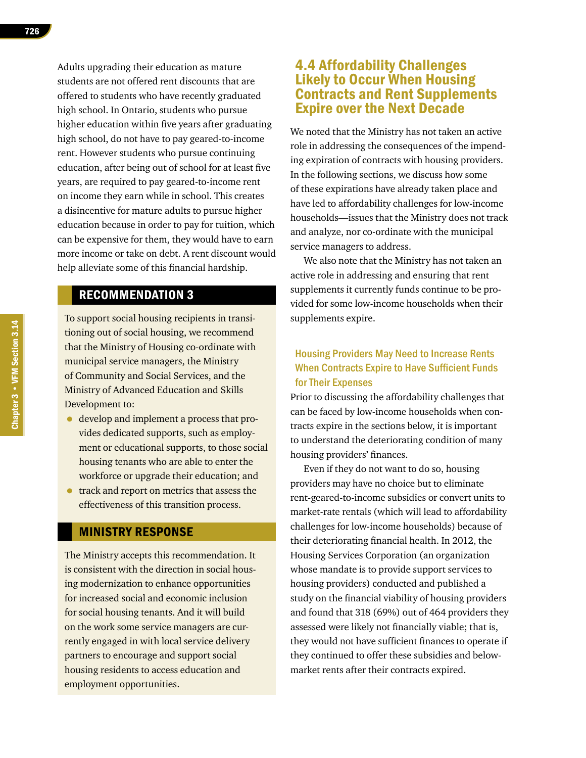Adults upgrading their education as mature students are not offered rent discounts that are offered to students who have recently graduated high school. In Ontario, students who pursue higher education within five years after graduating high school, do not have to pay geared-to-income rent. However students who pursue continuing education, after being out of school for at least five years, are required to pay geared-to-income rent on income they earn while in school. This creates a disincentive for mature adults to pursue higher education because in order to pay for tuition, which can be expensive for them, they would have to earn more income or take on debt. A rent discount would help alleviate some of this financial hardship.

## RECOMMENDATION 3

To support social housing recipients in transitioning out of social housing, we recommend that the Ministry of Housing co-ordinate with municipal service managers, the Ministry of Community and Social Services, and the Ministry of Advanced Education and Skills Development to:

- develop and implement a process that provides dedicated supports, such as employment or educational supports, to those social housing tenants who are able to enter the workforce or upgrade their education; and
- track and report on metrics that assess the effectiveness of this transition process.

## MINISTRY RESPONSE

The Ministry accepts this recommendation. It is consistent with the direction in social housing modernization to enhance opportunities for increased social and economic inclusion for social housing tenants. And it will build on the work some service managers are currently engaged in with local service delivery partners to encourage and support social housing residents to access education and employment opportunities.

## 4.4 Affordability Challenges Likely to Occur When Housing Contracts and Rent Supplements Expire over the Next Decade

We noted that the Ministry has not taken an active role in addressing the consequences of the impending expiration of contracts with housing providers. In the following sections, we discuss how some of these expirations have already taken place and have led to affordability challenges for low-income households—issues that the Ministry does not track and analyze, nor co-ordinate with the municipal service managers to address.

We also note that the Ministry has not taken an active role in addressing and ensuring that rent supplements it currently funds continue to be provided for some low-income households when their supplements expire.

### Housing Providers May Need to Increase Rents When Contracts Expire to Have Sufficient Funds for Their Expenses

Prior to discussing the affordability challenges that can be faced by low-income households when contracts expire in the sections below, it is important to understand the deteriorating condition of many housing providers' finances.

Even if they do not want to do so, housing providers may have no choice but to eliminate rent-geared-to-income subsidies or convert units to market-rate rentals (which will lead to affordability challenges for low-income households) because of their deteriorating financial health. In 2012, the Housing Services Corporation (an organization whose mandate is to provide support services to housing providers) conducted and published a study on the financial viability of housing providers and found that 318 (69%) out of 464 providers they assessed were likely not financially viable; that is, they would not have sufficient finances to operate if they continued to offer these subsidies and below-market rents after their contracts expired.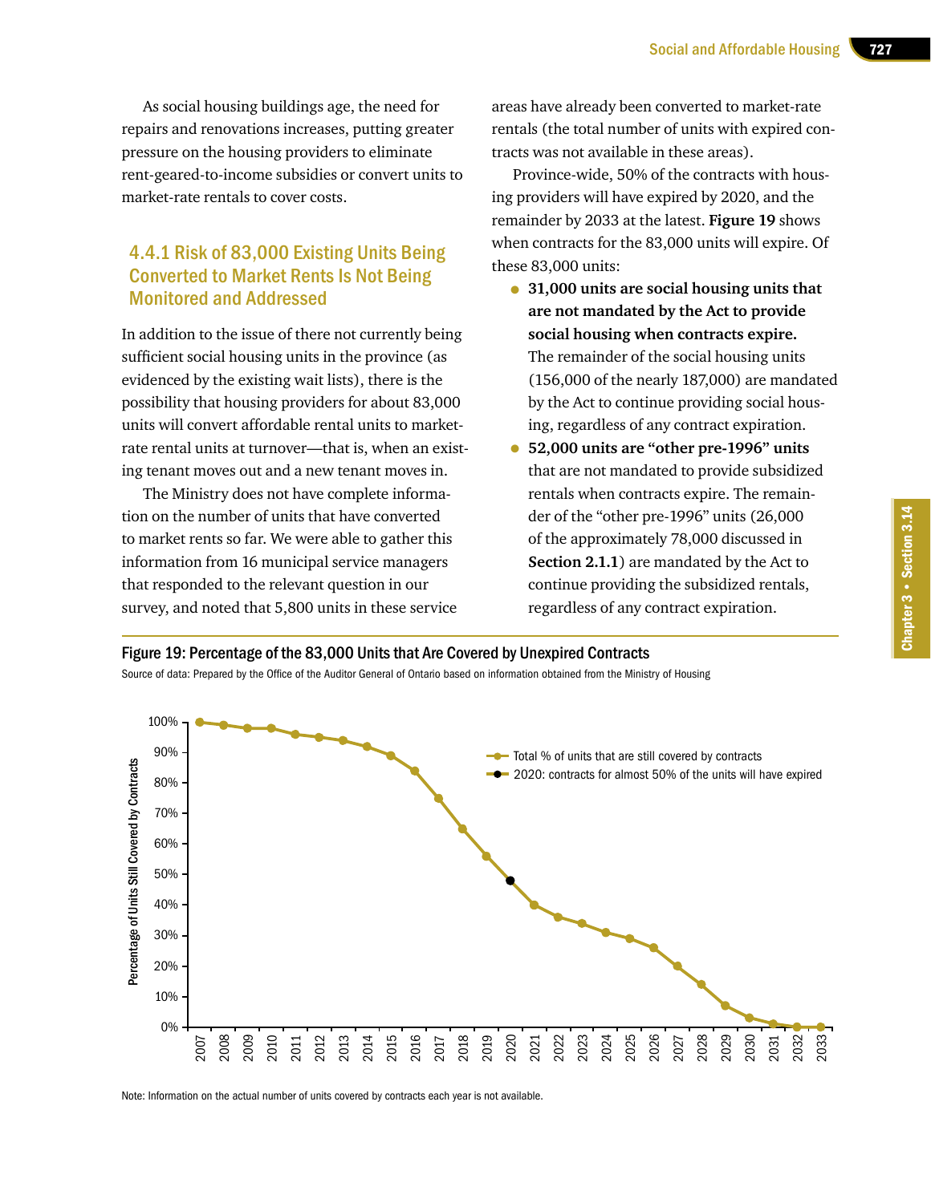As social housing buildings age, the need for repairs and renovations increases, putting greater pressure on the housing providers to eliminate rent-geared-to-income subsidies or convert units to market-rate rentals to cover costs.

### 4.4.1 Risk of 83,000 Existing Units Being Converted to Market Rents Is Not Being Monitored and Addressed

In addition to the issue of there not currently being sufficient social housing units in the province (as evidenced by the existing wait lists), there is the possibility that housing providers for about 83,000 units will convert affordable rental units to market-rate rental units at turnover—that is, when an existing tenant moves out and a new tenant moves in.

The Ministry does not have complete information on the number of units that have converted to market rents so far. We were able to gather this information from 16 municipal service managers that responded to the relevant question in our survey, and noted that 5,800 units in these service areas have already been converted to market-rate rentals (the total number of units with expired contracts was not available in these areas).

Province-wide, 50% of the contracts with housing providers will have expired by 2020, and the remainder by 2033 at the latest. **Figure 19** shows when contracts for the 83,000 units will expire. Of these 83,000 units:

- **31,000 units are social housing units that are not mandated by the Act to provide social housing when contracts expire.** The remainder of the social housing units (156,000 of the nearly 187,000) are mandated by the Act to continue providing social housing, regardless of any contract expiration.
- **52,000 units are "other pre-1996" units** that are not mandated to provide subsidized rentals when contracts expire. The remainder of the "other pre-1996" units (26,000 of the approximately 78,000 discussed in **Section 2.1.1**) are mandated by the Act to continue providing the subsidized rentals, regardless of any contract expiration.

**Figure 19: Percentage of the 83,000 Units that Are Covered by Unexpired Contracts**

Source of data: Prepared by the Office of the Auditor General of Ontario based on information obtained from the Ministry of Housing

Note: Information on the actual number of units covered by contracts each year is not available.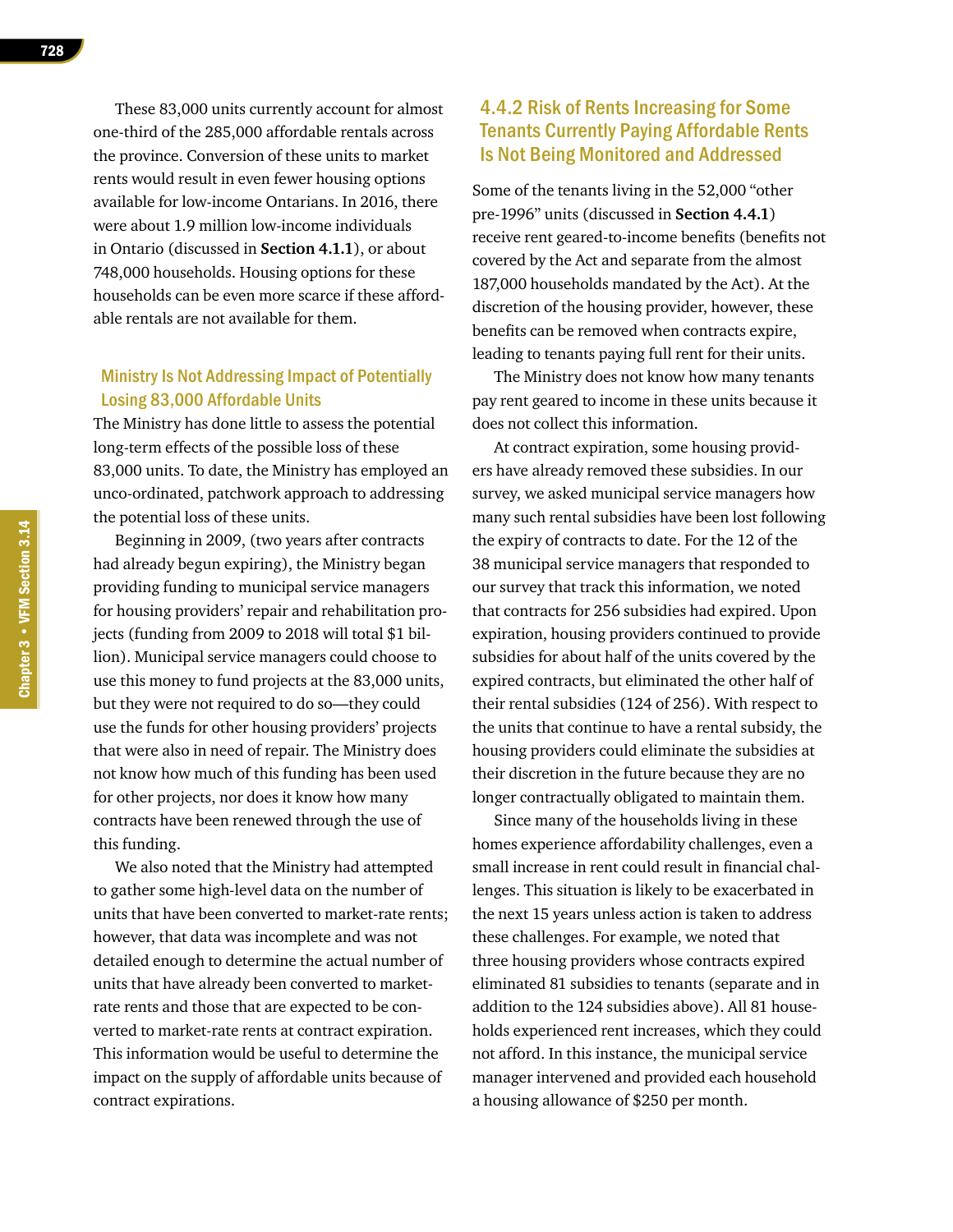These 83,000 units currently account for almost one-third of the 285,000 affordable rentals across the province. Conversion of these units to market rents would result in even fewer housing options available for low-income Ontarians. In 2016, there were about 1.9 million low-income individuals in Ontario (discussed in **Section 4.1.1**), or about 748,000 households. Housing options for these households can be even more scarce if these affordable rentals are not available for them.

### Ministry Is Not Addressing Impact of Potentially Losing 83,000 Affordable Units

The Ministry has done little to assess the potential long-term effects of the possible loss of these 83,000 units. To date, the Ministry has employed an unco-ordinated, patchwork approach to addressing the potential loss of these units.

Beginning in 2009, (two years after contracts had already begun expiring), the Ministry began providing funding to municipal service managers for housing providers' repair and rehabilitation projects (funding from 2009 to 2018 will total $1 billion). Municipal service managers could choose to use this money to fund projects at the 83,000 units, but they were not required to do so—they could use the funds for other housing providers' projects that were also in need of repair. The Ministry does not know how much of this funding has been used for other projects, nor does it know how many contracts have been renewed through the use of this funding.

We also noted that the Ministry had attempted to gather some high-level data on the number of units that have been converted to market-rate rents; however, that data was incomplete and was not detailed enough to determine the actual number of units that have already been converted to market-rate rents and those that are expected to be converted to market-rate rents at contract expiration. This information would be useful to determine the impact on the supply of affordable units because of contract expirations.

## 4.4.2 Risk of Rents Increasing for Some Tenants Currently Paying Affordable Rents Is Not Being Monitored and Addressed

Some of the tenants living in the 52,000 "other pre-1996" units (discussed in **Section 4.4.1**) receive rent geared-to-income benefits (benefits not covered by the Act and separate from the almost 187,000 households mandated by the Act). At the discretion of the housing provider, however, these benefits can be removed when contracts expire, leading to tenants paying full rent for their units.

The Ministry does not know how many tenants pay rent geared to income in these units because it does not collect this information.

At contract expiration, some housing providers have already removed these subsidies. In our survey, we asked municipal service managers how many such rental subsidies have been lost following the expiry of contracts to date. For the 12 of the 38 municipal service managers that responded to our survey that track this information, we noted that contracts for 256 subsidies had expired. Upon expiration, housing providers continued to provide subsidies for about half of the units covered by the expired contracts, but eliminated the other half of their rental subsidies (124 of 256). With respect to the units that continue to have a rental subsidy, the housing providers could eliminate the subsidies at their discretion in the future because they are no longer contractually obligated to maintain them.

Since many of the households living in these homes experience affordability challenges, even a small increase in rent could result in financial challenges. This situation is likely to be exacerbated in the next 15 years unless action is taken to address these challenges. For example, we noted that three housing providers whose contracts expired eliminated 81 subsidies to tenants (separate and in addition to the 124 subsidies above). All 81 households experienced rent increases, which they could not afford. In this instance, the municipal service manager intervened and provided each household a housing allowance of $250 per month.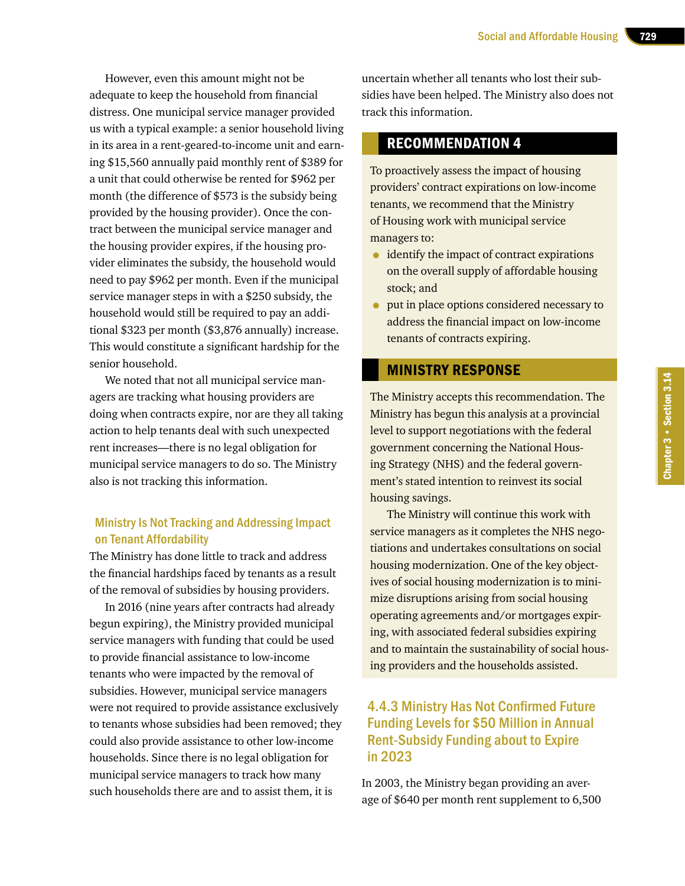However, even this amount might not be adequate to keep the household from financial distress. One municipal service manager provided us with a typical example: a senior household living in its area in a rent-geared-to-income unit and earning $15,560 annually paid monthly rent of $389 for a unit that could otherwise be rented for $962 per month (the difference of $573 is the subsidy being provided by the housing provider). Once the contract between the municipal service manager and the housing provider expires, if the housing provider eliminates the subsidy, the household would need to pay $962 per month. Even if the municipal service manager steps in with a $250 subsidy, the household would still be required to pay an additional $323 per month ($3,876 annually) increase. This would constitute a significant hardship for the senior household.

We noted that not all municipal service managers are tracking what housing providers are doing when contracts expire, nor are they all taking action to help tenants deal with such unexpected rent increases—there is no legal obligation for municipal service managers to do so. The Ministry also is not tracking this information.

#### Ministry Is Not Tracking and Addressing Impact on Tenant Affordability

The Ministry has done little to track and address the financial hardships faced by tenants as a result of the removal of subsidies by housing providers.

In 2016 (nine years after contracts had already begun expiring), the Ministry provided municipal service managers with funding that could be used to provide financial assistance to low-income tenants who were impacted by the removal of subsidies. However, municipal service managers were not required to provide assistance exclusively to tenants whose subsidies had been removed; they could also provide assistance to other low-income households. Since there is no legal obligation for municipal service managers to track how many such households there are and to assist them, it is uncertain whether all tenants who lost their subsidies have been helped. The Ministry also does not track this information.

## RECOMMENDATION 4

To proactively assess the impact of housing providers' contract expirations on low-income tenants, we recommend that the Ministry of Housing work with municipal service managers to:

- identify the impact of contract expirations on the overall supply of affordable housing stock; and
- put in place options considered necessary to address the financial impact on low-income tenants of contracts expiring.

## MINISTRY RESPONSE

The Ministry accepts this recommendation. The Ministry has begun this analysis at a provincial level to support negotiations with the federal government concerning the National Housing Strategy (NHS) and the federal government's stated intention to reinvest its social housing savings.

The Ministry will continue this work with service managers as it completes the NHS negotiations and undertakes consultations on social housing modernization. One of the key objectives of social housing modernization is to minimize disruptions arising from social housing operating agreements and/or mortgages expiring, with associated federal subsidies expiring and to maintain the sustainability of social housing providers and the households assisted.

### 4.4.3 Ministry Has Not Confirmed Future Funding Levels for $50 Million in Annual Rent-Subsidy Funding about to Expire in 2023

In 2003, the Ministry began providing an average of $640 per month rent supplement to 6,500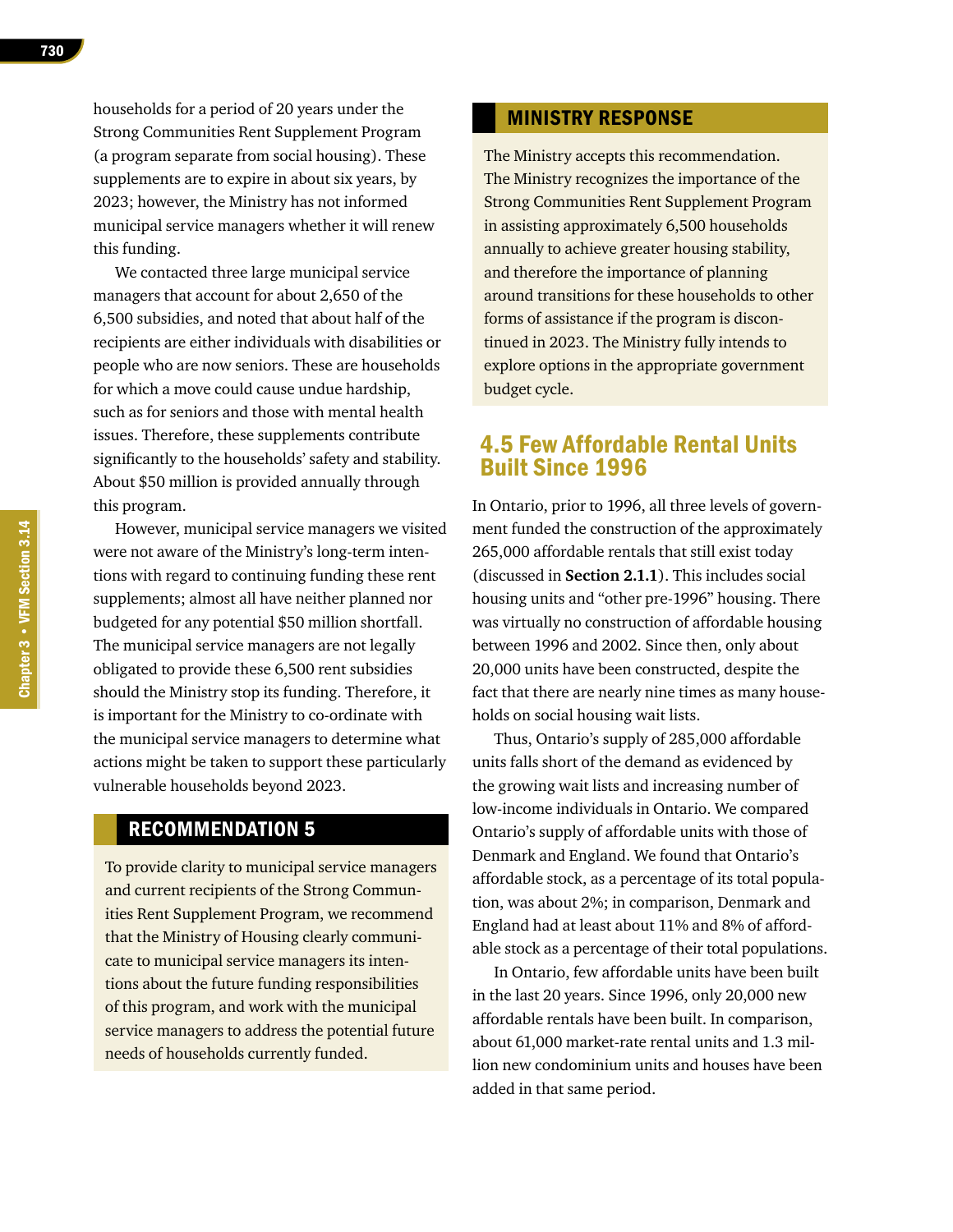households for a period of 20 years under the Strong Communities Rent Supplement Program (a program separate from social housing). These supplements are to expire in about six years, by 2023; however, the Ministry has not informed municipal service managers whether it will renew this funding.

We contacted three large municipal service managers that account for about 2,650 of the 6,500 subsidies, and noted that about half of the recipients are either individuals with disabilities or people who are now seniors. These are households for which a move could cause undue hardship, such as for seniors and those with mental health issues. Therefore, these supplements contribute significantly to the households' safety and stability. About $50 million is provided annually through this program.

However, municipal service managers we visited were not aware of the Ministry's long-term intentions with regard to continuing funding these rent supplements; almost all have neither planned nor budgeted for any potential $50 million shortfall. The municipal service managers are not legally obligated to provide these 6,500 rent subsidies should the Ministry stop its funding. Therefore, it is important for the Ministry to co-ordinate with the municipal service managers to determine what actions might be taken to support these particularly vulnerable households beyond 2023.

## RECOMMENDATION 5

To provide clarity to municipal service managers and current recipients of the Strong Communities Rent Supplement Program, we recommend that the Ministry of Housing clearly communicate to municipal service managers its intentions about the future funding responsibilities of this program, and work with the municipal service managers to address the potential future needs of households currently funded.

## MINISTRY RESPONSE

The Ministry accepts this recommendation. The Ministry recognizes the importance of the Strong Communities Rent Supplement Program in assisting approximately 6,500 households annually to achieve greater housing stability, and therefore the importance of planning around transitions for these households to other forms of assistance if the program is discontinued in 2023. The Ministry fully intends to explore options in the appropriate government budget cycle.

## 4.5 Few Affordable Rental Units Built Since 1996

In Ontario, prior to 1996, all three levels of government funded the construction of the approximately 265,000 affordable rentals that still exist today (discussed in **Section 2.1.1**). This includes social housing units and "other pre-1996" housing. There was virtually no construction of affordable housing between 1996 and 2002. Since then, only about 20,000 units have been constructed, despite the fact that there are nearly nine times as many households on social housing wait lists.

Thus, Ontario's supply of 285,000 affordable units falls short of the demand as evidenced by the growing wait lists and increasing number of low-income individuals in Ontario. We compared Ontario's supply of affordable units with those of Denmark and England. We found that Ontario's affordable stock, as a percentage of its total population, was about 2%; in comparison, Denmark and England had at least about 11% and 8% of affordable stock as a percentage of their total populations.

In Ontario, few affordable units have been built in the last 20 years. Since 1996, only 20,000 new affordable rentals have been built. In comparison, about 61,000 market-rate rental units and 1.3 million new condominium units and houses have been added in that same period.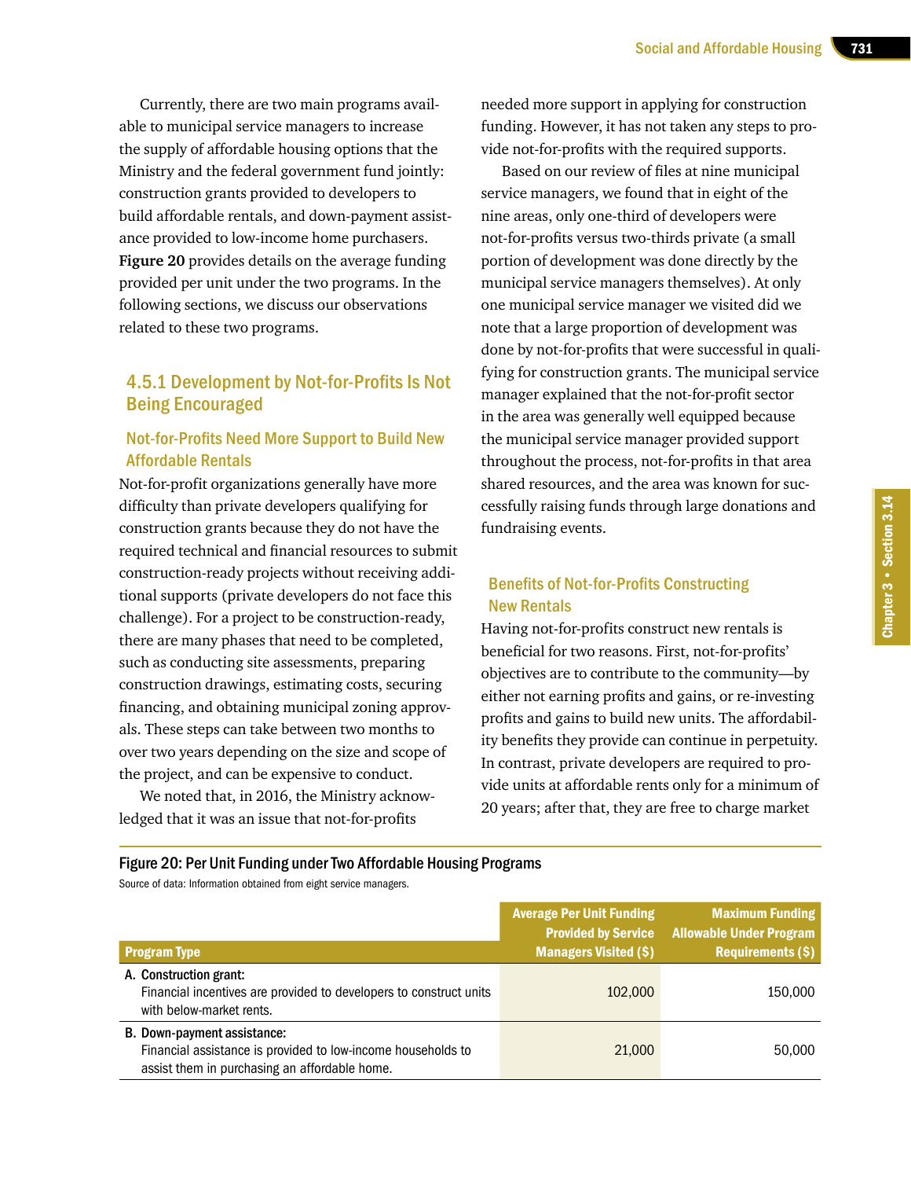Currently, there are two main programs available to municipal service managers to increase the supply of affordable housing options that the Ministry and the federal government fund jointly: construction grants provided to developers to build affordable rentals, and down-payment assistance provided to low-income home purchasers. **Figure 20** provides details on the average funding provided per unit under the two programs. In the following sections, we discuss our observations related to these two programs.

### 4.5.1 Development by Not-for-Profits Is Not Being Encouraged

#### Not-for-Profits Need More Support to Build New Affordable Rentals

Not-for-profit organizations generally have more difficulty than private developers qualifying for construction grants because they do not have the required technical and financial resources to submit construction-ready projects without receiving additional supports (private developers do not face this challenge). For a project to be construction-ready, there are many phases that need to be completed, such as conducting site assessments, preparing construction drawings, estimating costs, securing financing, and obtaining municipal zoning approvals. These steps can take between two months to over two years depending on the size and scope of the project, and can be expensive to conduct.

We noted that, in 2016, the Ministry acknowledged that it was an issue that not-for-profits needed more support in applying for construction funding. However, it has not taken any steps to provide not-for-profits with the required supports.

Based on our review of files at nine municipal service managers, we found that in eight of the nine areas, only one-third of developers were not-for-profits versus two-thirds private (a small portion of development was done directly by the municipal service managers themselves). At only one municipal service manager we visited did we note that a large proportion of development was done by not-for-profits that were successful in qualifying for construction grants. The municipal service manager explained that the not-for-profit sector in the area was generally well equipped because the municipal service manager provided support throughout the process, not-for-profits in that area shared resources, and the area was known for successfully raising funds through large donations and fundraising events.

#### Benefits of Not-for-Profits Constructing New Rentals

Having not-for-profits construct new rentals is beneficial for two reasons. First, not-for-profits' objectives are to contribute to the community—by either not earning profits and gains, or re-investing profits and gains to build new units. The affordability benefits they provide can continue in perpetuity. In contrast, private developers are required to provide units at affordable rents only for a minimum of 20 years; after that, they are free to charge market

**Figure 20: Per Unit Funding under Two Affordable Housing Programs**

Source of data: Information obtained from eight service managers.

| Program Type | Average Per Unit Funding Provided by Service Managers Visited ($) | Maximum Funding Allowable Under Program Requirements ($) |
|---|---|---|
| **A. Construction grant:** Financial incentives are provided to developers to construct units with below-market rents. | 102,000 | 150,000 |
| **B. Down-payment assistance:** Financial assistance is provided to low-income households to assist them in purchasing an affordable home. | 21,000 | 50,000 |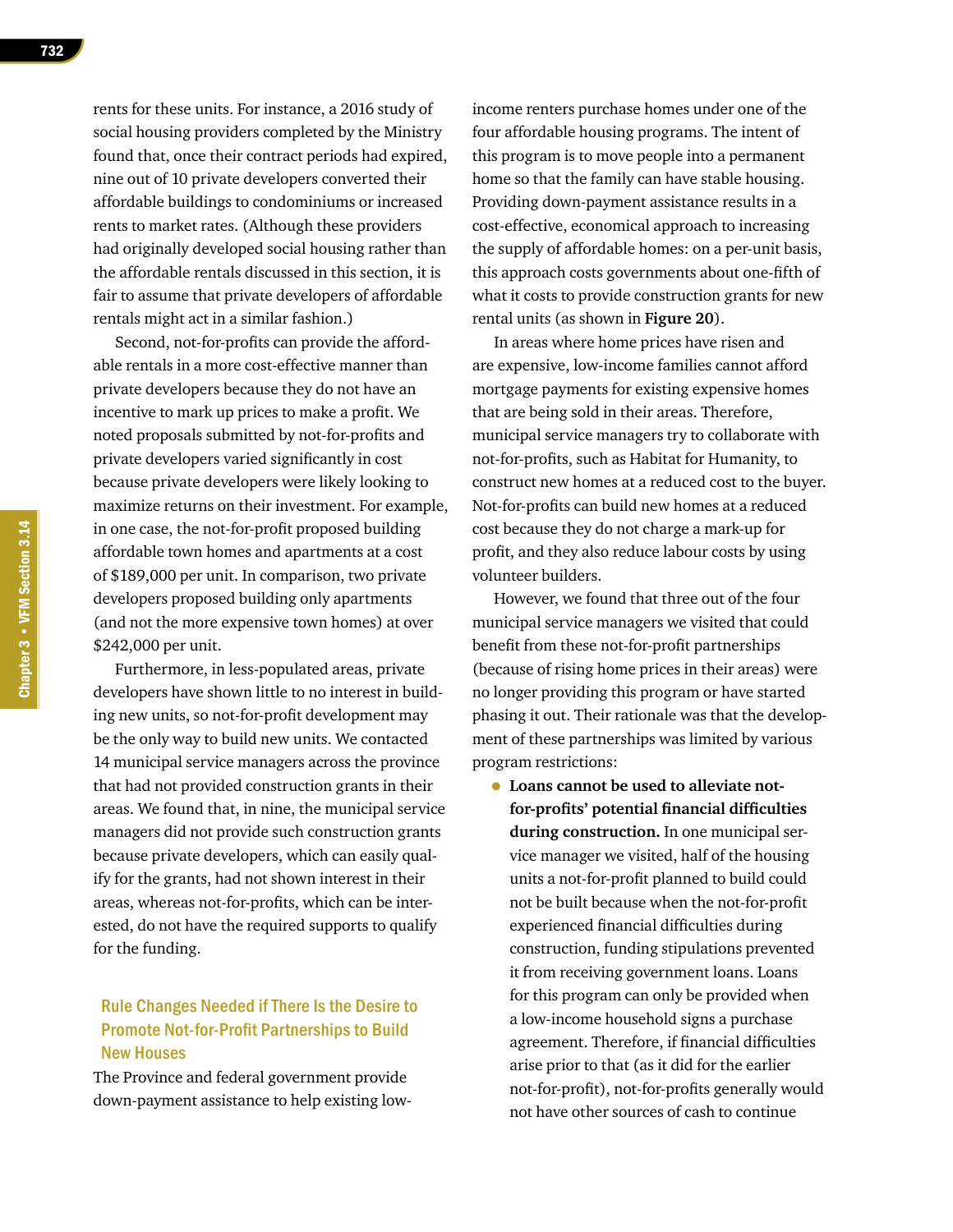rents for these units. For instance, a 2016 study of social housing providers completed by the Ministry found that, once their contract periods had expired, nine out of 10 private developers converted their affordable buildings to condominiums or increased rents to market rates. (Although these providers had originally developed social housing rather than the affordable rentals discussed in this section, it is fair to assume that private developers of affordable rentals might act in a similar fashion.)

Second, not-for-profits can provide the affordable rentals in a more cost-effective manner than private developers because they do not have an incentive to mark up prices to make a profit. We noted proposals submitted by not-for-profits and private developers varied significantly in cost because private developers were likely looking to maximize returns on their investment. For example, in one case, the not-for-profit proposed building affordable town homes and apartments at a cost of $189,000 per unit. In comparison, two private developers proposed building only apartments (and not the more expensive town homes) at over $242,000 per unit.

Furthermore, in less-populated areas, private developers have shown little to no interest in building new units, so not-for-profit development may be the only way to build new units. We contacted 14 municipal service managers across the province that had not provided construction grants in their areas. We found that, in nine, the municipal service managers did not provide such construction grants because private developers, which can easily qualify for the grants, had not shown interest in their areas, whereas not-for-profits, which can be interested, do not have the required supports to qualify for the funding.

### Rule Changes Needed if There Is the Desire to Promote Not-for-Profit Partnerships to Build New Houses

The Province and federal government provide down-payment assistance to help existing low-income renters purchase homes under one of the four affordable housing programs. The intent of this program is to move people into a permanent home so that the family can have stable housing. Providing down-payment assistance results in a cost-effective, economical approach to increasing the supply of affordable homes: on a per-unit basis, this approach costs governments about one-fifth of what it costs to provide construction grants for new rental units (as shown in **Figure 20**).

In areas where home prices have risen and are expensive, low-income families cannot afford mortgage payments for existing expensive homes that are being sold in their areas. Therefore, municipal service managers try to collaborate with not-for-profits, such as Habitat for Humanity, to construct new homes at a reduced cost to the buyer. Not-for-profits can build new homes at a reduced cost because they do not charge a mark-up for profit, and they also reduce labour costs by using volunteer builders.

However, we found that three out of the four municipal service managers we visited that could benefit from these not-for-profit partnerships (because of rising home prices in their areas) were no longer providing this program or have started phasing it out. Their rationale was that the development of these partnerships was limited by various program restrictions:

- **Loans cannot be used to alleviate not-for-profits' potential financial difficulties during construction.** In one municipal service manager we visited, half of the housing units a not-for-profit planned to build could not be built because when the not-for-profit experienced financial difficulties during construction, funding stipulations prevented it from receiving government loans. Loans for this program can only be provided when a low-income household signs a purchase agreement. Therefore, if financial difficulties arise prior to that (as it did for the earlier not-for-profit), not-for-profits generally would not have other sources of cash to continue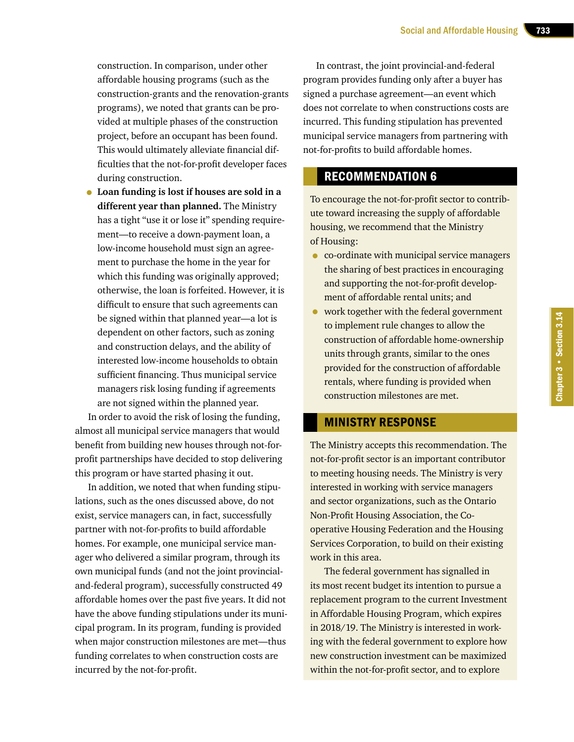construction. In comparison, under other affordable housing programs (such as the construction-grants and the renovation-grants programs), we noted that grants can be provided at multiple phases of the construction project, before an occupant has been found. This would ultimately alleviate financial difficulties that the not-for-profit developer faces during construction.

- **Loan funding is lost if houses are sold in a different year than planned.** The Ministry has a tight "use it or lose it" spending requirement—to receive a down-payment loan, a low-income household must sign an agreement to purchase the home in the year for which this funding was originally approved; otherwise, the loan is forfeited. However, it is difficult to ensure that such agreements can be signed within that planned year—a lot is dependent on other factors, such as zoning and construction delays, and the ability of interested low-income households to obtain sufficient financing. Thus municipal service managers risk losing funding if agreements are not signed within the planned year.

In order to avoid the risk of losing the funding, almost all municipal service managers that would benefit from building new houses through not-for-profit partnerships have decided to stop delivering this program or have started phasing it out.

In addition, we noted that when funding stipulations, such as the ones discussed above, do not exist, service managers can, in fact, successfully partner with not-for-profits to build affordable homes. For example, one municipal service manager who delivered a similar program, through its own municipal funds (and not the joint provincial-and-federal program), successfully constructed 49 affordable homes over the past five years. It did not have the above funding stipulations under its municipal program. In its program, funding is provided when major construction milestones are met—thus funding correlates to when construction costs are incurred by the not-for-profit.

In contrast, the joint provincial-and-federal program provides funding only after a buyer has signed a purchase agreement—an event which does not correlate to when constructions costs are incurred. This funding stipulation has prevented municipal service managers from partnering with not-for-profits to build affordable homes.

## RECOMMENDATION 6

To encourage the not-for-profit sector to contribute toward increasing the supply of affordable housing, we recommend that the Ministry of Housing:

- co-ordinate with municipal service managers the sharing of best practices in encouraging and supporting the not-for-profit development of affordable rental units; and
- work together with the federal government to implement rule changes to allow the construction of affordable home-ownership units through grants, similar to the ones provided for the construction of affordable rentals, where funding is provided when construction milestones are met.

## MINISTRY RESPONSE

The Ministry accepts this recommendation. The not-for-profit sector is an important contributor to meeting housing needs. The Ministry is very interested in working with service managers and sector organizations, such as the Ontario Non-Profit Housing Association, the Co-operative Housing Federation and the Housing Services Corporation, to build on their existing work in this area.

The federal government has signalled in its most recent budget its intention to pursue a replacement program to the current Investment in Affordable Housing Program, which expires in 2018/19. The Ministry is interested in working with the federal government to explore how new construction investment can be maximized within the not-for-profit sector, and to explore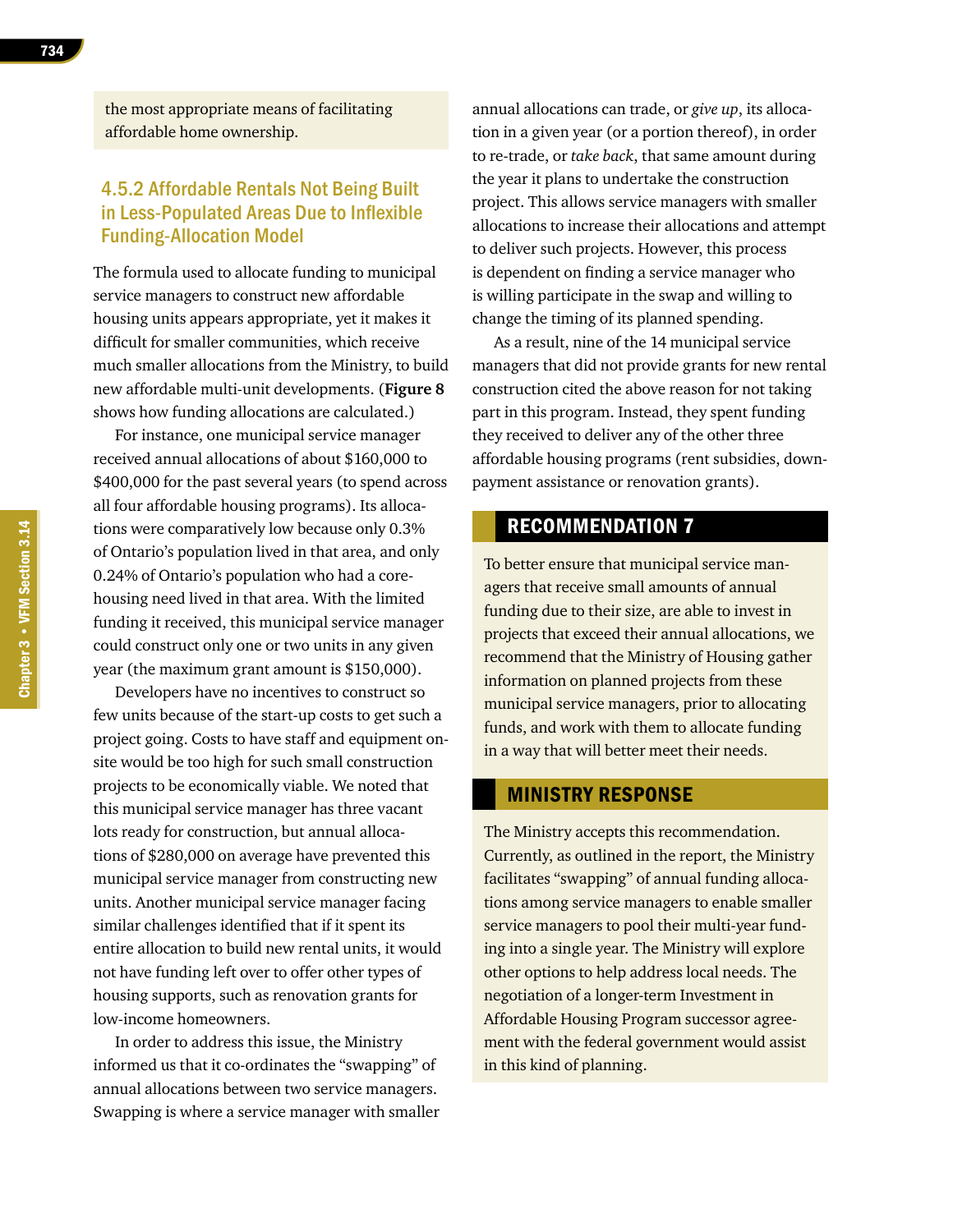the most appropriate means of facilitating affordable home ownership.

### 4.5.2 Affordable Rentals Not Being Built in Less-Populated Areas Due to Inflexible Funding-Allocation Model

The formula used to allocate funding to municipal service managers to construct new affordable housing units appears appropriate, yet it makes it difficult for smaller communities, which receive much smaller allocations from the Ministry, to build new affordable multi-unit developments. (**Figure 8** shows how funding allocations are calculated.)

For instance, one municipal service manager received annual allocations of about $160,000 to $400,000 for the past several years (to spend across all four affordable housing programs). Its allocations were comparatively low because only 0.3% of Ontario's population lived in that area, and only 0.24% of Ontario's population who had a core-housing need lived in that area. With the limited funding it received, this municipal service manager could construct only one or two units in any given year (the maximum grant amount is $150,000).

Developers have no incentives to construct so few units because of the start-up costs to get such a project going. Costs to have staff and equipment on-site would be too high for such small construction projects to be economically viable. We noted that this municipal service manager has three vacant lots ready for construction, but annual allocations of $280,000 on average have prevented this municipal service manager from constructing new units. Another municipal service manager facing similar challenges identified that if it spent its entire allocation to build new rental units, it would not have funding left over to offer other types of housing supports, such as renovation grants for low-income homeowners.

In order to address this issue, the Ministry informed us that it co-ordinates the "swapping" of annual allocations between two service managers. Swapping is where a service manager with smaller annual allocations can trade, or *give up*, its allocation in a given year (or a portion thereof), in order to re-trade, or *take back*, that same amount during the year it plans to undertake the construction project. This allows service managers with smaller allocations to increase their allocations and attempt to deliver such projects. However, this process is dependent on finding a service manager who is willing participate in the swap and willing to change the timing of its planned spending.

As a result, nine of the 14 municipal service managers that did not provide grants for new rental construction cited the above reason for not taking part in this program. Instead, they spent funding they received to deliver any of the other three affordable housing programs (rent subsidies, down-payment assistance or renovation grants).

## RECOMMENDATION 7

To better ensure that municipal service managers that receive small amounts of annual funding due to their size, are able to invest in projects that exceed their annual allocations, we recommend that the Ministry of Housing gather information on planned projects from these municipal service managers, prior to allocating funds, and work with them to allocate funding in a way that will better meet their needs.

## MINISTRY RESPONSE

The Ministry accepts this recommendation. Currently, as outlined in the report, the Ministry facilitates "swapping" of annual funding allocations among service managers to enable smaller service managers to pool their multi-year funding into a single year. The Ministry will explore other options to help address local needs. The negotiation of a longer-term Investment in Affordable Housing Program successor agreement with the federal government would assist in this kind of planning.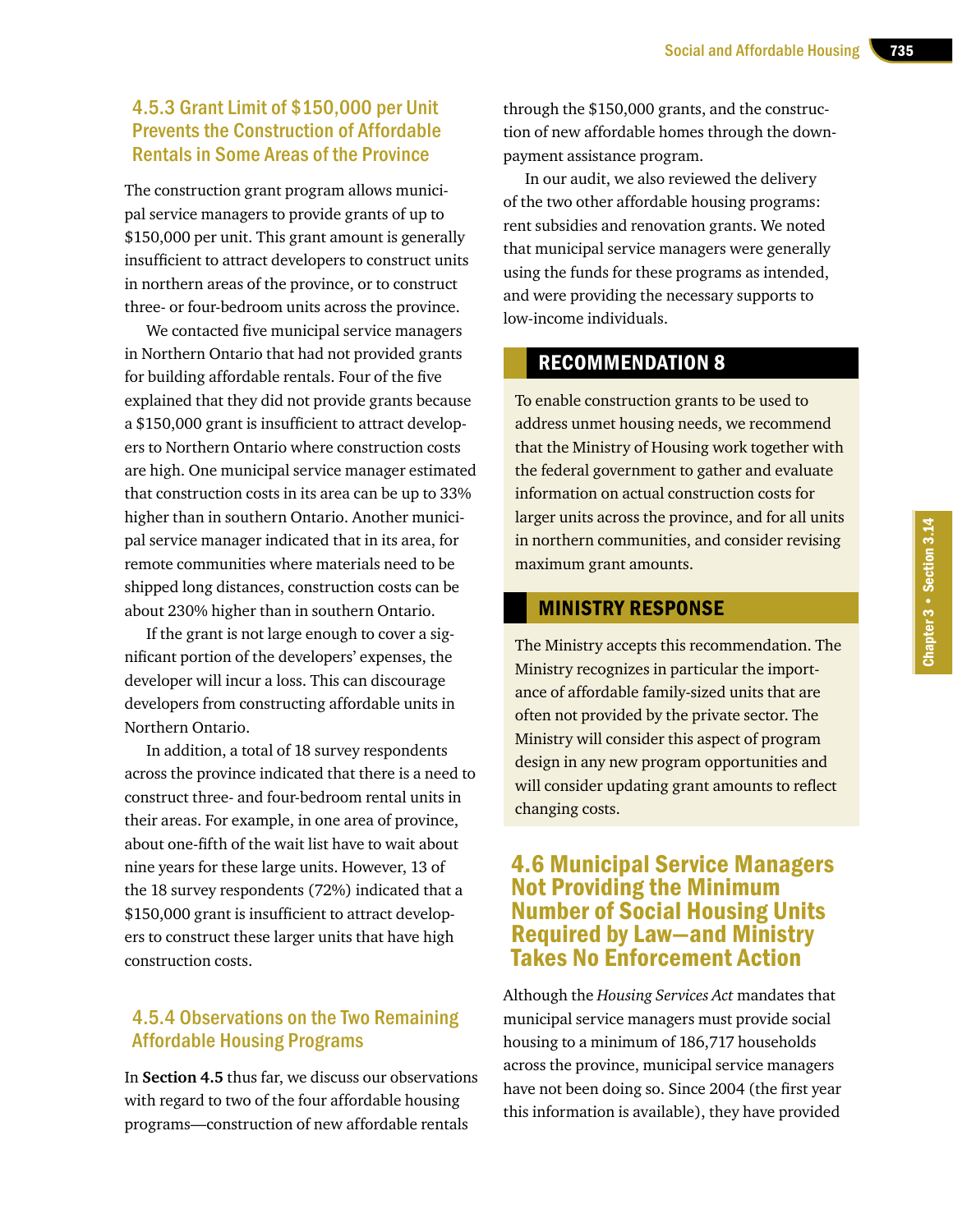### 4.5.3 Grant Limit of $150,000 per Unit Prevents the Construction of Affordable Rentals in Some Areas of the Province

The construction grant program allows municipal service managers to provide grants of up to $150,000 per unit. This grant amount is generally insufficient to attract developers to construct units in northern areas of the province, or to construct three- or four-bedroom units across the province.

We contacted five municipal service managers in Northern Ontario that had not provided grants for building affordable rentals. Four of the five explained that they did not provide grants because a $150,000 grant is insufficient to attract developers to Northern Ontario where construction costs are high. One municipal service manager estimated that construction costs in its area can be up to 33% higher than in southern Ontario. Another municipal service manager indicated that in its area, for remote communities where materials need to be shipped long distances, construction costs can be about 230% higher than in southern Ontario.

If the grant is not large enough to cover a significant portion of the developers' expenses, the developer will incur a loss. This can discourage developers from constructing affordable units in Northern Ontario.

In addition, a total of 18 survey respondents across the province indicated that there is a need to construct three- and four-bedroom rental units in their areas. For example, in one area of province, about one-fifth of the wait list have to wait about nine years for these large units. However, 13 of the 18 survey respondents (72%) indicated that a $150,000 grant is insufficient to attract developers to construct these larger units that have high construction costs.

### 4.5.4 Observations on the Two Remaining Affordable Housing Programs

In **Section 4.5** thus far, we discuss our observations with regard to two of the four affordable housing programs—construction of new affordable rentals through the $150,000 grants, and the construction of new affordable homes through the down-payment assistance program.

In our audit, we also reviewed the delivery of the two other affordable housing programs: rent subsidies and renovation grants. We noted that municipal service managers were generally using the funds for these programs as intended, and were providing the necessary supports to low-income individuals.

#### RECOMMENDATION 8

To enable construction grants to be used to address unmet housing needs, we recommend that the Ministry of Housing work together with the federal government to gather and evaluate information on actual construction costs for larger units across the province, and for all units in northern communities, and consider revising maximum grant amounts.

#### MINISTRY RESPONSE

The Ministry accepts this recommendation. The Ministry recognizes in particular the importance of affordable family-sized units that are often not provided by the private sector. The Ministry will consider this aspect of program design in any new program opportunities and will consider updating grant amounts to reflect changing costs.

## 4.6 Municipal Service Managers Not Providing the Minimum Number of Social Housing Units Required by Law—and Ministry Takes No Enforcement Action

Although the *Housing Services Act* mandates that municipal service managers must provide social housing to a minimum of 186,717 households across the province, municipal service managers have not been doing so. Since 2004 (the first year this information is available), they have provided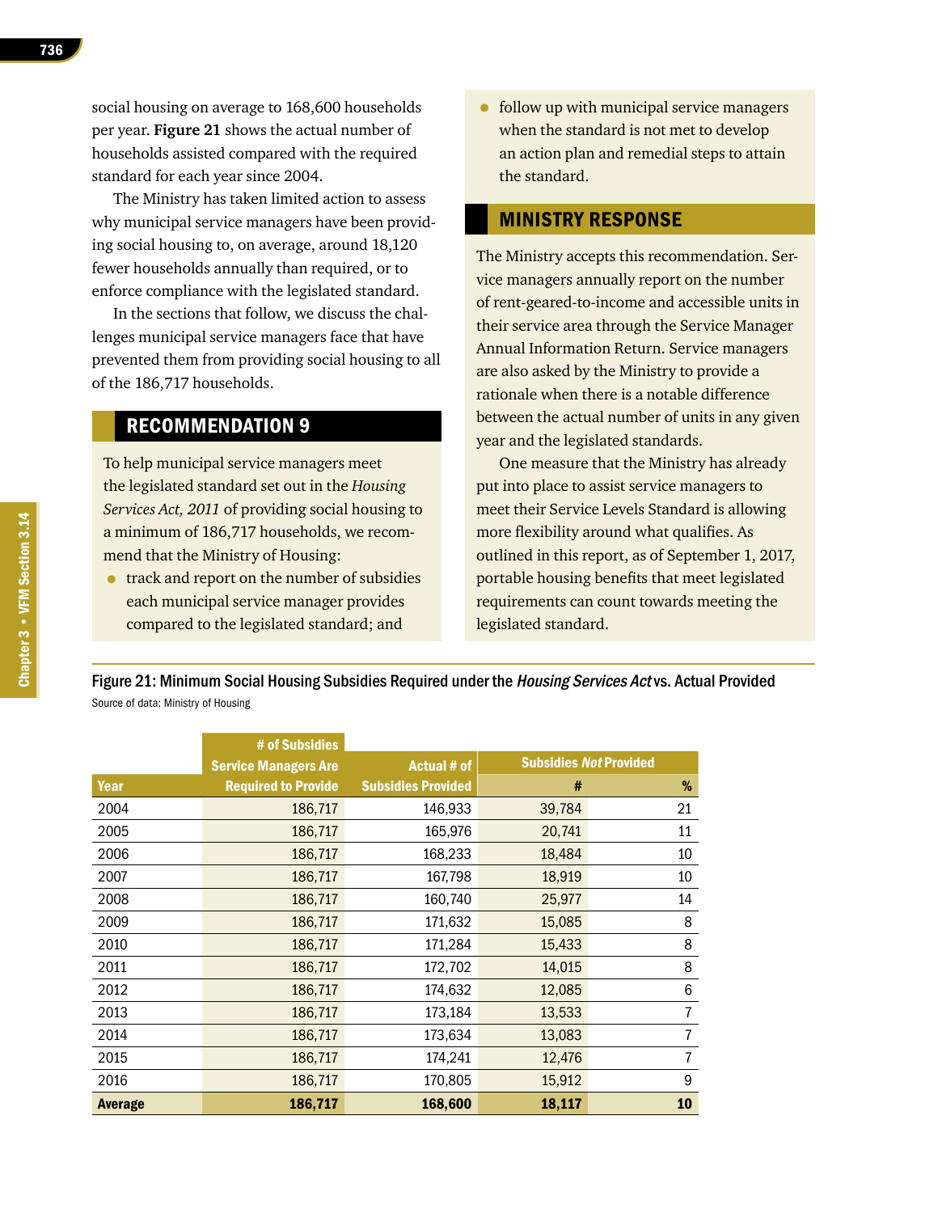social housing on average to 168,600 households per year. **Figure 21** shows the actual number of households assisted compared with the required standard for each year since 2004.

The Ministry has taken limited action to assess why municipal service managers have been providing social housing to, on average, around 18,120 fewer households annually than required, or to enforce compliance with the legislated standard.

In the sections that follow, we discuss the challenges municipal service managers face that have prevented them from providing social housing to all of the 186,717 households.

## RECOMMENDATION 9

To help municipal service managers meet the legislated standard set out in the *Housing Services Act, 2011* of providing social housing to a minimum of 186,717 households, we recommend that the Ministry of Housing:

- track and report on the number of subsidies each municipal service manager provides compared to the legislated standard; and
- follow up with municipal service managers when the standard is not met to develop an action plan and remedial steps to attain the standard.

## MINISTRY RESPONSE

The Ministry accepts this recommendation. Service managers annually report on the number of rent-geared-to-income and accessible units in their service area through the Service Manager Annual Information Return. Service managers are also asked by the Ministry to provide a rationale when there is a notable difference between the actual number of units in any given year and the legislated standards.

One measure that the Ministry has already put into place to assist service managers to meet their Service Levels Standard is allowing more flexibility around what qualifies. As outlined in this report, as of September 1, 2017, portable housing benefits that meet legislated requirements can count towards meeting the legislated standard.

Figure 21: Minimum Social Housing Subsidies Required under the *Housing Services Act* vs. Actual Provided

Source of data: Ministry of Housing

| Year | # of Subsidies Service Managers Are Required to Provide | Actual # of Subsidies Provided | Subsidies *Not* Provided # | Subsidies *Not* Provided % |
|---|---|---|---|---|
| 2004 | 186,717 | 146,933 | 39,784 | 21 |
| 2005 | 186,717 | 165,976 | 20,741 | 11 |
| 2006 | 186,717 | 168,233 | 18,484 | 10 |
| 2007 | 186,717 | 167,798 | 18,919 | 10 |
| 2008 | 186,717 | 160,740 | 25,977 | 14 |
| 2009 | 186,717 | 171,632 | 15,085 | 8 |
| 2010 | 186,717 | 171,284 | 15,433 | 8 |
| 2011 | 186,717 | 172,702 | 14,015 | 8 |
| 2012 | 186,717 | 174,632 | 12,085 | 6 |
| 2013 | 186,717 | 173,184 | 13,533 | 7 |
| 2014 | 186,717 | 173,634 | 13,083 | 7 |
| 2015 | 186,717 | 174,241 | 12,476 | 7 |
| 2016 | 186,717 | 170,805 | 15,912 | 9 |
| **Average** | **186,717** | **168,600** | **18,117** | **10** |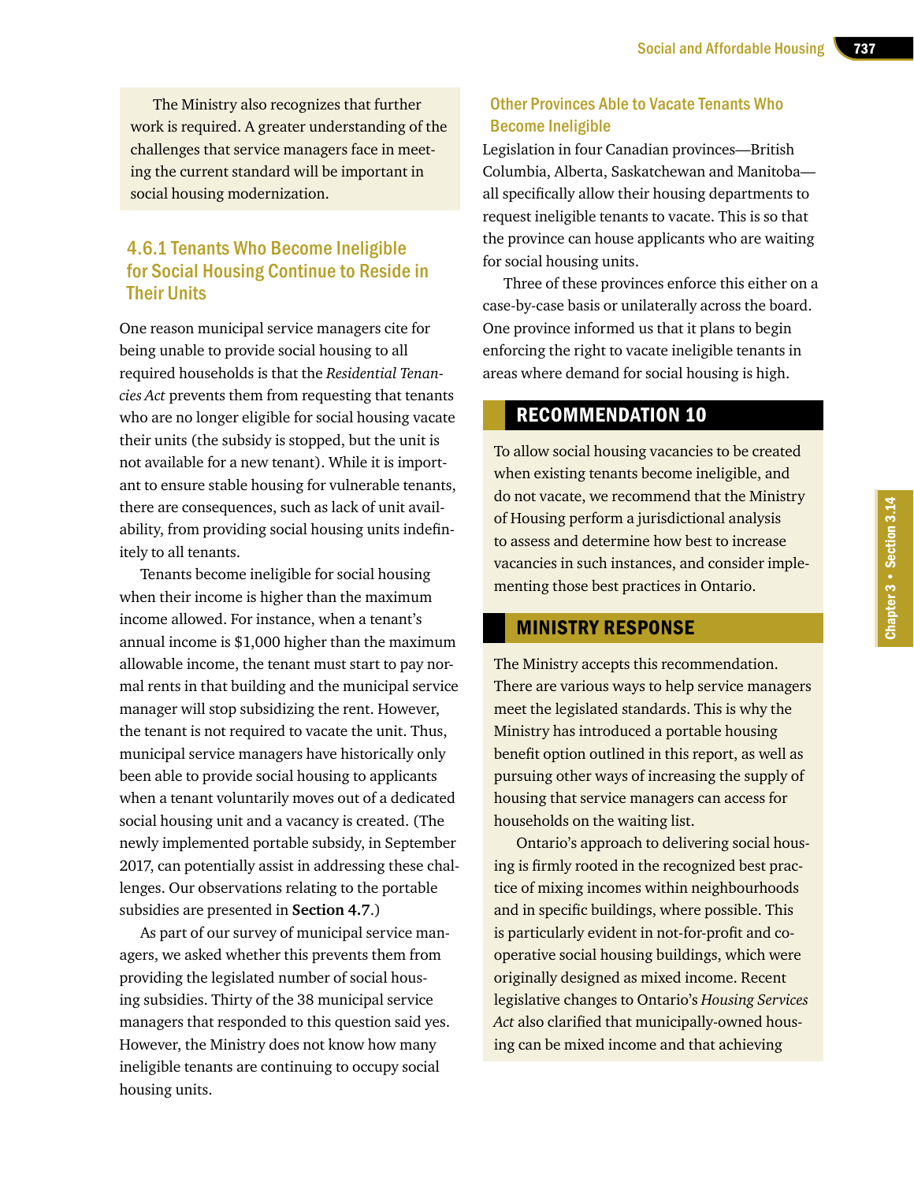The Ministry also recognizes that further work is required. A greater understanding of the challenges that service managers face in meeting the current standard will be important in social housing modernization.

### 4.6.1 Tenants Who Become Ineligible for Social Housing Continue to Reside in Their Units

One reason municipal service managers cite for being unable to provide social housing to all required households is that the *Residential Tenancies Act* prevents them from requesting that tenants who are no longer eligible for social housing vacate their units (the subsidy is stopped, but the unit is not available for a new tenant). While it is important to ensure stable housing for vulnerable tenants, there are consequences, such as lack of unit availability, from providing social housing units indefinitely to all tenants.

Tenants become ineligible for social housing when their income is higher than the maximum income allowed. For instance, when a tenant's annual income is $1,000 higher than the maximum allowable income, the tenant must start to pay normal rents in that building and the municipal service manager will stop subsidizing the rent. However, the tenant is not required to vacate the unit. Thus, municipal service managers have historically only been able to provide social housing to applicants when a tenant voluntarily moves out of a dedicated social housing unit and a vacancy is created. (The newly implemented portable subsidy, in September 2017, can potentially assist in addressing these challenges. Our observations relating to the portable subsidies are presented in **Section 4.7**.)

As part of our survey of municipal service managers, we asked whether this prevents them from providing the legislated number of social housing subsidies. Thirty of the 38 municipal service managers that responded to this question said yes. However, the Ministry does not know how many ineligible tenants are continuing to occupy social housing units.

#### Other Provinces Able to Vacate Tenants Who Become Ineligible

Legislation in four Canadian provinces—British Columbia, Alberta, Saskatchewan and Manitoba—all specifically allow their housing departments to request ineligible tenants to vacate. This is so that the province can house applicants who are waiting for social housing units.

Three of these provinces enforce this either on a case-by-case basis or unilaterally across the board. One province informed us that it plans to begin enforcing the right to vacate ineligible tenants in areas where demand for social housing is high.

## RECOMMENDATION 10

To allow social housing vacancies to be created when existing tenants become ineligible, and do not vacate, we recommend that the Ministry of Housing perform a jurisdictional analysis to assess and determine how best to increase vacancies in such instances, and consider implementing those best practices in Ontario.

## MINISTRY RESPONSE

The Ministry accepts this recommendation. There are various ways to help service managers meet the legislated standards. This is why the Ministry has introduced a portable housing benefit option outlined in this report, as well as pursuing other ways of increasing the supply of housing that service managers can access for households on the waiting list.

Ontario's approach to delivering social housing is firmly rooted in the recognized best practice of mixing incomes within neighbourhoods and in specific buildings, where possible. This is particularly evident in not-for-profit and co-operative social housing buildings, which were originally designed as mixed income. Recent legislative changes to Ontario's *Housing Services Act* also clarified that municipally-owned housing can be mixed income and that achieving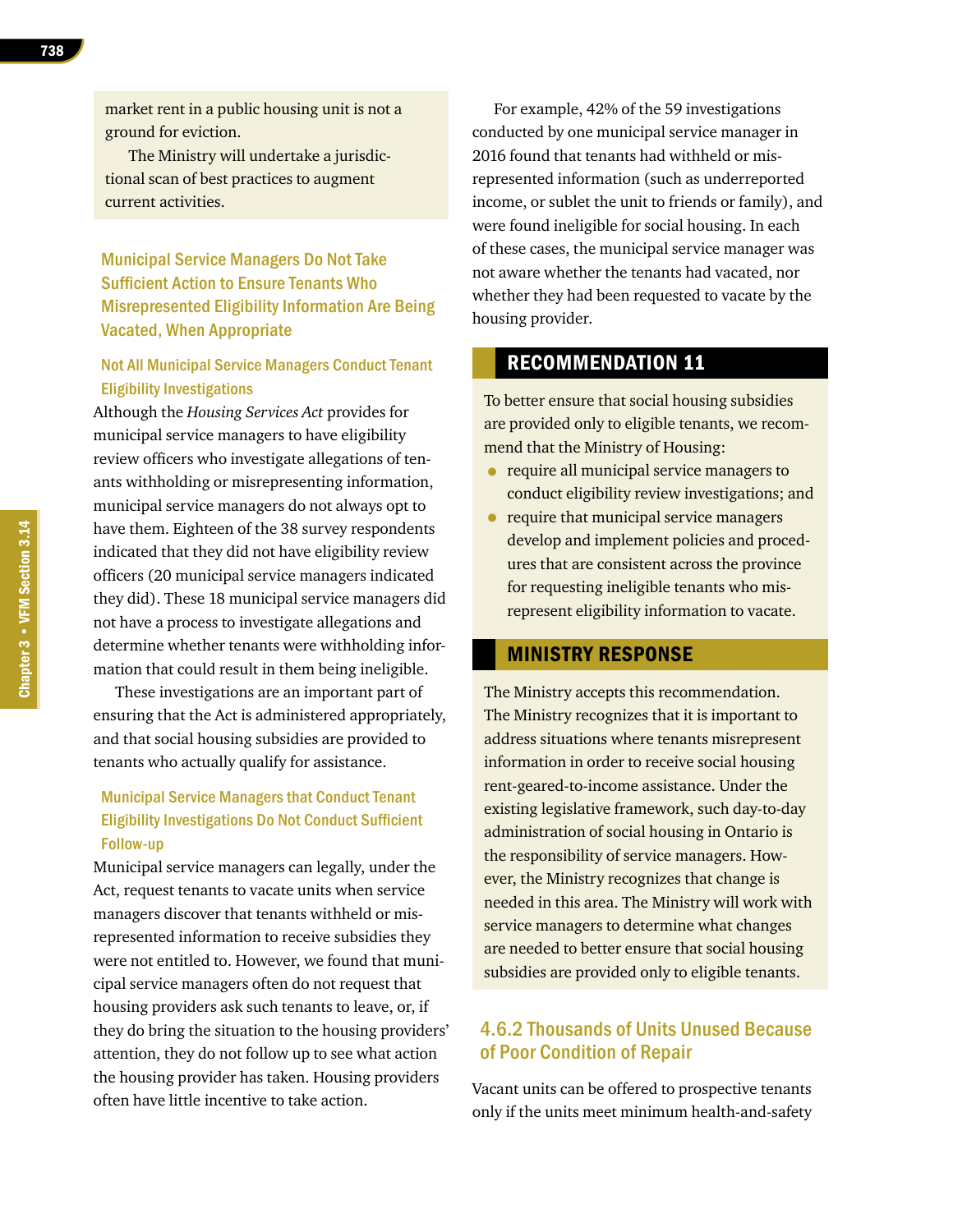market rent in a public housing unit is not a ground for eviction.

The Ministry will undertake a jurisdictional scan of best practices to augment current activities.

### Municipal Service Managers Do Not Take Sufficient Action to Ensure Tenants Who Misrepresented Eligibility Information Are Being Vacated, When Appropriate

#### Not All Municipal Service Managers Conduct Tenant Eligibility Investigations

Although the *Housing Services Act* provides for municipal service managers to have eligibility review officers who investigate allegations of tenants withholding or misrepresenting information, municipal service managers do not always opt to have them. Eighteen of the 38 survey respondents indicated that they did not have eligibility review officers (20 municipal service managers indicated they did). These 18 municipal service managers did not have a process to investigate allegations and determine whether tenants were withholding information that could result in them being ineligible.

These investigations are an important part of ensuring that the Act is administered appropriately, and that social housing subsidies are provided to tenants who actually qualify for assistance.

#### Municipal Service Managers that Conduct Tenant Eligibility Investigations Do Not Conduct Sufficient Follow-up

Municipal service managers can legally, under the Act, request tenants to vacate units when service managers discover that tenants withheld or misrepresented information to receive subsidies they were not entitled to. However, we found that municipal service managers often do not request that housing providers ask such tenants to leave, or, if they do bring the situation to the housing providers' attention, they do not follow up to see what action the housing provider has taken. Housing providers often have little incentive to take action.

For example, 42% of the 59 investigations conducted by one municipal service manager in 2016 found that tenants had withheld or misrepresented information (such as underreported income, or sublet the unit to friends or family), and were found ineligible for social housing. In each of these cases, the municipal service manager was not aware whether the tenants had vacated, nor whether they had been requested to vacate by the housing provider.

## RECOMMENDATION 11

To better ensure that social housing subsidies are provided only to eligible tenants, we recommend that the Ministry of Housing:

- require all municipal service managers to conduct eligibility review investigations; and
- require that municipal service managers develop and implement policies and procedures that are consistent across the province for requesting ineligible tenants who misrepresent eligibility information to vacate.

## MINISTRY RESPONSE

The Ministry accepts this recommendation. The Ministry recognizes that it is important to address situations where tenants misrepresent information in order to receive social housing rent-geared-to-income assistance. Under the existing legislative framework, such day-to-day administration of social housing in Ontario is the responsibility of service managers. However, the Ministry recognizes that change is needed in this area. The Ministry will work with service managers to determine what changes are needed to better ensure that social housing subsidies are provided only to eligible tenants.

### 4.6.2 Thousands of Units Unused Because of Poor Condition of Repair

Vacant units can be offered to prospective tenants only if the units meet minimum health-and-safety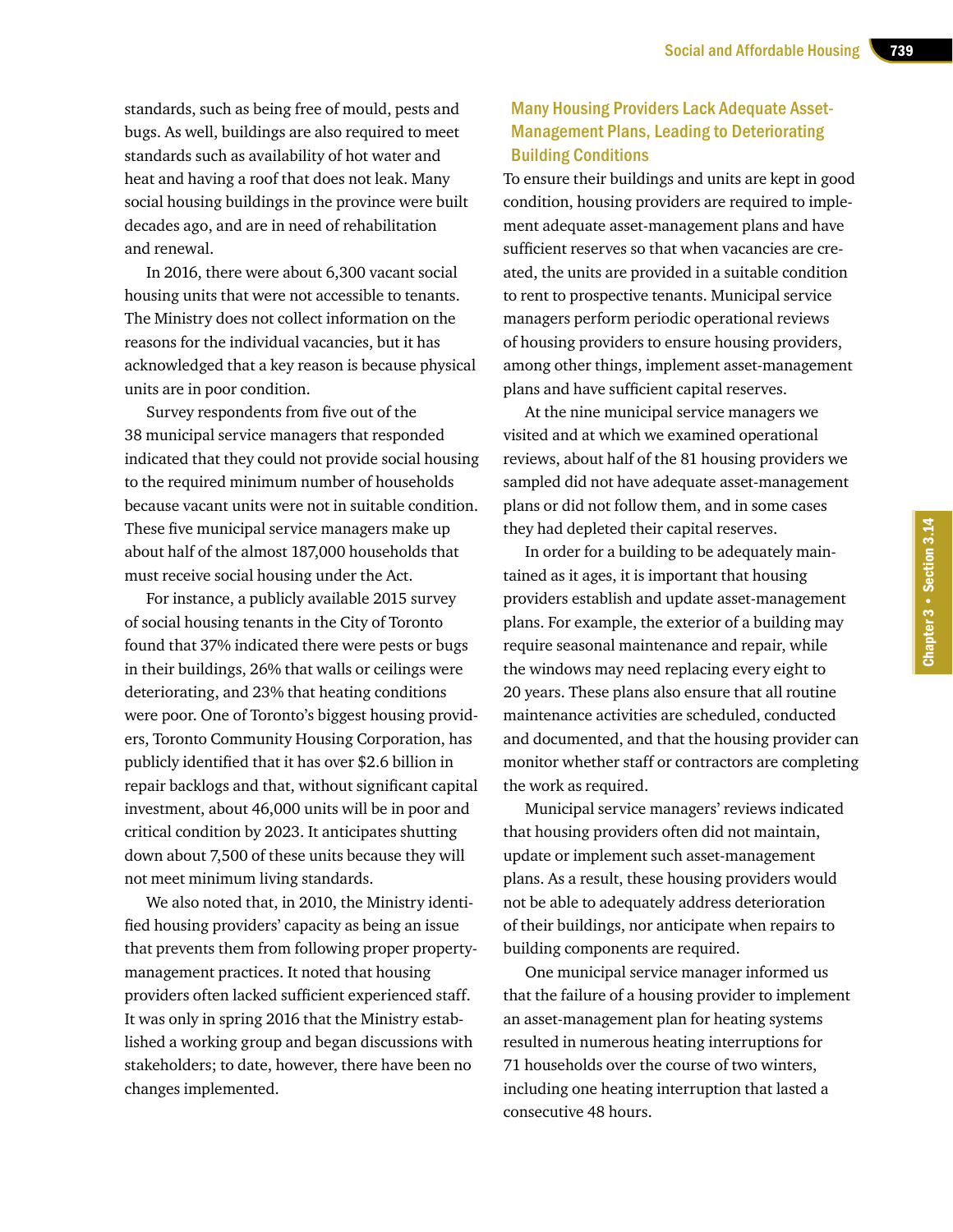standards, such as being free of mould, pests and bugs. As well, buildings are also required to meet standards such as availability of hot water and heat and having a roof that does not leak. Many social housing buildings in the province were built decades ago, and are in need of rehabilitation and renewal.

In 2016, there were about 6,300 vacant social housing units that were not accessible to tenants. The Ministry does not collect information on the reasons for the individual vacancies, but it has acknowledged that a key reason is because physical units are in poor condition.

Survey respondents from five out of the 38 municipal service managers that responded indicated that they could not provide social housing to the required minimum number of households because vacant units were not in suitable condition. These five municipal service managers make up about half of the almost 187,000 households that must receive social housing under the Act.

For instance, a publicly available 2015 survey of social housing tenants in the City of Toronto found that 37% indicated there were pests or bugs in their buildings, 26% that walls or ceilings were deteriorating, and 23% that heating conditions were poor. One of Toronto's biggest housing providers, Toronto Community Housing Corporation, has publicly identified that it has over $2.6 billion in repair backlogs and that, without significant capital investment, about 46,000 units will be in poor and critical condition by 2023. It anticipates shutting down about 7,500 of these units because they will not meet minimum living standards.

We also noted that, in 2010, the Ministry identified housing providers' capacity as being an issue that prevents them from following proper property-management practices. It noted that housing providers often lacked sufficient experienced staff. It was only in spring 2016 that the Ministry established a working group and began discussions with stakeholders; to date, however, there have been no changes implemented.

### Many Housing Providers Lack Adequate Asset-Management Plans, Leading to Deteriorating Building Conditions

To ensure their buildings and units are kept in good condition, housing providers are required to implement adequate asset-management plans and have sufficient reserves so that when vacancies are created, the units are provided in a suitable condition to rent to prospective tenants. Municipal service managers perform periodic operational reviews of housing providers to ensure housing providers, among other things, implement asset-management plans and have sufficient capital reserves.

At the nine municipal service managers we visited and at which we examined operational reviews, about half of the 81 housing providers we sampled did not have adequate asset-management plans or did not follow them, and in some cases they had depleted their capital reserves.

In order for a building to be adequately maintained as it ages, it is important that housing providers establish and update asset-management plans. For example, the exterior of a building may require seasonal maintenance and repair, while the windows may need replacing every eight to 20 years. These plans also ensure that all routine maintenance activities are scheduled, conducted and documented, and that the housing provider can monitor whether staff or contractors are completing the work as required.

Municipal service managers' reviews indicated that housing providers often did not maintain, update or implement such asset-management plans. As a result, these housing providers would not be able to adequately address deterioration of their buildings, nor anticipate when repairs to building components are required.

One municipal service manager informed us that the failure of a housing provider to implement an asset-management plan for heating systems resulted in numerous heating interruptions for 71 households over the course of two winters, including one heating interruption that lasted a consecutive 48 hours.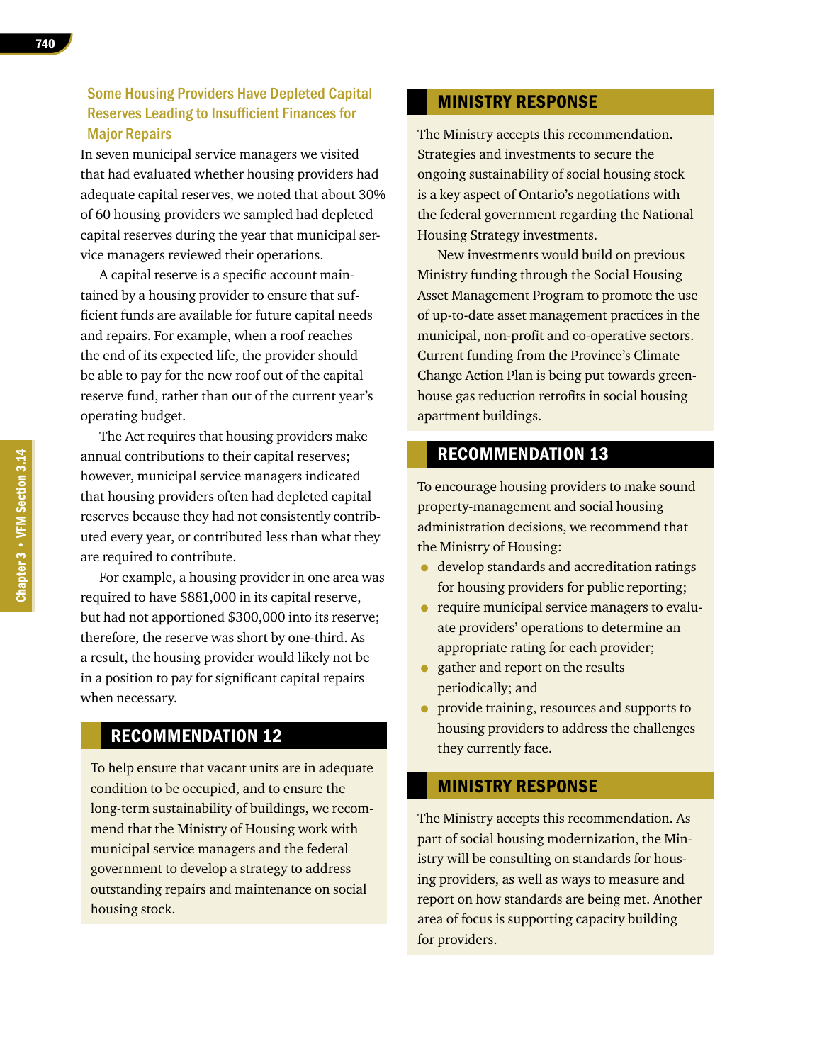### Some Housing Providers Have Depleted Capital Reserves Leading to Insufficient Finances for Major Repairs

In seven municipal service managers we visited that had evaluated whether housing providers had adequate capital reserves, we noted that about 30% of 60 housing providers we sampled had depleted capital reserves during the year that municipal service managers reviewed their operations.

A capital reserve is a specific account maintained by a housing provider to ensure that sufficient funds are available for future capital needs and repairs. For example, when a roof reaches the end of its expected life, the provider should be able to pay for the new roof out of the capital reserve fund, rather than out of the current year's operating budget.

The Act requires that housing providers make annual contributions to their capital reserves; however, municipal service managers indicated that housing providers often had depleted capital reserves because they had not consistently contributed every year, or contributed less than what they are required to contribute.

For example, a housing provider in one area was required to have $881,000 in its capital reserve, but had not apportioned $300,000 into its reserve; therefore, the reserve was short by one-third. As a result, the housing provider would likely not be in a position to pay for significant capital repairs when necessary.

## RECOMMENDATION 12

To help ensure that vacant units are in adequate condition to be occupied, and to ensure the long-term sustainability of buildings, we recommend that the Ministry of Housing work with municipal service managers and the federal government to develop a strategy to address outstanding repairs and maintenance on social housing stock.

## MINISTRY RESPONSE

The Ministry accepts this recommendation. Strategies and investments to secure the ongoing sustainability of social housing stock is a key aspect of Ontario's negotiations with the federal government regarding the National Housing Strategy investments.

New investments would build on previous Ministry funding through the Social Housing Asset Management Program to promote the use of up-to-date asset management practices in the municipal, non-profit and co-operative sectors. Current funding from the Province's Climate Change Action Plan is being put towards greenhouse gas reduction retrofits in social housing apartment buildings.

## RECOMMENDATION 13

To encourage housing providers to make sound property-management and social housing administration decisions, we recommend that the Ministry of Housing:

- develop standards and accreditation ratings for housing providers for public reporting;
- require municipal service managers to evaluate providers' operations to determine an appropriate rating for each provider;
- gather and report on the results periodically; and
- provide training, resources and supports to housing providers to address the challenges they currently face.

## MINISTRY RESPONSE

The Ministry accepts this recommendation. As part of social housing modernization, the Ministry will be consulting on standards for housing providers, as well as ways to measure and report on how standards are being met. Another area of focus is supporting capacity building for providers.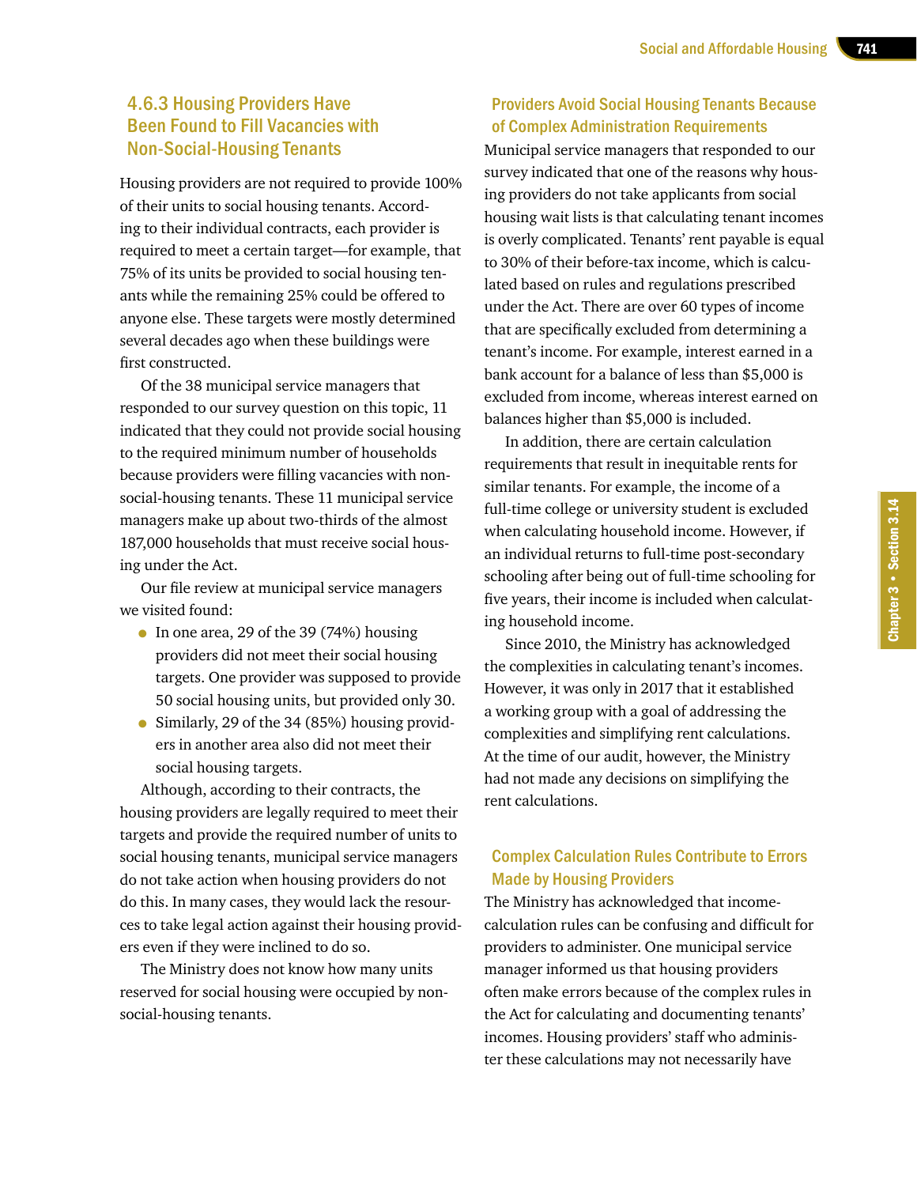### 4.6.3 Housing Providers Have Been Found to Fill Vacancies with Non-Social-Housing Tenants

Housing providers are not required to provide 100% of their units to social housing tenants. According to their individual contracts, each provider is required to meet a certain target—for example, that 75% of its units be provided to social housing tenants while the remaining 25% could be offered to anyone else. These targets were mostly determined several decades ago when these buildings were first constructed.

Of the 38 municipal service managers that responded to our survey question on this topic, 11 indicated that they could not provide social housing to the required minimum number of households because providers were filling vacancies with non-social-housing tenants. These 11 municipal service managers make up about two-thirds of the almost 187,000 households that must receive social housing under the Act.

Our file review at municipal service managers we visited found:

- In one area, 29 of the 39 (74%) housing providers did not meet their social housing targets. One provider was supposed to provide 50 social housing units, but provided only 30.
- Similarly, 29 of the 34 (85%) housing providers in another area also did not meet their social housing targets.

Although, according to their contracts, the housing providers are legally required to meet their targets and provide the required number of units to social housing tenants, municipal service managers do not take action when housing providers do not do this. In many cases, they would lack the resources to take legal action against their housing providers even if they were inclined to do so.

The Ministry does not know how many units reserved for social housing were occupied by non-social-housing tenants.

#### Providers Avoid Social Housing Tenants Because of Complex Administration Requirements

Municipal service managers that responded to our survey indicated that one of the reasons why housing providers do not take applicants from social housing wait lists is that calculating tenant incomes is overly complicated. Tenants' rent payable is equal to 30% of their before-tax income, which is calculated based on rules and regulations prescribed under the Act. There are over 60 types of income that are specifically excluded from determining a tenant's income. For example, interest earned in a bank account for a balance of less than $5,000 is excluded from income, whereas interest earned on balances higher than $5,000 is included.

In addition, there are certain calculation requirements that result in inequitable rents for similar tenants. For example, the income of a full-time college or university student is excluded when calculating household income. However, if an individual returns to full-time post-secondary schooling after being out of full-time schooling for five years, their income is included when calculating household income.

Since 2010, the Ministry has acknowledged the complexities in calculating tenant's incomes. However, it was only in 2017 that it established a working group with a goal of addressing the complexities and simplifying rent calculations. At the time of our audit, however, the Ministry had not made any decisions on simplifying the rent calculations.

#### Complex Calculation Rules Contribute to Errors Made by Housing Providers

The Ministry has acknowledged that income-calculation rules can be confusing and difficult for providers to administer. One municipal service manager informed us that housing providers often make errors because of the complex rules in the Act for calculating and documenting tenants' incomes. Housing providers' staff who administer these calculations may not necessarily have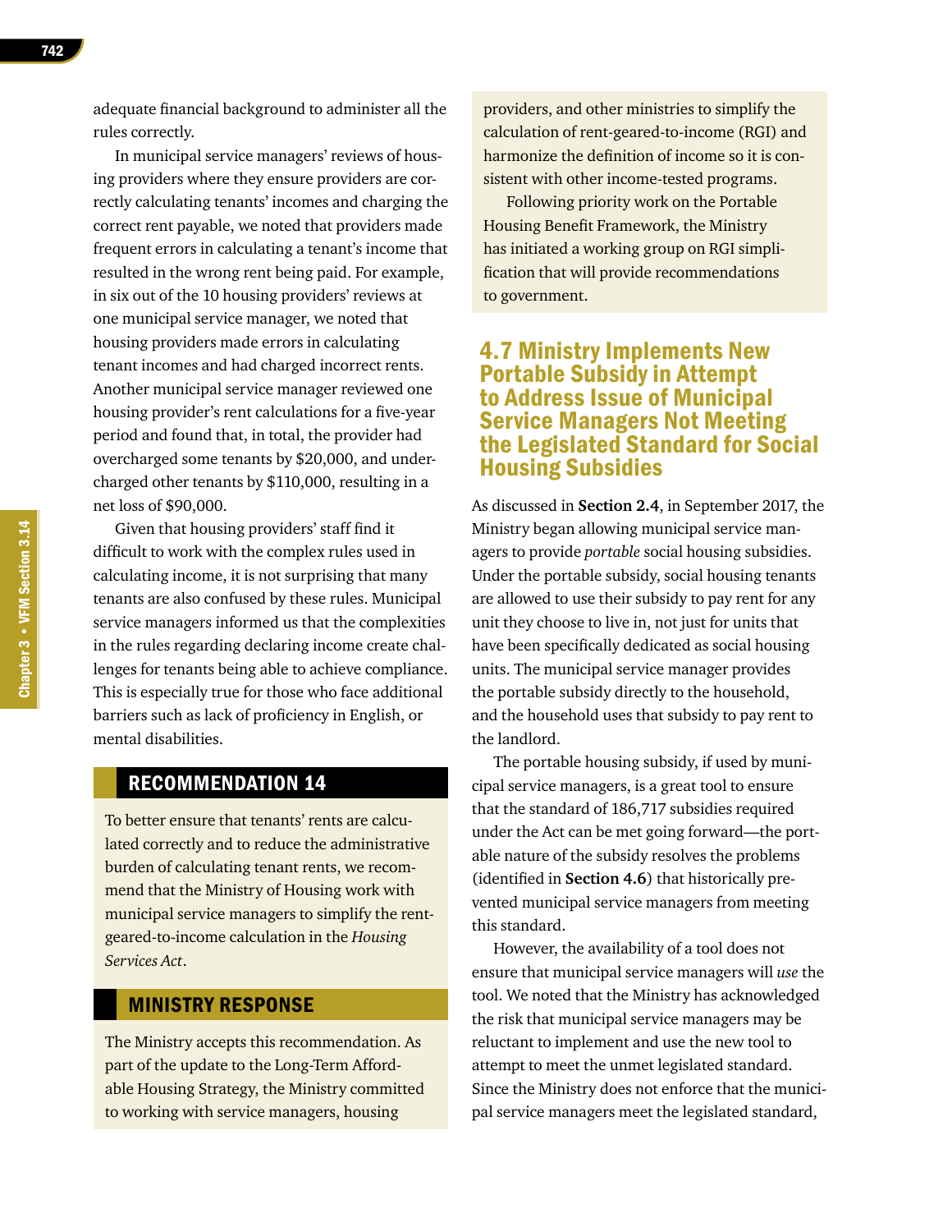adequate financial background to administer all the rules correctly.

In municipal service managers' reviews of housing providers where they ensure providers are correctly calculating tenants' incomes and charging the correct rent payable, we noted that providers made frequent errors in calculating a tenant's income that resulted in the wrong rent being paid. For example, in six out of the 10 housing providers' reviews at one municipal service manager, we noted that housing providers made errors in calculating tenant incomes and had charged incorrect rents. Another municipal service manager reviewed one housing provider's rent calculations for a five-year period and found that, in total, the provider had overcharged some tenants by $20,000, and undercharged other tenants by $110,000, resulting in a net loss of $90,000.

Given that housing providers' staff find it difficult to work with the complex rules used in calculating income, it is not surprising that many tenants are also confused by these rules. Municipal service managers informed us that the complexities in the rules regarding declaring income create challenges for tenants being able to achieve compliance. This is especially true for those who face additional barriers such as lack of proficiency in English, or mental disabilities.

## RECOMMENDATION 14

To better ensure that tenants' rents are calculated correctly and to reduce the administrative burden of calculating tenant rents, we recommend that the Ministry of Housing work with municipal service managers to simplify the rent-geared-to-income calculation in the *Housing Services Act*.

## MINISTRY RESPONSE

The Ministry accepts this recommendation. As part of the update to the Long-Term Affordable Housing Strategy, the Ministry committed to working with service managers, housing providers, and other ministries to simplify the calculation of rent-geared-to-income (RGI) and harmonize the definition of income so it is consistent with other income-tested programs.

Following priority work on the Portable Housing Benefit Framework, the Ministry has initiated a working group on RGI simplification that will provide recommendations to government.

## 4.7 Ministry Implements New Portable Subsidy in Attempt to Address Issue of Municipal Service Managers Not Meeting the Legislated Standard for Social Housing Subsidies

As discussed in **Section 2.4**, in September 2017, the Ministry began allowing municipal service managers to provide *portable* social housing subsidies. Under the portable subsidy, social housing tenants are allowed to use their subsidy to pay rent for any unit they choose to live in, not just for units that have been specifically dedicated as social housing units. The municipal service manager provides the portable subsidy directly to the household, and the household uses that subsidy to pay rent to the landlord.

The portable housing subsidy, if used by municipal service managers, is a great tool to ensure that the standard of 186,717 subsidies required under the Act can be met going forward—the portable nature of the subsidy resolves the problems (identified in **Section 4.6**) that historically prevented municipal service managers from meeting this standard.

However, the availability of a tool does not ensure that municipal service managers will *use* the tool. We noted that the Ministry has acknowledged the risk that municipal service managers may be reluctant to implement and use the new tool to attempt to meet the unmet legislated standard. Since the Ministry does not enforce that the municipal service managers meet the legislated standard,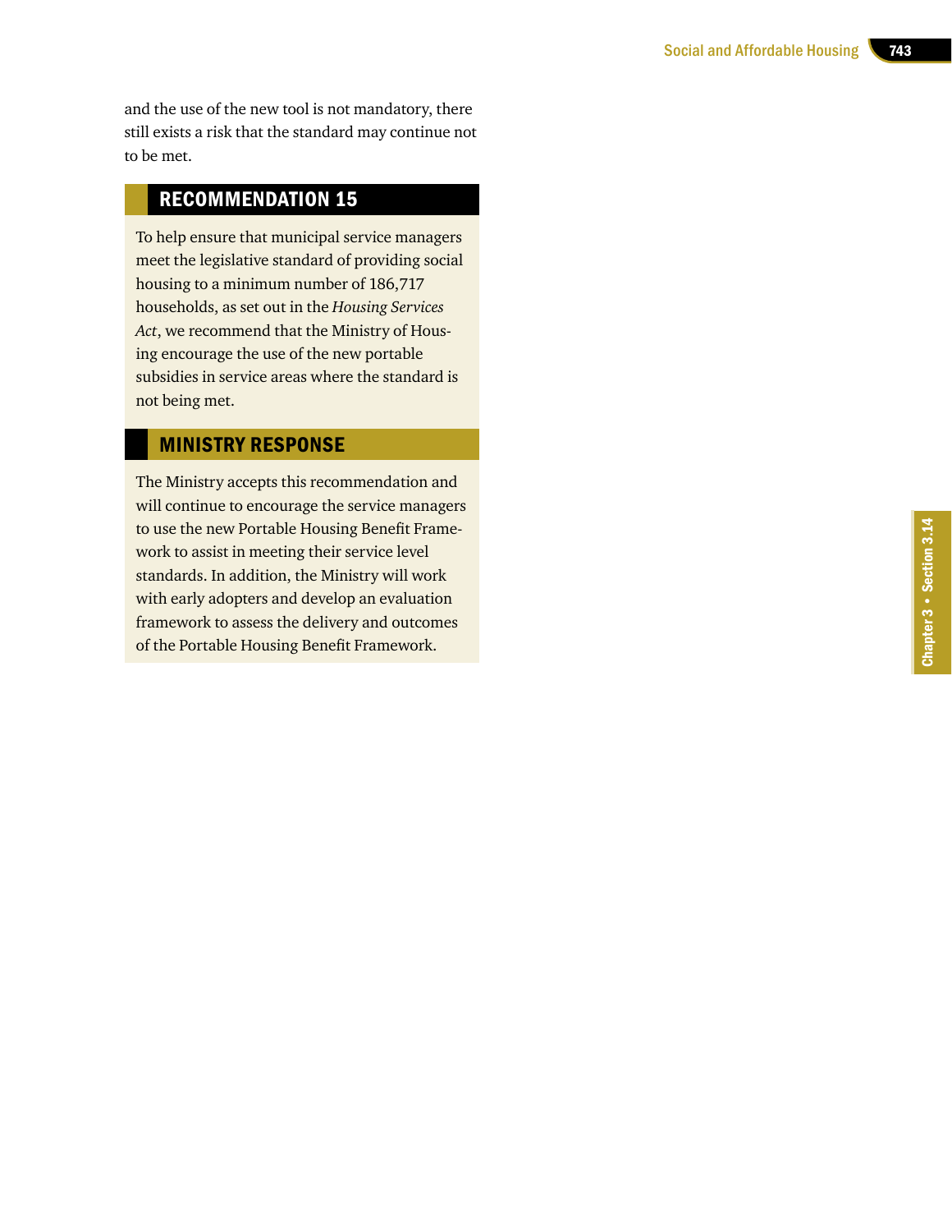and the use of the new tool is not mandatory, there still exists a risk that the standard may continue not to be met.

## RECOMMENDATION 15

To help ensure that municipal service managers meet the legislative standard of providing social housing to a minimum number of 186,717 households, as set out in the *Housing Services Act*, we recommend that the Ministry of Housing encourage the use of the new portable subsidies in service areas where the standard is not being met.

## MINISTRY RESPONSE

The Ministry accepts this recommendation and will continue to encourage the service managers to use the new Portable Housing Benefit Framework to assist in meeting their service level standards. In addition, the Ministry will work with early adopters and develop an evaluation framework to assess the delivery and outcomes of the Portable Housing Benefit Framework.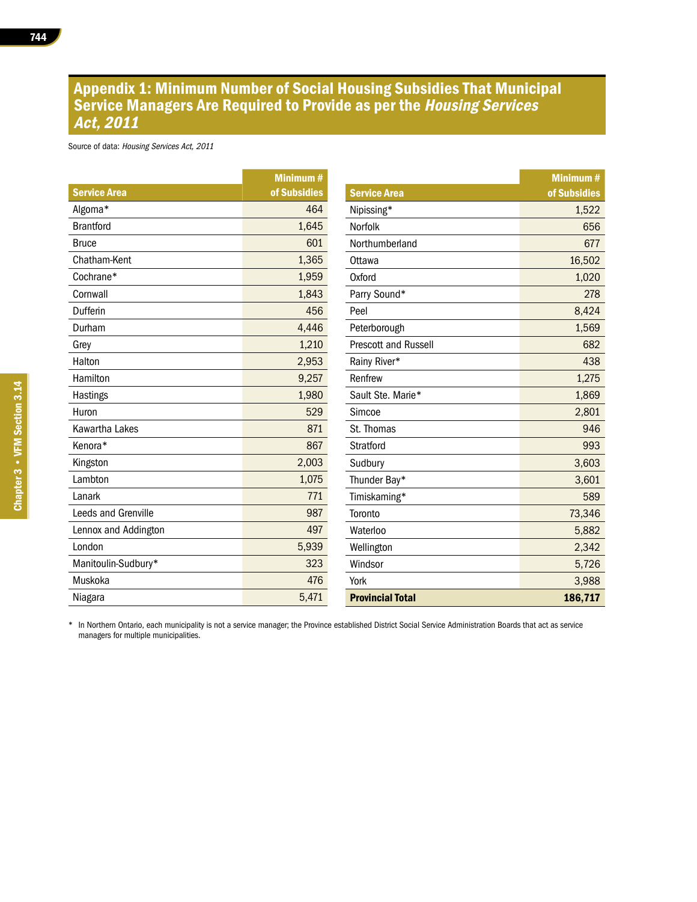## Appendix 1: Minimum Number of Social Housing Subsidies That Municipal Service Managers Are Required to Provide as per the *Housing Services Act, 2011*

Source of data: *Housing Services Act, 2011*

| Service Area | Minimum # of Subsidies |
|---|---|
| Algoma* | 464 |
| Brantford | 1,645 |
| Bruce | 601 |
| Chatham-Kent | 1,365 |
| Cochrane* | 1,959 |
| Cornwall | 1,843 |
| Dufferin | 456 |
| Durham | 4,446 |
| Grey | 1,210 |
| Halton | 2,953 |
| Hamilton | 9,257 |
| Hastings | 1,980 |
| Huron | 529 |
| Kawartha Lakes | 871 |
| Kenora* | 867 |
| Kingston | 2,003 |
| Lambton | 1,075 |
| Lanark | 771 |
| Leeds and Grenville | 987 |
| Lennox and Addington | 497 |
| London | 5,939 |
| Manitoulin-Sudbury* | 323 |
| Muskoka | 476 |
| Niagara | 5,471 |
| Nipissing* | 1,522 |
| Norfolk | 656 |
| Northumberland | 677 |
| Ottawa | 16,502 |
| Oxford | 1,020 |
| Parry Sound* | 278 |
| Peel | 8,424 |
| Peterborough | 1,569 |
| Prescott and Russell | 682 |
| Rainy River* | 438 |
| Renfrew | 1,275 |
| Sault Ste. Marie* | 1,869 |
| Simcoe | 2,801 |
| St. Thomas | 946 |
| Stratford | 993 |
| Sudbury | 3,603 |
| Thunder Bay* | 3,601 |
| Timiskaming* | 589 |
| Toronto | 73,346 |
| Waterloo | 5,882 |
| Wellington | 2,342 |
| Windsor | 5,726 |
| York | 3,988 |
| **Provincial Total** | **186,717** |

\* In Northern Ontario, each municipality is not a service manager; the Province established District Social Service Administration Boards that act as service managers for multiple municipalities.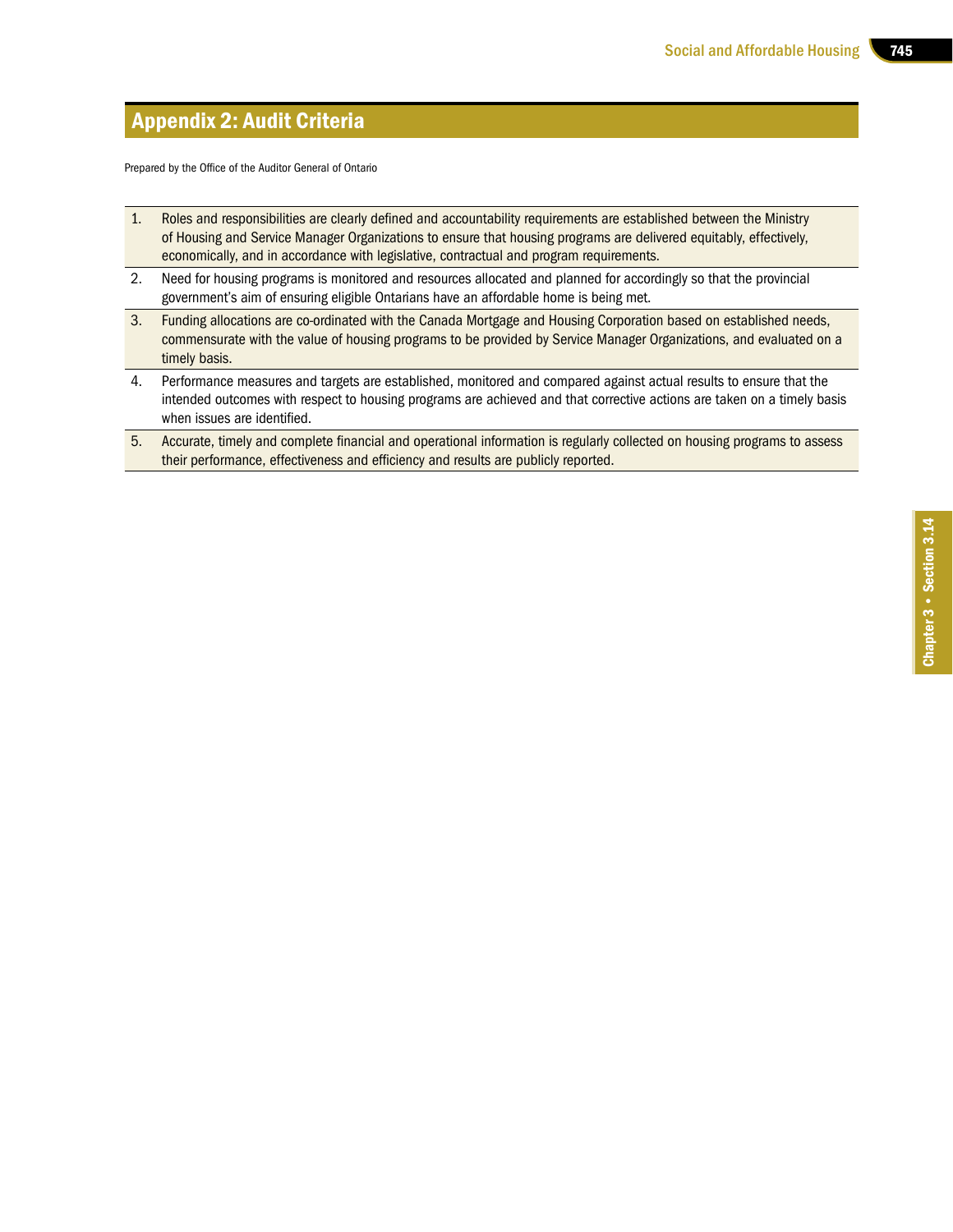## Appendix 2: Audit Criteria

Prepared by the Office of the Auditor General of Ontario

| | |
|---|---|
| 1. | Roles and responsibilities are clearly defined and accountability requirements are established between the Ministry of Housing and Service Manager Organizations to ensure that housing programs are delivered equitably, effectively, economically, and in accordance with legislative, contractual and program requirements. |
| 2. | Need for housing programs is monitored and resources allocated and planned for accordingly so that the provincial government's aim of ensuring eligible Ontarians have an affordable home is being met. |
| 3. | Funding allocations are co-ordinated with the Canada Mortgage and Housing Corporation based on established needs, commensurate with the value of housing programs to be provided by Service Manager Organizations, and evaluated on a timely basis. |
| 4. | Performance measures and targets are established, monitored and compared against actual results to ensure that the intended outcomes with respect to housing programs are achieved and that corrective actions are taken on a timely basis when issues are identified. |
| 5. | Accurate, timely and complete financial and operational information is regularly collected on housing programs to assess their performance, effectiveness and efficiency and results are publicly reported. |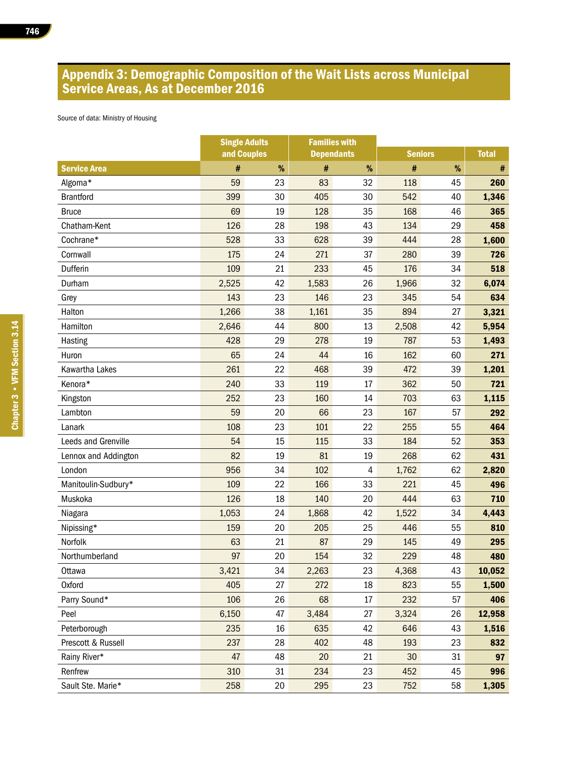## Appendix 3: Demographic Composition of the Wait Lists across Municipal Service Areas, As at December 2016

Source of data: Ministry of Housing

| | Single Adults and Couples | | Families with Dependants | | Seniors | | Total |
|---|---|---|---|---|---|---|---|
| **Service Area** | **#** | **%** | **#** | **%** | **#** | **%** | **#** |
| Algoma* | 59 | 23 | 83 | 32 | 118 | 45 | **260** |
| Brantford | 399 | 30 | 405 | 30 | 542 | 40 | **1,346** |
| Bruce | 69 | 19 | 128 | 35 | 168 | 46 | **365** |
| Chatham-Kent | 126 | 28 | 198 | 43 | 134 | 29 | **458** |
| Cochrane* | 528 | 33 | 628 | 39 | 444 | 28 | **1,600** |
| Cornwall | 175 | 24 | 271 | 37 | 280 | 39 | **726** |
| Dufferin | 109 | 21 | 233 | 45 | 176 | 34 | **518** |
| Durham | 2,525 | 42 | 1,583 | 26 | 1,966 | 32 | **6,074** |
| Grey | 143 | 23 | 146 | 23 | 345 | 54 | **634** |
| Halton | 1,266 | 38 | 1,161 | 35 | 894 | 27 | **3,321** |
| Hamilton | 2,646 | 44 | 800 | 13 | 2,508 | 42 | **5,954** |
| Hasting | 428 | 29 | 278 | 19 | 787 | 53 | **1,493** |
| Huron | 65 | 24 | 44 | 16 | 162 | 60 | **271** |
| Kawartha Lakes | 261 | 22 | 468 | 39 | 472 | 39 | **1,201** |
| Kenora* | 240 | 33 | 119 | 17 | 362 | 50 | **721** |
| Kingston | 252 | 23 | 160 | 14 | 703 | 63 | **1,115** |
| Lambton | 59 | 20 | 66 | 23 | 167 | 57 | **292** |
| Lanark | 108 | 23 | 101 | 22 | 255 | 55 | **464** |
| Leeds and Grenville | 54 | 15 | 115 | 33 | 184 | 52 | **353** |
| Lennox and Addington | 82 | 19 | 81 | 19 | 268 | 62 | **431** |
| London | 956 | 34 | 102 | 4 | 1,762 | 62 | **2,820** |
| Manitoulin-Sudbury* | 109 | 22 | 166 | 33 | 221 | 45 | **496** |
| Muskoka | 126 | 18 | 140 | 20 | 444 | 63 | **710** |
| Niagara | 1,053 | 24 | 1,868 | 42 | 1,522 | 34 | **4,443** |
| Nipissing* | 159 | 20 | 205 | 25 | 446 | 55 | **810** |
| Norfolk | 63 | 21 | 87 | 29 | 145 | 49 | **295** |
| Northumberland | 97 | 20 | 154 | 32 | 229 | 48 | **480** |
| Ottawa | 3,421 | 34 | 2,263 | 23 | 4,368 | 43 | **10,052** |
| Oxford | 405 | 27 | 272 | 18 | 823 | 55 | **1,500** |
| Parry Sound* | 106 | 26 | 68 | 17 | 232 | 57 | **406** |
| Peel | 6,150 | 47 | 3,484 | 27 | 3,324 | 26 | **12,958** |
| Peterborough | 235 | 16 | 635 | 42 | 646 | 43 | **1,516** |
| Prescott & Russell | 237 | 28 | 402 | 48 | 193 | 23 | **832** |
| Rainy River* | 47 | 48 | 20 | 21 | 30 | 31 | **97** |
| Renfrew | 310 | 31 | 234 | 23 | 452 | 45 | **996** |
| Sault Ste. Marie* | 258 | 20 | 295 | 23 | 752 | 58 | **1,305** |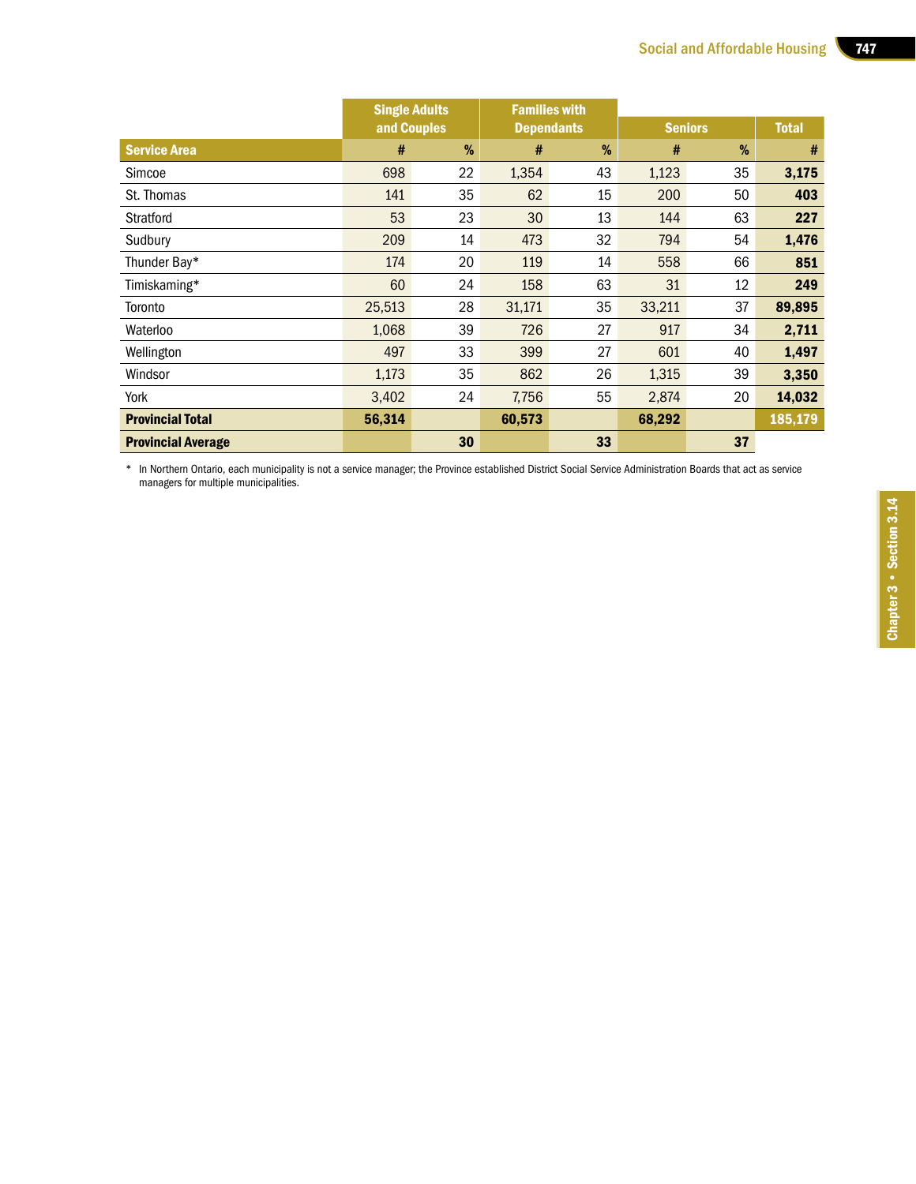| Service Area | Single Adults and Couples | | Families with Dependants | | Seniors | | Total |
|---|---|---|---|---|---|---|---|
| | # | % | # | % | # | % | # |
| Simcoe | 698 | 22 | 1,354 | 43 | 1,123 | 35 | **3,175** |
| St. Thomas | 141 | 35 | 62 | 15 | 200 | 50 | **403** |
| Stratford | 53 | 23 | 30 | 13 | 144 | 63 | **227** |
| Sudbury | 209 | 14 | 473 | 32 | 794 | 54 | **1,476** |
| Thunder Bay* | 174 | 20 | 119 | 14 | 558 | 66 | **851** |
| Timiskaming* | 60 | 24 | 158 | 63 | 31 | 12 | **249** |
| Toronto | 25,513 | 28 | 31,171 | 35 | 33,211 | 37 | **89,895** |
| Waterloo | 1,068 | 39 | 726 | 27 | 917 | 34 | **2,711** |
| Wellington | 497 | 33 | 399 | 27 | 601 | 40 | **1,497** |
| Windsor | 1,173 | 35 | 862 | 26 | 1,315 | 39 | **3,350** |
| York | 3,402 | 24 | 7,756 | 55 | 2,874 | 20 | **14,032** |
| **Provincial Total** | **56,314** | | **60,573** | | **68,292** | | **185,179** |
| **Provincial Average** | | **30** | | **33** | | **37** | |

* In Northern Ontario, each municipality is not a service manager; the Province established District Social Service Administration Boards that act as service managers for multiple municipalities.